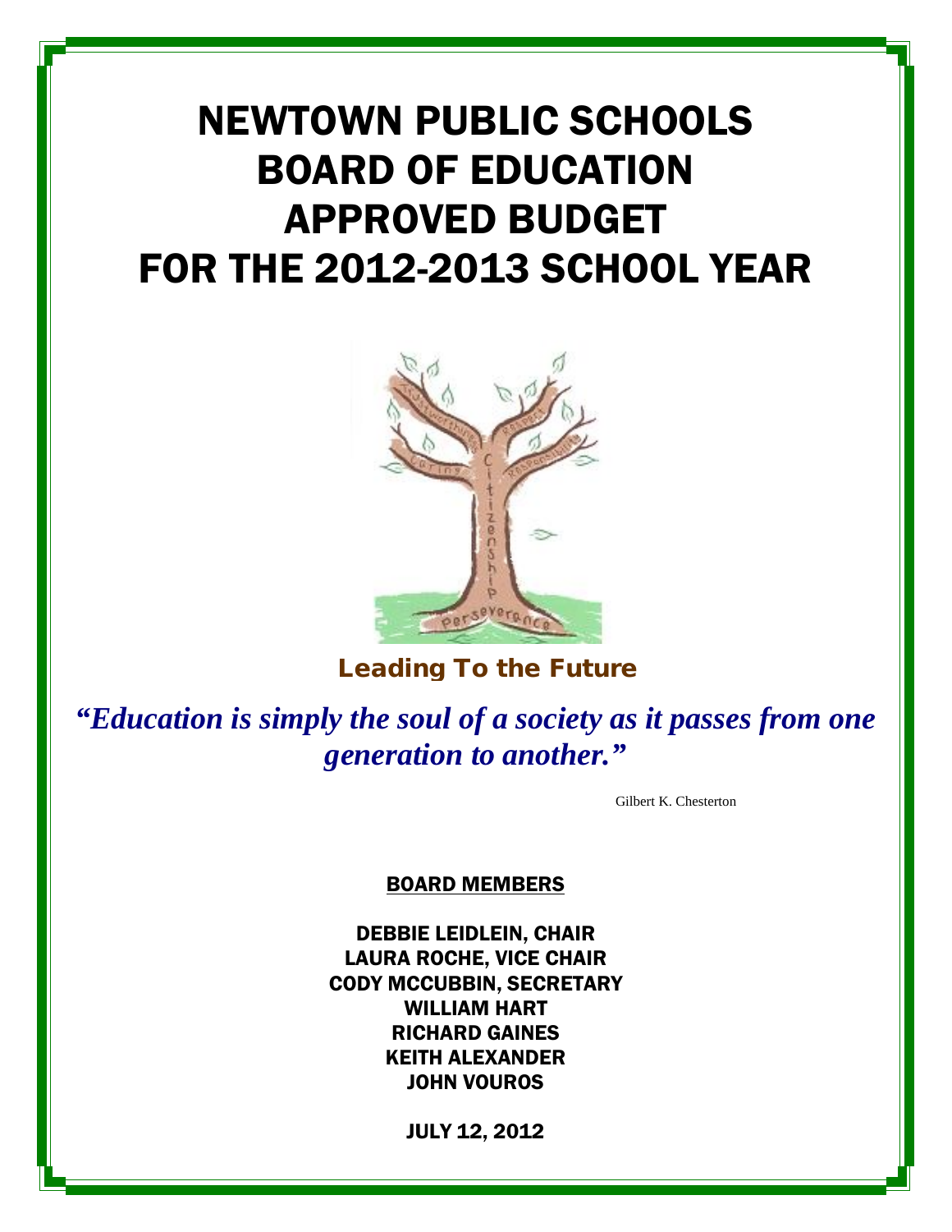# NEWTOWN PUBLIC SCHOOLS BOARD OF EDUCATION APPROVED BUDGET FOR THE 2012-2013 SCHOOL YEAR

**Leading To the Future**

***"Education is simply the soul of a society as it passes from one generation to another."***

Gilbert K. Chesterton

**BOARD MEMBERS**

**DEBBIE LEIDLEIN, CHAIR**
**LAURA ROCHE, VICE CHAIR**
**CODY MCCUBBIN, SECRETARY**
**WILLIAM HART**
**RICHARD GAINES**
**KEITH ALEXANDER**
**JOHN VOUROS**

**JULY 12, 2012**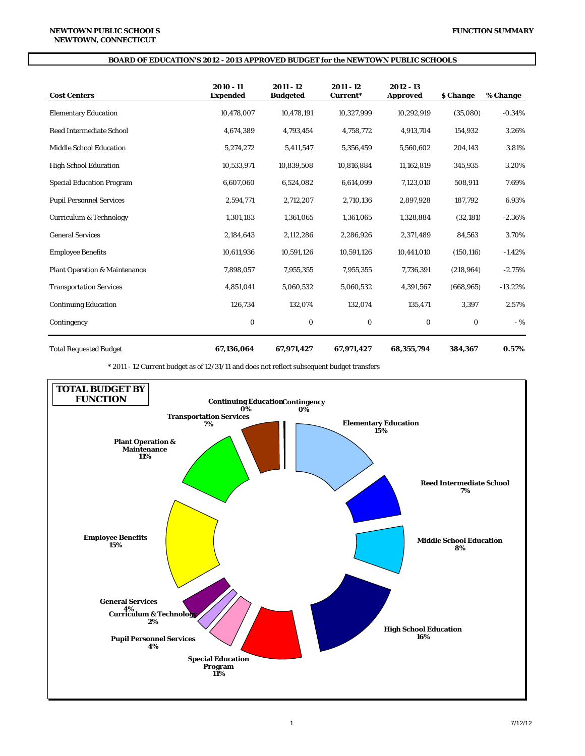**NEWTOWN PUBLIC SCHOOLS**
**NEWTOWN, CONNECTICUT**

**FUNCTION SUMMARY**

## BOARD OF EDUCATION'S 2012 - 2013 APPROVED BUDGET for the NEWTOWN PUBLIC SCHOOLS

| Cost Centers | 2010 - 11 Expended | 2011 - 12 Budgeted | 2011 - 12 Current* | 2012 - 13 Approved | $ Change | % Change |
|---|---|---|---|---|---|---|
| Elementary Education | 10,478,007 | 10,478,191 | 10,327,999 | 10,292,919 | (35,080) | -0.34% |
| Reed Intermediate School | 4,674,389 | 4,793,454 | 4,758,772 | 4,913,704 | 154,932 | 3.26% |
| Middle School Education | 5,274,272 | 5,411,547 | 5,356,459 | 5,560,602 | 204,143 | 3.81% |
| High School Education | 10,533,971 | 10,839,508 | 10,816,884 | 11,162,819 | 345,935 | 3.20% |
| Special Education Program | 6,607,060 | 6,524,082 | 6,614,099 | 7,123,010 | 508,911 | 7.69% |
| Pupil Personnel Services | 2,594,771 | 2,712,207 | 2,710,136 | 2,897,928 | 187,792 | 6.93% |
| Curriculum & Technology | 1,301,183 | 1,361,065 | 1,361,065 | 1,328,884 | (32,181) | -2.36% |
| General Services | 2,184,643 | 2,112,286 | 2,286,926 | 2,371,489 | 84,563 | 3.70% |
| Employee Benefits | 10,611,936 | 10,591,126 | 10,591,126 | 10,441,010 | (150,116) | -1.42% |
| Plant Operation & Maintenance | 7,898,057 | 7,955,355 | 7,955,355 | 7,736,391 | (218,964) | -2.75% |
| Transportation Services | 4,851,041 | 5,060,532 | 5,060,532 | 4,391,567 | (668,965) | -13.22% |
| Continuing Education | 126,734 | 132,074 | 132,074 | 135,471 | 3,397 | 2.57% |
| Contingency | 0 | 0 | 0 | 0 | 0 | - % |
| Total Requested Budget | **67,136,064** | **67,971,427** | **67,971,427** | **68,355,794** | **384,367** | **0.57%** |

\* 2011 - 12 Current budget as of 12/31/11 and does not reflect subsequent budget transfers

**TOTAL BUDGET BY FUNCTION**

- Elementary Education 15%
- Reed Intermediate School 7%
- Middle School Education 8%
- High School Education 16%
- Special Education Program 11%
- Pupil Personnel Services 4%
- Curriculum & Technology 2%
- General Services 4%
- Employee Benefits 15%
- Plant Operation & Maintenance 11%
- Transportation Services 7%
- Continuing Education 0%
- Contingency 0%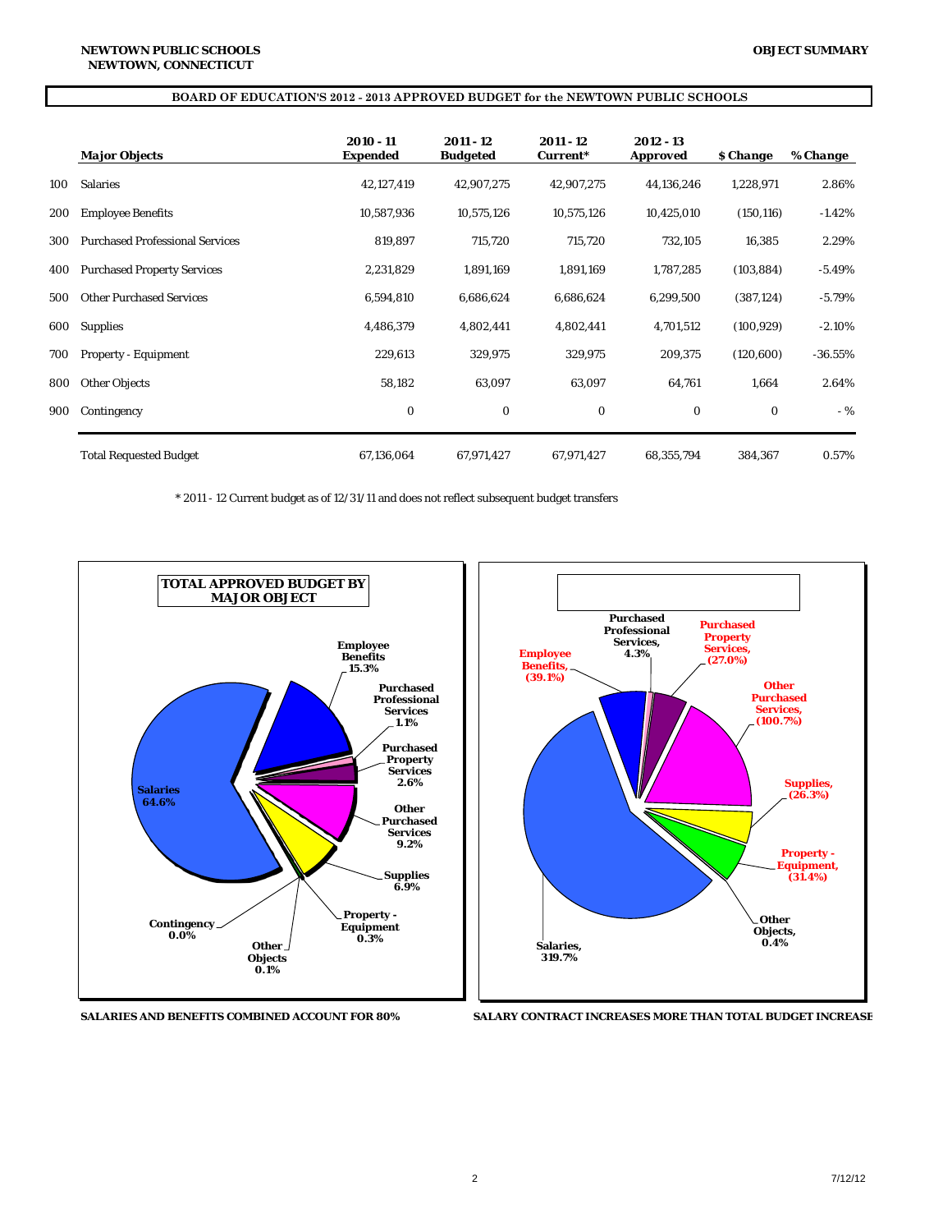**BOARD OF EDUCATION'S 2012 - 2013 APPROVED BUDGET for the NEWTOWN PUBLIC SCHOOLS**

| | Major Objects | 2010 - 11 Expended | 2011 - 12 Budgeted | 2011 - 12 Current* | 2012 - 13 Approved | $ Change | % Change |
|---|---|---|---|---|---|---|---|
| 100 | Salaries | 42,127,419 | 42,907,275 | 42,907,275 | 44,136,246 | 1,228,971 | 2.86% |
| 200 | Employee Benefits | 10,587,936 | 10,575,126 | 10,575,126 | 10,425,010 | (150,116) | -1.42% |
| 300 | Purchased Professional Services | 819,897 | 715,720 | 715,720 | 732,105 | 16,385 | 2.29% |
| 400 | Purchased Property Services | 2,231,829 | 1,891,169 | 1,891,169 | 1,787,285 | (103,884) | -5.49% |
| 500 | Other Purchased Services | 6,594,810 | 6,686,624 | 6,686,624 | 6,299,500 | (387,124) | -5.79% |
| 600 | Supplies | 4,486,379 | 4,802,441 | 4,802,441 | 4,701,512 | (100,929) | -2.10% |
| 700 | Property - Equipment | 229,613 | 329,975 | 329,975 | 209,375 | (120,600) | -36.55% |
| 800 | Other Objects | 58,182 | 63,097 | 63,097 | 64,761 | 1,664 | 2.64% |
| 900 | Contingency | 0 | 0 | 0 | 0 | 0 | - % |
| | Total Requested Budget | 67,136,064 | 67,971,427 | 67,971,427 | 68,355,794 | 384,367 | 0.57% |

\* 2011 - 12 Current budget as of 12/31/11 and does not reflect subsequent budget transfers

**TOTAL APPROVED BUDGET BY MAJOR OBJECT**

Salaries 64.6%; Employee Benefits 15.3%; Purchased Professional Services 1.1%; Purchased Property Services 2.6%; Other Purchased Services 9.2%; Supplies 6.9%; Property - Equipment 0.3%; Other Objects 0.1%; Contingency 0.0%

Salaries, 319.7%; Employee Benefits, (39.1%); Purchased Professional Services, 4.3%; Purchased Property Services, (27.0%); Other Purchased Services, (100.7%); Supplies, (26.3%); Property - Equipment, (31.4%); Other Objects, 0.4%

**SALARIES AND BENEFITS COMBINED ACCOUNT FOR 80%**

**SALARY CONTRACT INCREASES MORE THAN TOTAL BUDGET INCREASE**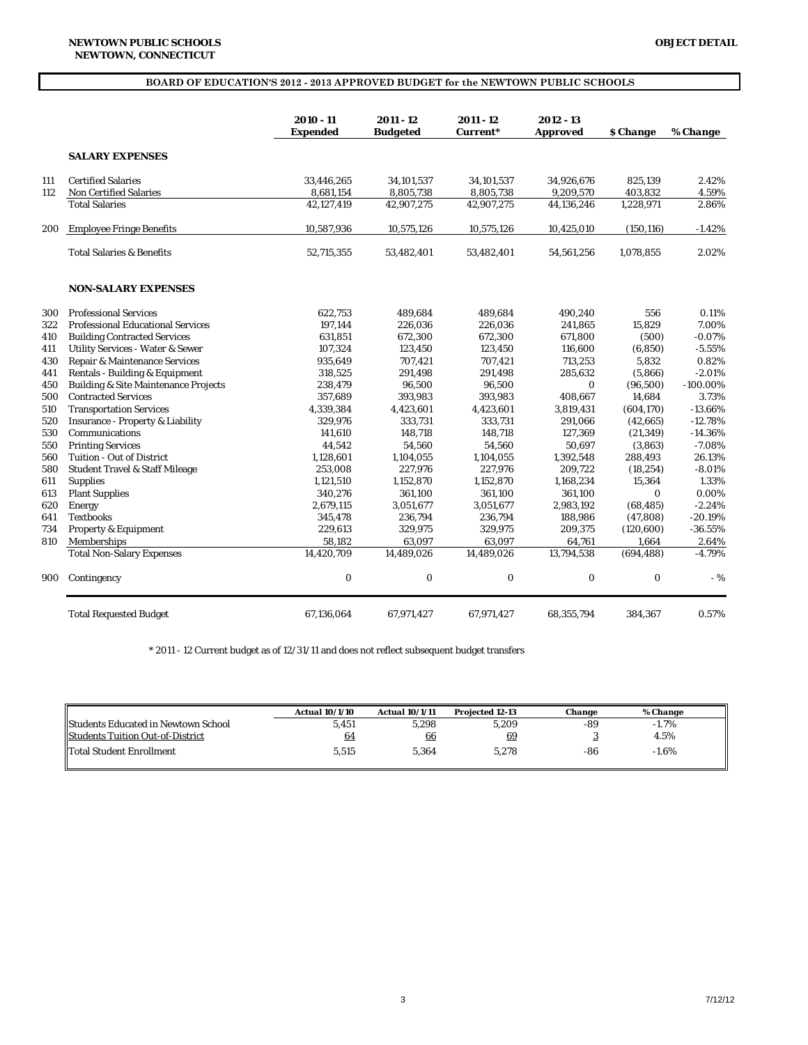**NEWTOWN PUBLIC SCHOOLS**
**NEWTOWN, CONNECTICUT**

**OBJECT DETAIL**

**BOARD OF EDUCATION'S 2012 - 2013 APPROVED BUDGET for the NEWTOWN PUBLIC SCHOOLS**

| | | 2010 - 11 Expended | 2011 - 12 Budgeted | 2011 - 12 Current* | 2012 - 13 Approved | $ Change | % Change |
|---|---|---|---|---|---|---|---|
| | **SALARY EXPENSES** | | | | | | |
| 111 | Certified Salaries | 33,446,265 | 34,101,537 | 34,101,537 | 34,926,676 | 825,139 | 2.42% |
| 112 | Non Certified Salaries | 8,681,154 | 8,805,738 | 8,805,738 | 9,209,570 | 403,832 | 4.59% |
| | Total Salaries | 42,127,419 | 42,907,275 | 42,907,275 | 44,136,246 | 1,228,971 | 2.86% |
| 200 | Employee Fringe Benefits | 10,587,936 | 10,575,126 | 10,575,126 | 10,425,010 | (150,116) | -1.42% |
| | Total Salaries & Benefits | 52,715,355 | 53,482,401 | 53,482,401 | 54,561,256 | 1,078,855 | 2.02% |
| | **NON-SALARY EXPENSES** | | | | | | |
| 300 | Professional Services | 622,753 | 489,684 | 489,684 | 490,240 | 556 | 0.11% |
| 322 | Professional Educational Services | 197,144 | 226,036 | 226,036 | 241,865 | 15,829 | 7.00% |
| 410 | Building Contracted Services | 631,851 | 672,300 | 672,300 | 671,800 | (500) | -0.07% |
| 411 | Utility Services - Water & Sewer | 107,324 | 123,450 | 123,450 | 116,600 | (6,850) | -5.55% |
| 430 | Repair & Maintenance Services | 935,649 | 707,421 | 707,421 | 713,253 | 5,832 | 0.82% |
| 441 | Rentals - Building & Equipment | 318,525 | 291,498 | 291,498 | 285,632 | (5,866) | -2.01% |
| 450 | Building & Site Maintenance Projects | 238,479 | 96,500 | 96,500 | 0 | (96,500) | -100.00% |
| 500 | Contracted Services | 357,689 | 393,983 | 393,983 | 408,667 | 14,684 | 3.73% |
| 510 | Transportation Services | 4,339,384 | 4,423,601 | 4,423,601 | 3,819,431 | (604,170) | -13.66% |
| 520 | Insurance - Property & Liability | 329,976 | 333,731 | 333,731 | 291,066 | (42,665) | -12.78% |
| 530 | Communications | 141,610 | 148,718 | 148,718 | 127,369 | (21,349) | -14.36% |
| 550 | Printing Services | 44,542 | 54,560 | 54,560 | 50,697 | (3,863) | -7.08% |
| 560 | Tuition - Out of District | 1,128,601 | 1,104,055 | 1,104,055 | 1,392,548 | 288,493 | 26.13% |
| 580 | Student Travel & Staff Mileage | 253,008 | 227,976 | 227,976 | 209,722 | (18,254) | -8.01% |
| 611 | Supplies | 1,121,510 | 1,152,870 | 1,152,870 | 1,168,234 | 15,364 | 1.33% |
| 613 | Plant Supplies | 340,276 | 361,100 | 361,100 | 361,100 | 0 | 0.00% |
| 620 | Energy | 2,679,115 | 3,051,677 | 3,051,677 | 2,983,192 | (68,485) | -2.24% |
| 641 | Textbooks | 345,478 | 236,794 | 236,794 | 188,986 | (47,808) | -20.19% |
| 734 | Property & Equipment | 229,613 | 329,975 | 329,975 | 209,375 | (120,600) | -36.55% |
| 810 | Memberships | 58,182 | 63,097 | 63,097 | 64,761 | 1,664 | 2.64% |
| | Total Non-Salary Expenses | 14,420,709 | 14,489,026 | 14,489,026 | 13,794,538 | (694,488) | -4.79% |
| 900 | Contingency | 0 | 0 | 0 | 0 | 0 | - % |
| | Total Requested Budget | 67,136,064 | 67,971,427 | 67,971,427 | 68,355,794 | 384,367 | 0.57% |

\* 2011 - 12 Current budget as of 12/31/11 and does not reflect subsequent budget transfers

| | Actual 10/1/10 | Actual 10/1/11 | Projected 12-13 | Change | % Change |
|---|---|---|---|---|---|
| Students Educated in Newtown School | 5,451 | 5,298 | 5,209 | -89 | -1.7% |
| Students Tuition Out-of-District | 64 | 66 | 69 | 3 | 4.5% |
| Total Student Enrollment | 5,515 | 5,364 | 5,278 | -86 | -1.6% |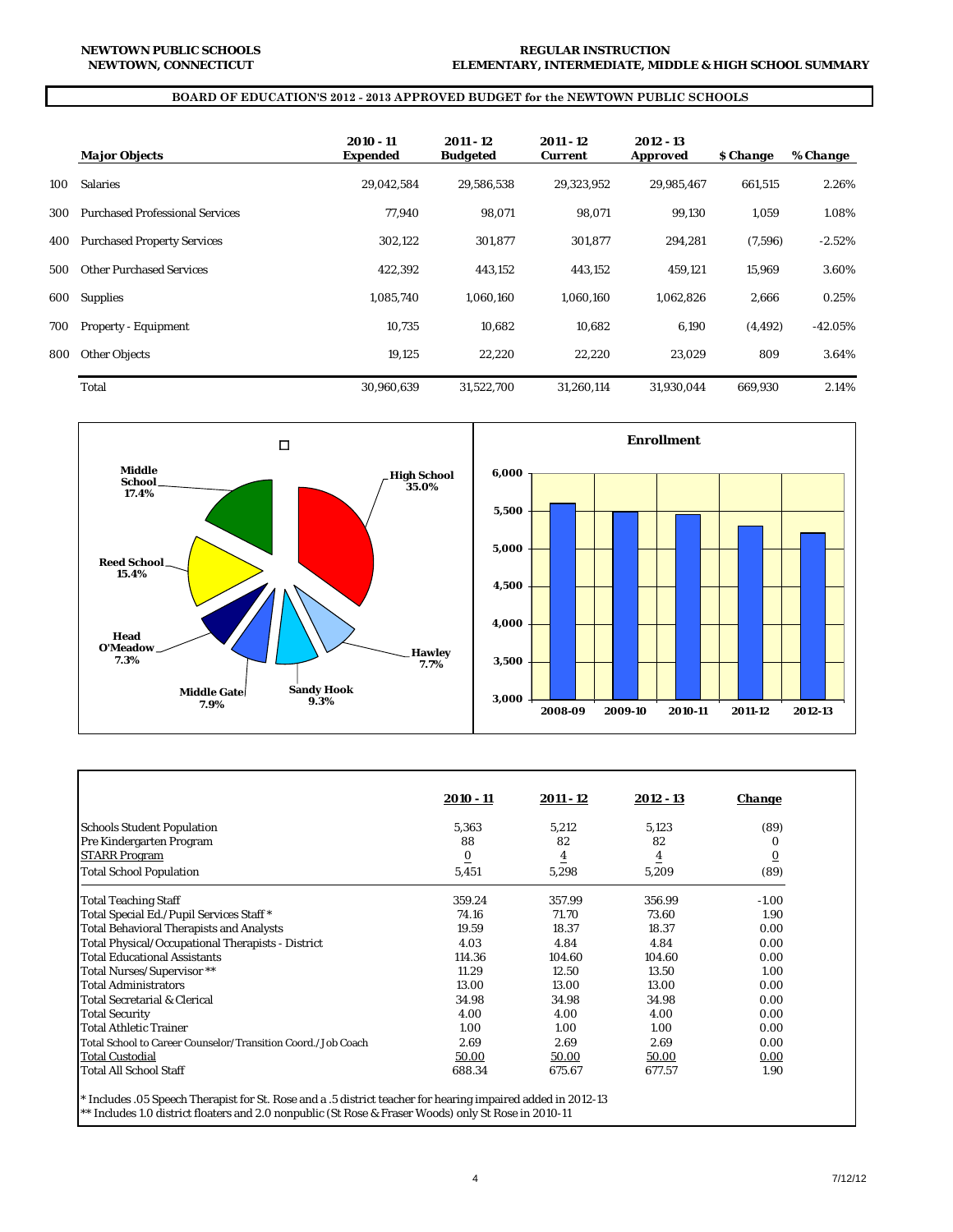**NEWTOWN PUBLIC SCHOOLS**
**NEWTOWN, CONNECTICUT**

**REGULAR INSTRUCTION**
**ELEMENTARY, INTERMEDIATE, MIDDLE & HIGH SCHOOL SUMMARY**

**BOARD OF EDUCATION'S 2012 - 2013 APPROVED BUDGET for the NEWTOWN PUBLIC SCHOOLS**

| | Major Objects | 2010 - 11 Expended | 2011 - 12 Budgeted | 2011 - 12 Current | 2012 - 13 Approved | $ Change | % Change |
|---|---|---|---|---|---|---|---|
| 100 | Salaries | 29,042,584 | 29,586,538 | 29,323,952 | 29,985,467 | 661,515 | 2.26% |
| 300 | Purchased Professional Services | 77,940 | 98,071 | 98,071 | 99,130 | 1,059 | 1.08% |
| 400 | Purchased Property Services | 302,122 | 301,877 | 301,877 | 294,281 | (7,596) | -2.52% |
| 500 | Other Purchased Services | 422,392 | 443,152 | 443,152 | 459,121 | 15,969 | 3.60% |
| 600 | Supplies | 1,085,740 | 1,060,160 | 1,060,160 | 1,062,826 | 2,666 | 0.25% |
| 700 | Property - Equipment | 10,735 | 10,682 | 10,682 | 6,190 | (4,492) | -42.05% |
| 800 | Other Objects | 19,125 | 22,220 | 22,220 | 23,029 | 809 | 3.64% |
| | Total | 30,960,639 | 31,522,700 | 31,260,114 | 31,930,044 | 669,930 | 2.14% |

High School 35.0%; Middle School 17.4%; Reed School 15.4%; Sandy Hook 9.3%; Middle Gate 7.9%; Hawley 7.7%; Head O'Meadow 7.3%

**Enrollment**

| | 2008-09 | 2009-10 | 2010-11 | 2011-12 | 2012-13 |
|---|---|---|---|---|---|

| | 2010 - 11 | 2011 - 12 | 2012 - 13 | Change |
|---|---|---|---|---|
| Schools Student Population | 5,363 | 5,212 | 5,123 | (89) |
| Pre Kindergarten Program | 88 | 82 | 82 | 0 |
| STARR Program | 0 | 4 | 4 | 0 |
| Total School Population | 5,451 | 5,298 | 5,209 | (89) |
| Total Teaching Staff | 359.24 | 357.99 | 356.99 | -1.00 |
| Total Special Ed./Pupil Services Staff * | 74.16 | 71.70 | 73.60 | 1.90 |
| Total Behavioral Therapists and Analysts | 19.59 | 18.37 | 18.37 | 0.00 |
| Total Physical/Occupational Therapists - District | 4.03 | 4.84 | 4.84 | 0.00 |
| Total Educational Assistants | 114.36 | 104.60 | 104.60 | 0.00 |
| Total Nurses/Supervisor ** | 11.29 | 12.50 | 13.50 | 1.00 |
| Total Administrators | 13.00 | 13.00 | 13.00 | 0.00 |
| Total Secretarial & Clerical | 34.98 | 34.98 | 34.98 | 0.00 |
| Total Security | 4.00 | 4.00 | 4.00 | 0.00 |
| Total Athletic Trainer | 1.00 | 1.00 | 1.00 | 0.00 |
| Total School to Career Counselor/Transition Coord./Job Coach | 2.69 | 2.69 | 2.69 | 0.00 |
| Total Custodial | 50.00 | 50.00 | 50.00 | 0.00 |
| Total All School Staff | 688.34 | 675.67 | 677.57 | 1.90 |

\* Includes .05 Speech Therapist for St. Rose and a .5 district teacher for hearing impaired added in 2012-13

** Includes 1.0 district floaters and 2.0 nonpublic (St Rose & Fraser Woods) only St Rose in 2010-11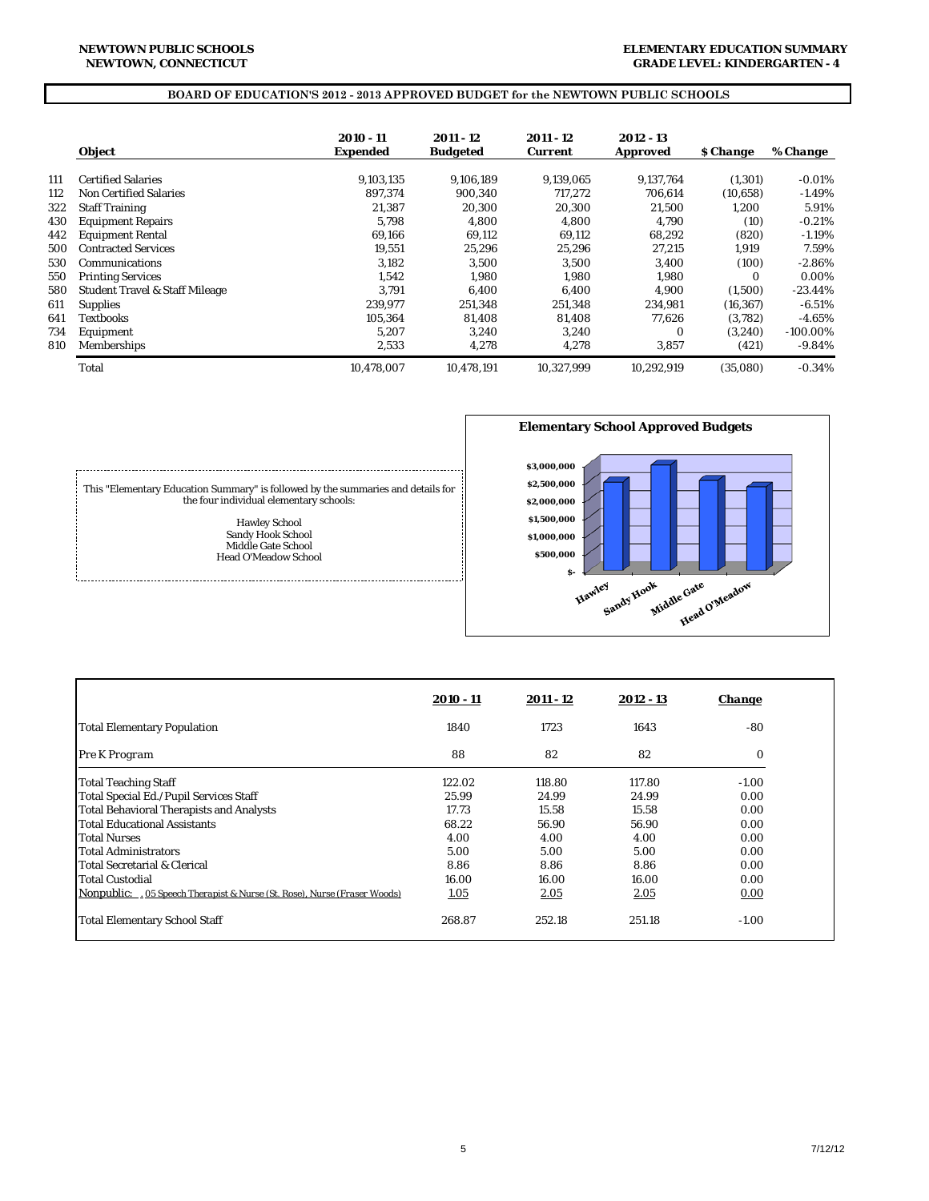**NEWTOWN PUBLIC SCHOOLS**
**NEWTOWN, CONNECTICUT**

**ELEMENTARY EDUCATION SUMMARY**
**GRADE LEVEL: KINDERGARTEN - 4**

**BOARD OF EDUCATION'S 2012 - 2013 APPROVED BUDGET for the NEWTOWN PUBLIC SCHOOLS**

| | Object | 2010 - 11 Expended | 2011 - 12 Budgeted | 2011 - 12 Current | 2012 - 13 Approved | $ Change | % Change |
|---|---|---|---|---|---|---|---|
| 111 | Certified Salaries | 9,103,135 | 9,106,189 | 9,139,065 | 9,137,764 | (1,301) | -0.01% |
| 112 | Non Certified Salaries | 897,374 | 900,340 | 717,272 | 706,614 | (10,658) | -1.49% |
| 322 | Staff Training | 21,387 | 20,300 | 20,300 | 21,500 | 1,200 | 5.91% |
| 430 | Equipment Repairs | 5,798 | 4,800 | 4,800 | 4,790 | (10) | -0.21% |
| 442 | Equipment Rental | 69,166 | 69,112 | 69,112 | 68,292 | (820) | -1.19% |
| 500 | Contracted Services | 19,551 | 25,296 | 25,296 | 27,215 | 1,919 | 7.59% |
| 530 | Communications | 3,182 | 3,500 | 3,500 | 3,400 | (100) | -2.86% |
| 550 | Printing Services | 1,542 | 1,980 | 1,980 | 1,980 | 0 | 0.00% |
| 580 | Student Travel & Staff Mileage | 3,791 | 6,400 | 6,400 | 4,900 | (1,500) | -23.44% |
| 611 | Supplies | 239,977 | 251,348 | 251,348 | 234,981 | (16,367) | -6.51% |
| 641 | Textbooks | 105,364 | 81,408 | 81,408 | 77,626 | (3,782) | -4.65% |
| 734 | Equipment | 5,207 | 3,240 | 3,240 | 0 | (3,240) | -100.00% |
| 810 | Memberships | 2,533 | 4,278 | 4,278 | 3,857 | (421) | -9.84% |
| | Total | 10,478,007 | 10,478,191 | 10,327,999 | 10,292,919 | (35,080) | -0.34% |

This "Elementary Education Summary" is followed by the summaries and details for the four individual elementary schools:

Hawley School
Sandy Hook School
Middle Gate School
Head O'Meadow School

**Elementary School Approved Budgets**

| | 2010 - 11 | 2011 - 12 | 2012 - 13 | Change |
|---|---|---|---|---|
| Total Elementary Population | 1840 | 1723 | 1643 | -80 |
| Pre K Program | 88 | 82 | 82 | 0 |
| Total Teaching Staff | 122.02 | 118.80 | 117.80 | -1.00 |
| Total Special Ed./Pupil Services Staff | 25.99 | 24.99 | 24.99 | 0.00 |
| Total Behavioral Therapists and Analysts | 17.73 | 15.58 | 15.58 | 0.00 |
| Total Educational Assistants | 68.22 | 56.90 | 56.90 | 0.00 |
| Total Nurses | 4.00 | 4.00 | 4.00 | 0.00 |
| Total Administrators | 5.00 | 5.00 | 5.00 | 0.00 |
| Total Secretarial & Clerical | 8.86 | 8.86 | 8.86 | 0.00 |
| Total Custodial | 16.00 | 16.00 | 16.00 | 0.00 |
| Nonpublic: .05 Speech Therapist & Nurse (St. Rose), Nurse (Fraser Woods) | 1.05 | 2.05 | 2.05 | 0.00 |
| Total Elementary School Staff | 268.87 | 252.18 | 251.18 | -1.00 |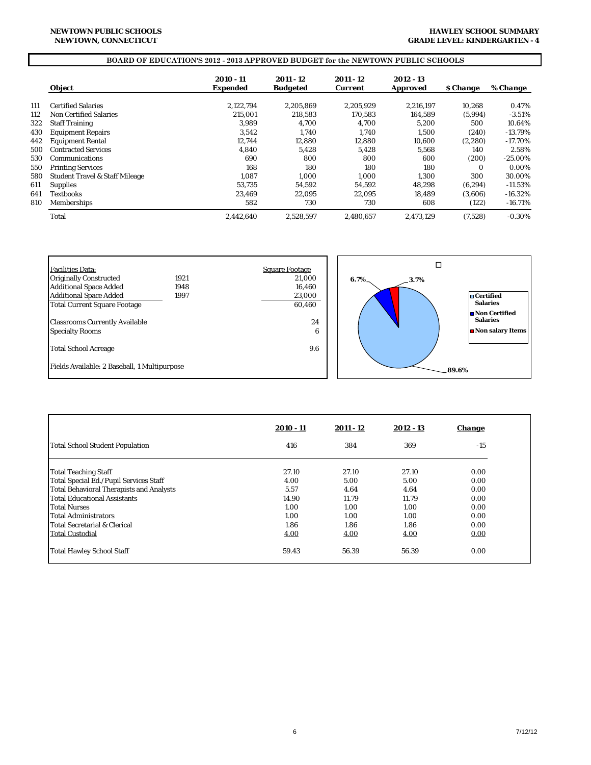**NEWTOWN PUBLIC SCHOOLS**
**NEWTOWN, CONNECTICUT**

**HAWLEY SCHOOL SUMMARY**
**GRADE LEVEL: KINDERGARTEN - 4**

## BOARD OF EDUCATION'S 2012 - 2013 APPROVED BUDGET for the NEWTOWN PUBLIC SCHOOLS

| | Object | 2010 - 11 Expended | 2011 - 12 Budgeted | 2011 - 12 Current | 2012 - 13 Approved | $ Change | % Change |
|---|---|---|---|---|---|---|---|
| 111 | Certified Salaries | 2,122,794 | 2,205,869 | 2,205,929 | 2,216,197 | 10,268 | 0.47% |
| 112 | Non Certified Salaries | 215,001 | 218,583 | 170,583 | 164,589 | (5,994) | -3.51% |
| 322 | Staff Training | 3,989 | 4,700 | 4,700 | 5,200 | 500 | 10.64% |
| 430 | Equipment Repairs | 3,542 | 1,740 | 1,740 | 1,500 | (240) | -13.79% |
| 442 | Equipment Rental | 12,744 | 12,880 | 12,880 | 10,600 | (2,280) | -17.70% |
| 500 | Contracted Services | 4,840 | 5,428 | 5,428 | 5,568 | 140 | 2.58% |
| 530 | Communications | 690 | 800 | 800 | 600 | (200) | -25.00% |
| 550 | Printing Services | 168 | 180 | 180 | 180 | 0 | 0.00% |
| 580 | Student Travel & Staff Mileage | 1,087 | 1,000 | 1,000 | 1,300 | 300 | 30.00% |
| 611 | Supplies | 53,735 | 54,592 | 54,592 | 48,298 | (6,294) | -11.53% |
| 641 | Textbooks | 23,469 | 22,095 | 22,095 | 18,489 | (3,606) | -16.32% |
| 810 | Memberships | 582 | 730 | 730 | 608 | (122) | -16.71% |
| | Total | 2,442,640 | 2,528,597 | 2,480,657 | 2,473,129 | (7,528) | -0.30% |

| Facilities Data: | | Square Footage |
|---|---|---|
| Originally Constructed | 1921 | 21,000 |
| Additional Space Added | 1948 | 16,460 |
| Additional Space Added | 1997 | 23,000 |
| Total Current Square Footage | | 60,460 |
| Classrooms Currently Available | | 24 |
| Specialty Rooms | | 6 |
| Total School Acreage | | 9.6 |
| Fields Available: 2 Baseball, 1 Multipurpose | | |

Certified Salaries 89.6%
Non Certified Salaries 6.7%
Non salary Items 3.7%

| | 2010 - 11 | 2011 - 12 | 2012 - 13 | Change |
|---|---|---|---|---|
| Total School Student Population | 416 | 384 | 369 | -15 |
| Total Teaching Staff | 27.10 | 27.10 | 27.10 | 0.00 |
| Total Special Ed./Pupil Services Staff | 4.00 | 5.00 | 5.00 | 0.00 |
| Total Behavioral Therapists and Analysts | 5.57 | 4.64 | 4.64 | 0.00 |
| Total Educational Assistants | 14.90 | 11.79 | 11.79 | 0.00 |
| Total Nurses | 1.00 | 1.00 | 1.00 | 0.00 |
| Total Administrators | 1.00 | 1.00 | 1.00 | 0.00 |
| Total Secretarial & Clerical | 1.86 | 1.86 | 1.86 | 0.00 |
| Total Custodial | 4.00 | 4.00 | 4.00 | 0.00 |
| Total Hawley School Staff | 59.43 | 56.39 | 56.39 | 0.00 |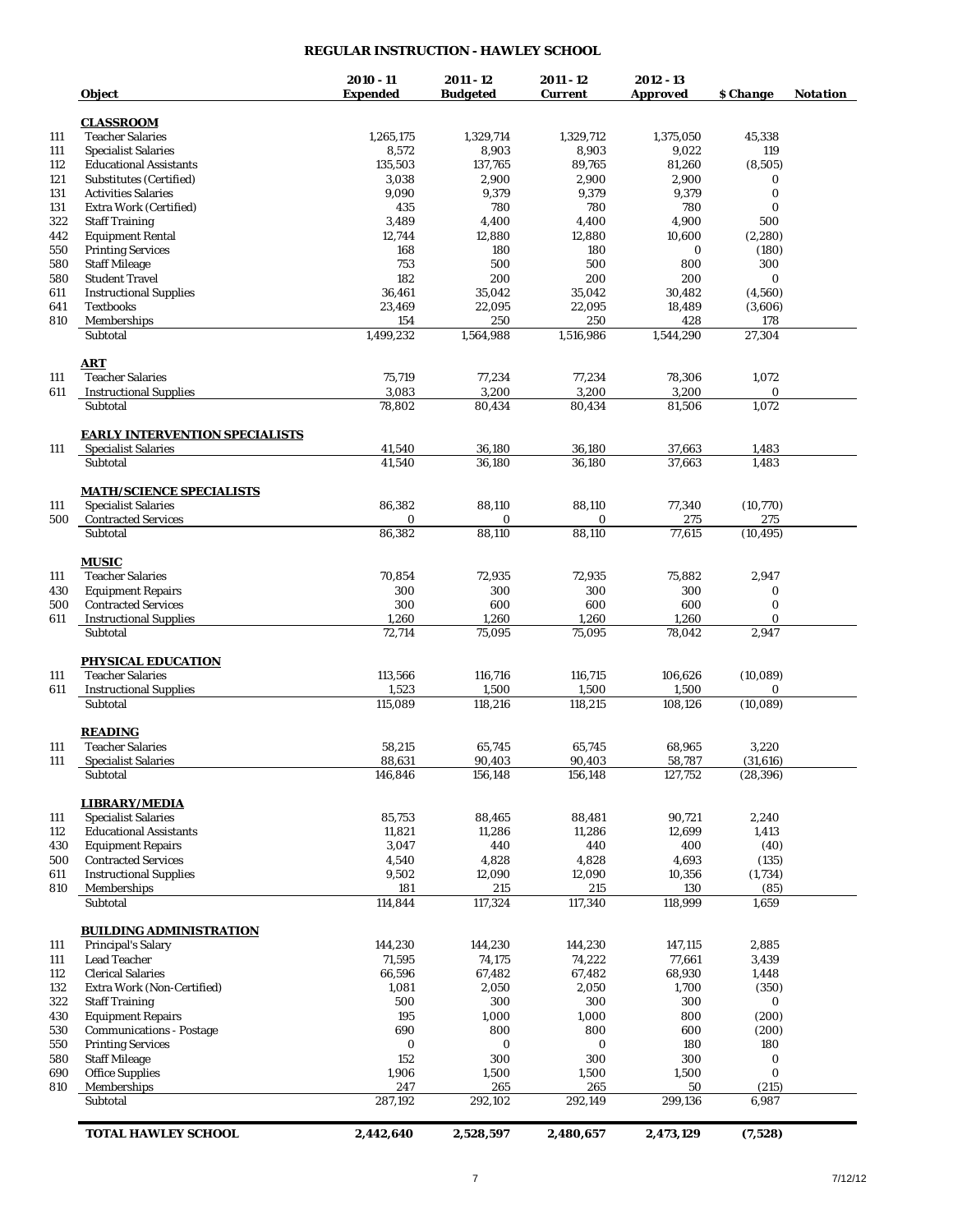# REGULAR INSTRUCTION - HAWLEY SCHOOL

| | Object | 2010 - 11 Expended | 2011 - 12 Budgeted | 2011 - 12 Current | 2012 - 13 Approved | $ Change | Notation |
|---|---|---|---|---|---|---|---|
| | **CLASSROOM** | | | | | | |
| 111 | Teacher Salaries | 1,265,175 | 1,329,714 | 1,329,712 | 1,375,050 | 45,338 | |
| 111 | Specialist Salaries | 8,572 | 8,903 | 8,903 | 9,022 | 119 | |
| 112 | Educational Assistants | 135,503 | 137,765 | 89,765 | 81,260 | (8,505) | |
| 121 | Substitutes (Certified) | 3,038 | 2,900 | 2,900 | 2,900 | 0 | |
| 131 | Activities Salaries | 9,090 | 9,379 | 9,379 | 9,379 | 0 | |
| 131 | Extra Work (Certified) | 435 | 780 | 780 | 780 | 0 | |
| 322 | Staff Training | 3,489 | 4,400 | 4,400 | 4,900 | 500 | |
| 442 | Equipment Rental | 12,744 | 12,880 | 12,880 | 10,600 | (2,280) | |
| 550 | Printing Services | 168 | 180 | 180 | 0 | (180) | |
| 580 | Staff Mileage | 753 | 500 | 500 | 800 | 300 | |
| 580 | Student Travel | 182 | 200 | 200 | 200 | 0 | |
| 611 | Instructional Supplies | 36,461 | 35,042 | 35,042 | 30,482 | (4,560) | |
| 641 | Textbooks | 23,469 | 22,095 | 22,095 | 18,489 | (3,606) | |
| 810 | Memberships | 154 | 250 | 250 | 428 | 178 | |
| | Subtotal | 1,499,232 | 1,564,988 | 1,516,986 | 1,544,290 | 27,304 | |
| | **ART** | | | | | | |
| 111 | Teacher Salaries | 75,719 | 77,234 | 77,234 | 78,306 | 1,072 | |
| 611 | Instructional Supplies | 3,083 | 3,200 | 3,200 | 3,200 | 0 | |
| | Subtotal | 78,802 | 80,434 | 80,434 | 81,506 | 1,072 | |
| | **EARLY INTERVENTION SPECIALISTS** | | | | | | |
| 111 | Specialist Salaries | 41,540 | 36,180 | 36,180 | 37,663 | 1,483 | |
| | Subtotal | 41,540 | 36,180 | 36,180 | 37,663 | 1,483 | |
| | **MATH/SCIENCE SPECIALISTS** | | | | | | |
| 111 | Specialist Salaries | 86,382 | 88,110 | 88,110 | 77,340 | (10,770) | |
| 500 | Contracted Services | 0 | 0 | 0 | 275 | 275 | |
| | Subtotal | 86,382 | 88,110 | 88,110 | 77,615 | (10,495) | |
| | **MUSIC** | | | | | | |
| 111 | Teacher Salaries | 70,854 | 72,935 | 72,935 | 75,882 | 2,947 | |
| 430 | Equipment Repairs | 300 | 300 | 300 | 300 | 0 | |
| 500 | Contracted Services | 300 | 600 | 600 | 600 | 0 | |
| 611 | Instructional Supplies | 1,260 | 1,260 | 1,260 | 1,260 | 0 | |
| | Subtotal | 72,714 | 75,095 | 75,095 | 78,042 | 2,947 | |
| | **PHYSICAL EDUCATION** | | | | | | |
| 111 | Teacher Salaries | 113,566 | 116,716 | 116,715 | 106,626 | (10,089) | |
| 611 | Instructional Supplies | 1,523 | 1,500 | 1,500 | 1,500 | 0 | |
| | Subtotal | 115,089 | 118,216 | 118,215 | 108,126 | (10,089) | |
| | **READING** | | | | | | |
| 111 | Teacher Salaries | 58,215 | 65,745 | 65,745 | 68,965 | 3,220 | |
| 111 | Specialist Salaries | 88,631 | 90,403 | 90,403 | 58,787 | (31,616) | |
| | Subtotal | 146,846 | 156,148 | 156,148 | 127,752 | (28,396) | |
| | **LIBRARY/MEDIA** | | | | | | |
| 111 | Specialist Salaries | 85,753 | 88,465 | 88,481 | 90,721 | 2,240 | |
| 112 | Educational Assistants | 11,821 | 11,286 | 11,286 | 12,699 | 1,413 | |
| 430 | Equipment Repairs | 3,047 | 440 | 440 | 400 | (40) | |
| 500 | Contracted Services | 4,540 | 4,828 | 4,828 | 4,693 | (135) | |
| 611 | Instructional Supplies | 9,502 | 12,090 | 12,090 | 10,356 | (1,734) | |
| 810 | Memberships | 181 | 215 | 215 | 130 | (85) | |
| | Subtotal | 114,844 | 117,324 | 117,340 | 118,999 | 1,659 | |
| | **BUILDING ADMINISTRATION** | | | | | | |
| 111 | Principal's Salary | 144,230 | 144,230 | 144,230 | 147,115 | 2,885 | |
| 111 | Lead Teacher | 71,595 | 74,175 | 74,222 | 77,661 | 3,439 | |
| 112 | Clerical Salaries | 66,596 | 67,482 | 67,482 | 68,930 | 1,448 | |
| 132 | Extra Work (Non-Certified) | 1,081 | 2,050 | 2,050 | 1,700 | (350) | |
| 322 | Staff Training | 500 | 300 | 300 | 300 | 0 | |
| 430 | Equipment Repairs | 195 | 1,000 | 1,000 | 800 | (200) | |
| 530 | Communications - Postage | 690 | 800 | 800 | 600 | (200) | |
| 550 | Printing Services | 0 | 0 | 0 | 180 | 180 | |
| 580 | Staff Mileage | 152 | 300 | 300 | 300 | 0 | |
| 690 | Office Supplies | 1,906 | 1,500 | 1,500 | 1,500 | 0 | |
| 810 | Memberships | 247 | 265 | 265 | 50 | (215) | |
| | Subtotal | 287,192 | 292,102 | 292,149 | 299,136 | 6,987 | |
| | **TOTAL HAWLEY SCHOOL** | **2,442,640** | **2,528,597** | **2,480,657** | **2,473,129** | **(7,528)** | |

7/12/12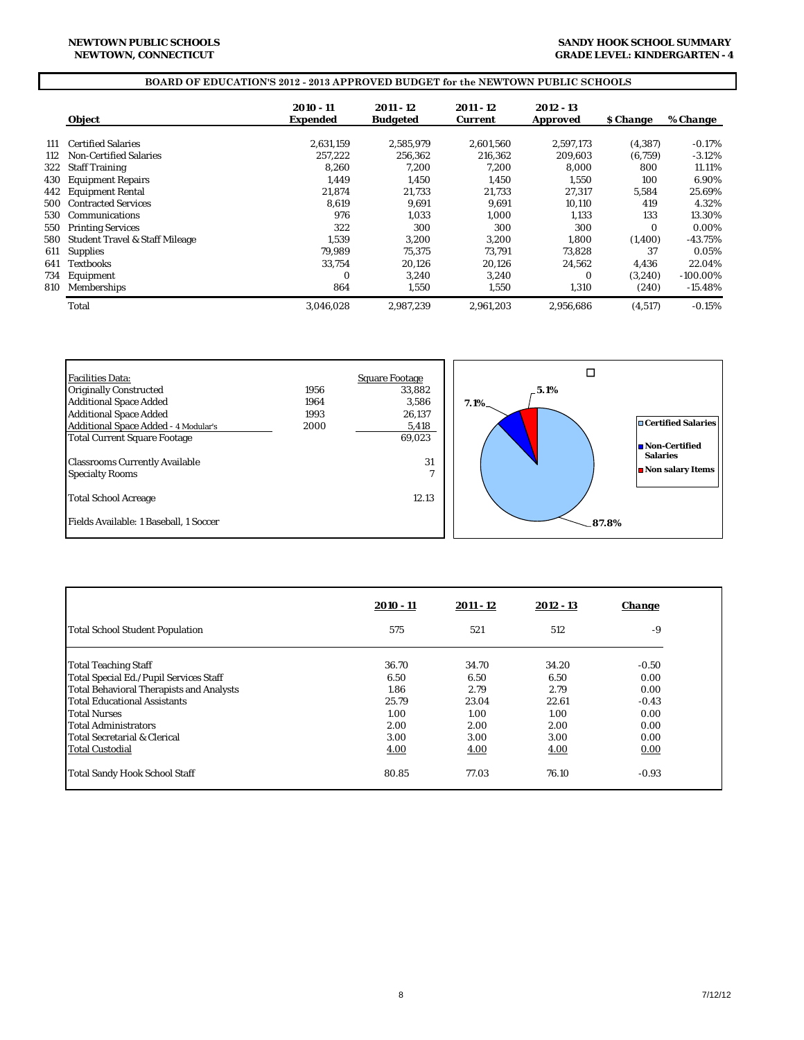**NEWTOWN PUBLIC SCHOOLS**
**NEWTOWN, CONNECTICUT**

**SANDY HOOK SCHOOL SUMMARY**
**GRADE LEVEL: KINDERGARTEN - 4**

## BOARD OF EDUCATION'S 2012 - 2013 APPROVED BUDGET for the NEWTOWN PUBLIC SCHOOLS

| | Object | 2010 - 11 Expended | 2011 - 12 Budgeted | 2011 - 12 Current | 2012 - 13 Approved | $ Change | % Change |
|---|---|---|---|---|---|---|---|
| 111 | Certified Salaries | 2,631,159 | 2,585,979 | 2,601,560 | 2,597,173 | (4,387) | -0.17% |
| 112 | Non-Certified Salaries | 257,222 | 256,362 | 216,362 | 209,603 | (6,759) | -3.12% |
| 322 | Staff Training | 8,260 | 7,200 | 7,200 | 8,000 | 800 | 11.11% |
| 430 | Equipment Repairs | 1,449 | 1,450 | 1,450 | 1,550 | 100 | 6.90% |
| 442 | Equipment Rental | 21,874 | 21,733 | 21,733 | 27,317 | 5,584 | 25.69% |
| 500 | Contracted Services | 8,619 | 9,691 | 9,691 | 10,110 | 419 | 4.32% |
| 530 | Communications | 976 | 1,033 | 1,000 | 1,133 | 133 | 13.30% |
| 550 | Printing Services | 322 | 300 | 300 | 300 | 0 | 0.00% |
| 580 | Student Travel & Staff Mileage | 1,539 | 3,200 | 3,200 | 1,800 | (1,400) | -43.75% |
| 611 | Supplies | 79,989 | 75,375 | 73,791 | 73,828 | 37 | 0.05% |
| 641 | Textbooks | 33,754 | 20,126 | 20,126 | 24,562 | 4,436 | 22.04% |
| 734 | Equipment | 0 | 3,240 | 3,240 | 0 | (3,240) | -100.00% |
| 810 | Memberships | 864 | 1,550 | 1,550 | 1,310 | (240) | -15.48% |
| | Total | 3,046,028 | 2,987,239 | 2,961,203 | 2,956,686 | (4,517) | -0.15% |

| Facilities Data: | | Square Footage |
|---|---|---|
| Originally Constructed | 1956 | 33,882 |
| Additional Space Added | 1964 | 3,586 |
| Additional Space Added | 1993 | 26,137 |
| Additional Space Added - 4 Modular's | 2000 | 5,418 |
| Total Current Square Footage | | 69,023 |
| Classrooms Currently Available | | 31 |
| Specialty Rooms | | 7 |
| Total School Acreage | | 12.13 |
| Fields Available: 1 Baseball, 1 Soccer | | |

Certified Salaries 87.8%; Non-Certified Salaries 7.1%; Non salary Items 5.1%

| | 2010 - 11 | 2011 - 12 | 2012 - 13 | Change |
|---|---|---|---|---|
| Total School Student Population | 575 | 521 | 512 | -9 |
| Total Teaching Staff | 36.70 | 34.70 | 34.20 | -0.50 |
| Total Special Ed./Pupil Services Staff | 6.50 | 6.50 | 6.50 | 0.00 |
| Total Behavioral Therapists and Analysts | 1.86 | 2.79 | 2.79 | 0.00 |
| Total Educational Assistants | 25.79 | 23.04 | 22.61 | -0.43 |
| Total Nurses | 1.00 | 1.00 | 1.00 | 0.00 |
| Total Administrators | 2.00 | 2.00 | 2.00 | 0.00 |
| Total Secretarial & Clerical | 3.00 | 3.00 | 3.00 | 0.00 |
| Total Custodial | 4.00 | 4.00 | 4.00 | 0.00 |
| Total Sandy Hook School Staff | 80.85 | 77.03 | 76.10 | -0.93 |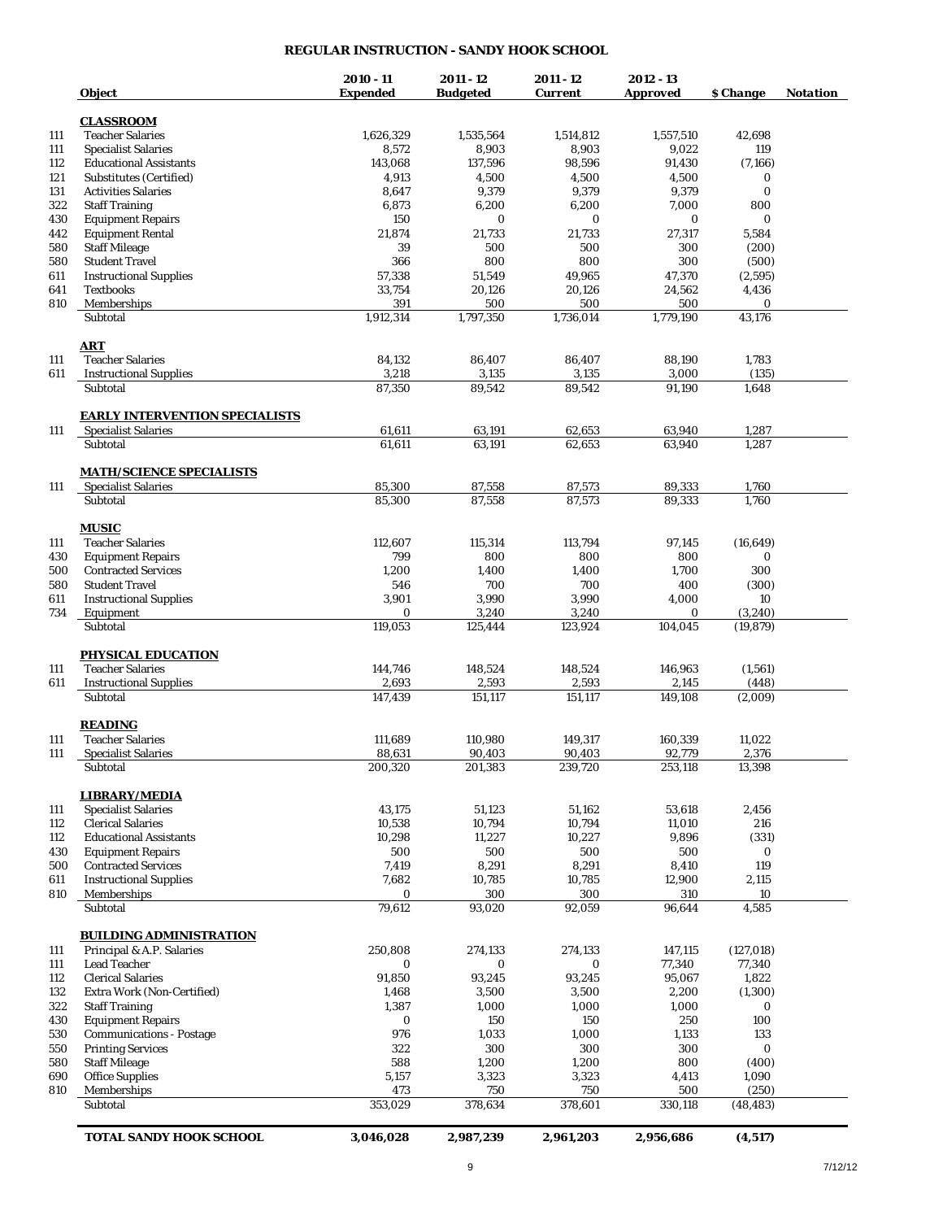# REGULAR INSTRUCTION - SANDY HOOK SCHOOL

| | Object | 2010 - 11 Expended | 2011 - 12 Budgeted | 2011 - 12 Current | 2012 - 13 Approved | $ Change | Notation |
|---|---|---|---|---|---|---|---|
| | **CLASSROOM** | | | | | | |
| 111 | Teacher Salaries | 1,626,329 | 1,535,564 | 1,514,812 | 1,557,510 | 42,698 | |
| 111 | Specialist Salaries | 8,572 | 8,903 | 8,903 | 9,022 | 119 | |
| 112 | Educational Assistants | 143,068 | 137,596 | 98,596 | 91,430 | (7,166) | |
| 121 | Substitutes (Certified) | 4,913 | 4,500 | 4,500 | 4,500 | 0 | |
| 131 | Activities Salaries | 8,647 | 9,379 | 9,379 | 9,379 | 0 | |
| 322 | Staff Training | 6,873 | 6,200 | 6,200 | 7,000 | 800 | |
| 430 | Equipment Repairs | 150 | 0 | 0 | 0 | 0 | |
| 442 | Equipment Rental | 21,874 | 21,733 | 21,733 | 27,317 | 5,584 | |
| 580 | Staff Mileage | 39 | 500 | 500 | 300 | (200) | |
| 580 | Student Travel | 366 | 800 | 800 | 300 | (500) | |
| 611 | Instructional Supplies | 57,338 | 51,549 | 49,965 | 47,370 | (2,595) | |
| 641 | Textbooks | 33,754 | 20,126 | 20,126 | 24,562 | 4,436 | |
| 810 | Memberships | 391 | 500 | 500 | 500 | 0 | |
| | Subtotal | 1,912,314 | 1,797,350 | 1,736,014 | 1,779,190 | 43,176 | |
| | **ART** | | | | | | |
| 111 | Teacher Salaries | 84,132 | 86,407 | 86,407 | 88,190 | 1,783 | |
| 611 | Instructional Supplies | 3,218 | 3,135 | 3,135 | 3,000 | (135) | |
| | Subtotal | 87,350 | 89,542 | 89,542 | 91,190 | 1,648 | |
| | **EARLY INTERVENTION SPECIALISTS** | | | | | | |
| 111 | Specialist Salaries | 61,611 | 63,191 | 62,653 | 63,940 | 1,287 | |
| | Subtotal | 61,611 | 63,191 | 62,653 | 63,940 | 1,287 | |
| | **MATH/SCIENCE SPECIALISTS** | | | | | | |
| 111 | Specialist Salaries | 85,300 | 87,558 | 87,573 | 89,333 | 1,760 | |
| | Subtotal | 85,300 | 87,558 | 87,573 | 89,333 | 1,760 | |
| | **MUSIC** | | | | | | |
| 111 | Teacher Salaries | 112,607 | 115,314 | 113,794 | 97,145 | (16,649) | |
| 430 | Equipment Repairs | 799 | 800 | 800 | 800 | 0 | |
| 500 | Contracted Services | 1,200 | 1,400 | 1,400 | 1,700 | 300 | |
| 580 | Student Travel | 546 | 700 | 700 | 400 | (300) | |
| 611 | Instructional Supplies | 3,901 | 3,990 | 3,990 | 4,000 | 10 | |
| 734 | Equipment | 0 | 3,240 | 3,240 | 0 | (3,240) | |
| | Subtotal | 119,053 | 125,444 | 123,924 | 104,045 | (19,879) | |
| | **PHYSICAL EDUCATION** | | | | | | |
| 111 | Teacher Salaries | 144,746 | 148,524 | 148,524 | 146,963 | (1,561) | |
| 611 | Instructional Supplies | 2,693 | 2,593 | 2,593 | 2,145 | (448) | |
| | Subtotal | 147,439 | 151,117 | 151,117 | 149,108 | (2,009) | |
| | **READING** | | | | | | |
| 111 | Teacher Salaries | 111,689 | 110,980 | 149,317 | 160,339 | 11,022 | |
| 111 | Specialist Salaries | 88,631 | 90,403 | 90,403 | 92,779 | 2,376 | |
| | Subtotal | 200,320 | 201,383 | 239,720 | 253,118 | 13,398 | |
| | **LIBRARY/MEDIA** | | | | | | |
| 111 | Specialist Salaries | 43,175 | 51,123 | 51,162 | 53,618 | 2,456 | |
| 112 | Clerical Salaries | 10,538 | 10,794 | 10,794 | 11,010 | 216 | |
| 112 | Educational Assistants | 10,298 | 11,227 | 10,227 | 9,896 | (331) | |
| 430 | Equipment Repairs | 500 | 500 | 500 | 500 | 0 | |
| 500 | Contracted Services | 7,419 | 8,291 | 8,291 | 8,410 | 119 | |
| 611 | Instructional Supplies | 7,682 | 10,785 | 10,785 | 12,900 | 2,115 | |
| 810 | Memberships | 0 | 300 | 300 | 310 | 10 | |
| | Subtotal | 79,612 | 93,020 | 92,059 | 96,644 | 4,585 | |
| | **BUILDING ADMINISTRATION** | | | | | | |
| 111 | Principal & A.P. Salaries | 250,808 | 274,133 | 274,133 | 147,115 | (127,018) | |
| 111 | Lead Teacher | 0 | 0 | 0 | 77,340 | 77,340 | |
| 112 | Clerical Salaries | 91,850 | 93,245 | 93,245 | 95,067 | 1,822 | |
| 132 | Extra Work (Non-Certified) | 1,468 | 3,500 | 3,500 | 2,200 | (1,300) | |
| 322 | Staff Training | 1,387 | 1,000 | 1,000 | 1,000 | 0 | |
| 430 | Equipment Repairs | 0 | 150 | 150 | 250 | 100 | |
| 530 | Communications - Postage | 976 | 1,033 | 1,000 | 1,133 | 133 | |
| 550 | Printing Services | 322 | 300 | 300 | 300 | 0 | |
| 580 | Staff Mileage | 588 | 1,200 | 1,200 | 800 | (400) | |
| 690 | Office Supplies | 5,157 | 3,323 | 3,323 | 4,413 | 1,090 | |
| 810 | Memberships | 473 | 750 | 750 | 500 | (250) | |
| | Subtotal | 353,029 | 378,634 | 378,601 | 330,118 | (48,483) | |
| | **TOTAL SANDY HOOK SCHOOL** | **3,046,028** | **2,987,239** | **2,961,203** | **2,956,686** | **(4,517)** | |

7/12/12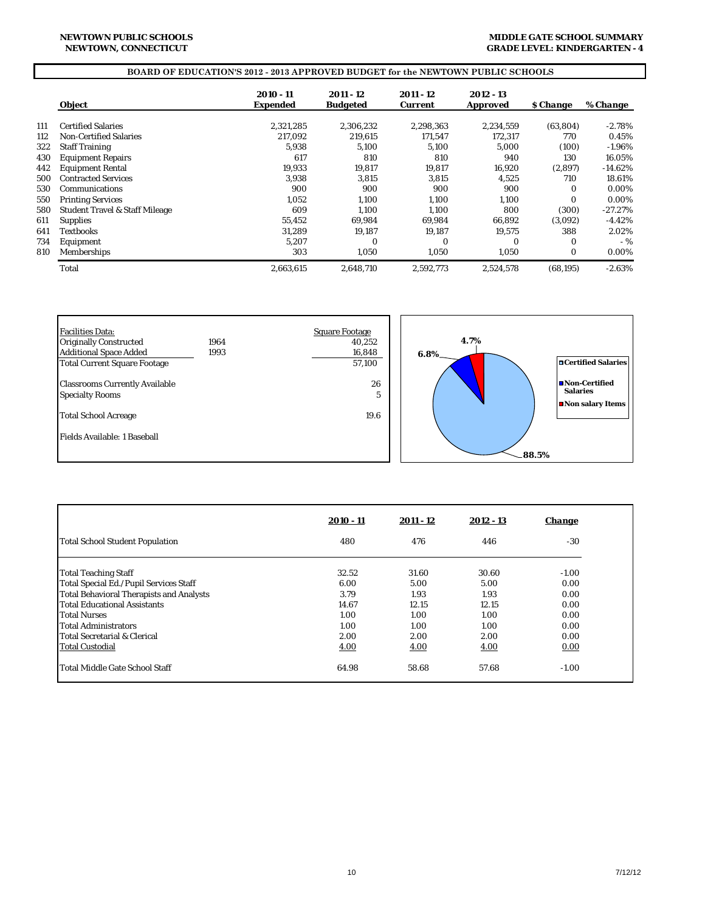**NEWTOWN PUBLIC SCHOOLS**
**NEWTOWN, CONNECTICUT**

**MIDDLE GATE SCHOOL SUMMARY**
**GRADE LEVEL: KINDERGARTEN - 4**

## BOARD OF EDUCATION'S 2012 - 2013 APPROVED BUDGET for the NEWTOWN PUBLIC SCHOOLS

| | Object | 2010 - 11 Expended | 2011 - 12 Budgeted | 2011 - 12 Current | 2012 - 13 Approved | $ Change | % Change |
|---|---|---|---|---|---|---|---|
| 111 | Certified Salaries | 2,321,285 | 2,306,232 | 2,298,363 | 2,234,559 | (63,804) | -2.78% |
| 112 | Non-Certified Salaries | 217,092 | 219,615 | 171,547 | 172,317 | 770 | 0.45% |
| 322 | Staff Training | 5,938 | 5,100 | 5,100 | 5,000 | (100) | -1.96% |
| 430 | Equipment Repairs | 617 | 810 | 810 | 940 | 130 | 16.05% |
| 442 | Equipment Rental | 19,933 | 19,817 | 19,817 | 16,920 | (2,897) | -14.62% |
| 500 | Contracted Services | 3,938 | 3,815 | 3,815 | 4,525 | 710 | 18.61% |
| 530 | Communications | 900 | 900 | 900 | 900 | 0 | 0.00% |
| 550 | Printing Services | 1,052 | 1,100 | 1,100 | 1,100 | 0 | 0.00% |
| 580 | Student Travel & Staff Mileage | 609 | 1,100 | 1,100 | 800 | (300) | -27.27% |
| 611 | Supplies | 55,452 | 69,984 | 69,984 | 66,892 | (3,092) | -4.42% |
| 641 | Textbooks | 31,289 | 19,187 | 19,187 | 19,575 | 388 | 2.02% |
| 734 | Equipment | 5,207 | 0 | 0 | 0 | 0 | - % |
| 810 | Memberships | 303 | 1,050 | 1,050 | 1,050 | 0 | 0.00% |
| | Total | 2,663,615 | 2,648,710 | 2,592,773 | 2,524,578 | (68,195) | -2.63% |

| Facilities Data: | | Square Footage |
|---|---|---|
| Originally Constructed | 1964 | 40,252 |
| Additional Space Added | 1993 | 16,848 |
| Total Current Square Footage | | 57,100 |
| Classrooms Currently Available | | 26 |
| Specialty Rooms | | 5 |
| Total School Acreage | | 19.6 |
| Fields Available: 1 Baseball | | |

Certified Salaries: 88.5%
Non-Certified Salaries: 6.8%
Non salary Items: 4.7%

| | 2010 - 11 | 2011 - 12 | 2012 - 13 | Change |
|---|---|---|---|---|
| Total School Student Population | 480 | 476 | 446 | -30 |
| Total Teaching Staff | 32.52 | 31.60 | 30.60 | -1.00 |
| Total Special Ed./Pupil Services Staff | 6.00 | 5.00 | 5.00 | 0.00 |
| Total Behavioral Therapists and Analysts | 3.79 | 1.93 | 1.93 | 0.00 |
| Total Educational Assistants | 14.67 | 12.15 | 12.15 | 0.00 |
| Total Nurses | 1.00 | 1.00 | 1.00 | 0.00 |
| Total Administrators | 1.00 | 1.00 | 1.00 | 0.00 |
| Total Secretarial & Clerical | 2.00 | 2.00 | 2.00 | 0.00 |
| Total Custodial | 4.00 | 4.00 | 4.00 | 0.00 |
| Total Middle Gate School Staff | 64.98 | 58.68 | 57.68 | -1.00 |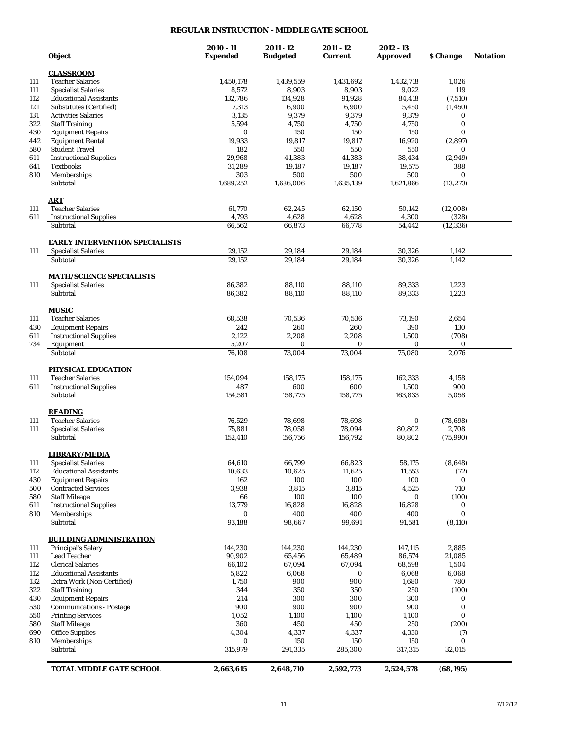# REGULAR INSTRUCTION - MIDDLE GATE SCHOOL

| | Object | 2010 - 11 Expended | 2011 - 12 Budgeted | 2011 - 12 Current | 2012 - 13 Approved | $ Change | Notation |
|---|---|---|---|---|---|---|---|
| | **CLASSROOM** | | | | | | |
| 111 | Teacher Salaries | 1,450,178 | 1,439,559 | 1,431,692 | 1,432,718 | 1,026 | |
| 111 | Specialist Salaries | 8,572 | 8,903 | 8,903 | 9,022 | 119 | |
| 112 | Educational Assistants | 132,786 | 134,928 | 91,928 | 84,418 | (7,510) | |
| 121 | Substitutes (Certified) | 7,313 | 6,900 | 6,900 | 5,450 | (1,450) | |
| 131 | Activities Salaries | 3,135 | 9,379 | 9,379 | 9,379 | 0 | |
| 322 | Staff Training | 5,594 | 4,750 | 4,750 | 4,750 | 0 | |
| 430 | Equipment Repairs | 0 | 150 | 150 | 150 | 0 | |
| 442 | Equipment Rental | 19,933 | 19,817 | 19,817 | 16,920 | (2,897) | |
| 580 | Student Travel | 182 | 550 | 550 | 550 | 0 | |
| 611 | Instructional Supplies | 29,968 | 41,383 | 41,383 | 38,434 | (2,949) | |
| 641 | Textbooks | 31,289 | 19,187 | 19,187 | 19,575 | 388 | |
| 810 | Memberships | 303 | 500 | 500 | 500 | 0 | |
| | Subtotal | 1,689,252 | 1,686,006 | 1,635,139 | 1,621,866 | (13,273) | |
| | **ART** | | | | | | |
| 111 | Teacher Salaries | 61,770 | 62,245 | 62,150 | 50,142 | (12,008) | |
| 611 | Instructional Supplies | 4,793 | 4,628 | 4,628 | 4,300 | (328) | |
| | Subtotal | 66,562 | 66,873 | 66,778 | 54,442 | (12,336) | |
| | **EARLY INTERVENTION SPECIALISTS** | | | | | | |
| 111 | Specialist Salaries | 29,152 | 29,184 | 29,184 | 30,326 | 1,142 | |
| | Subtotal | 29,152 | 29,184 | 29,184 | 30,326 | 1,142 | |
| | **MATH/SCIENCE SPECIALISTS** | | | | | | |
| 111 | Specialist Salaries | 86,382 | 88,110 | 88,110 | 89,333 | 1,223 | |
| | Subtotal | 86,382 | 88,110 | 88,110 | 89,333 | 1,223 | |
| | **MUSIC** | | | | | | |
| 111 | Teacher Salaries | 68,538 | 70,536 | 70,536 | 73,190 | 2,654 | |
| 430 | Equipment Repairs | 242 | 260 | 260 | 390 | 130 | |
| 611 | Instructional Supplies | 2,122 | 2,208 | 2,208 | 1,500 | (708) | |
| 734 | Equipment | 5,207 | 0 | 0 | 0 | 0 | |
| | Subtotal | 76,108 | 73,004 | 73,004 | 75,080 | 2,076 | |
| | **PHYSICAL EDUCATION** | | | | | | |
| 111 | Teacher Salaries | 154,094 | 158,175 | 158,175 | 162,333 | 4,158 | |
| 611 | Instructional Supplies | 487 | 600 | 600 | 1,500 | 900 | |
| | Subtotal | 154,581 | 158,775 | 158,775 | 163,833 | 5,058 | |
| | **READING** | | | | | | |
| 111 | Teacher Salaries | 76,529 | 78,698 | 78,698 | 0 | (78,698) | |
| 111 | Specialist Salaries | 75,881 | 78,058 | 78,094 | 80,802 | 2,708 | |
| | Subtotal | 152,410 | 156,756 | 156,792 | 80,802 | (75,990) | |
| | **LIBRARY/MEDIA** | | | | | | |
| 111 | Specialist Salaries | 64,610 | 66,799 | 66,823 | 58,175 | (8,648) | |
| 112 | Educational Assistants | 10,633 | 10,625 | 11,625 | 11,553 | (72) | |
| 430 | Equipment Repairs | 162 | 100 | 100 | 100 | 0 | |
| 500 | Contracted Services | 3,938 | 3,815 | 3,815 | 4,525 | 710 | |
| 580 | Staff Mileage | 66 | 100 | 100 | 0 | (100) | |
| 611 | Instructional Supplies | 13,779 | 16,828 | 16,828 | 16,828 | 0 | |
| 810 | Memberships | 0 | 400 | 400 | 400 | 0 | |
| | Subtotal | 93,188 | 98,667 | 99,691 | 91,581 | (8,110) | |
| | **BUILDING ADMINISTRATION** | | | | | | |
| 111 | Principal's Salary | 144,230 | 144,230 | 144,230 | 147,115 | 2,885 | |
| 111 | Lead Teacher | 90,902 | 65,456 | 65,489 | 86,574 | 21,085 | |
| 112 | Clerical Salaries | 66,102 | 67,094 | 67,094 | 68,598 | 1,504 | |
| 112 | Educational Assistants | 5,822 | 6,068 | 0 | 6,068 | 6,068 | |
| 132 | Extra Work (Non-Certified) | 1,750 | 900 | 900 | 1,680 | 780 | |
| 322 | Staff Training | 344 | 350 | 350 | 250 | (100) | |
| 430 | Equipment Repairs | 214 | 300 | 300 | 300 | 0 | |
| 530 | Communications - Postage | 900 | 900 | 900 | 900 | 0 | |
| 550 | Printing Services | 1,052 | 1,100 | 1,100 | 1,100 | 0 | |
| 580 | Staff Mileage | 360 | 450 | 450 | 250 | (200) | |
| 690 | Office Supplies | 4,304 | 4,337 | 4,337 | 4,330 | (7) | |
| 810 | Memberships | 0 | 150 | 150 | 150 | 0 | |
| | Subtotal | 315,979 | 291,335 | 285,300 | 317,315 | 32,015 | |
| | **TOTAL MIDDLE GATE SCHOOL** | **2,663,615** | **2,648,710** | **2,592,773** | **2,524,578** | **(68,195)** | |

7/12/12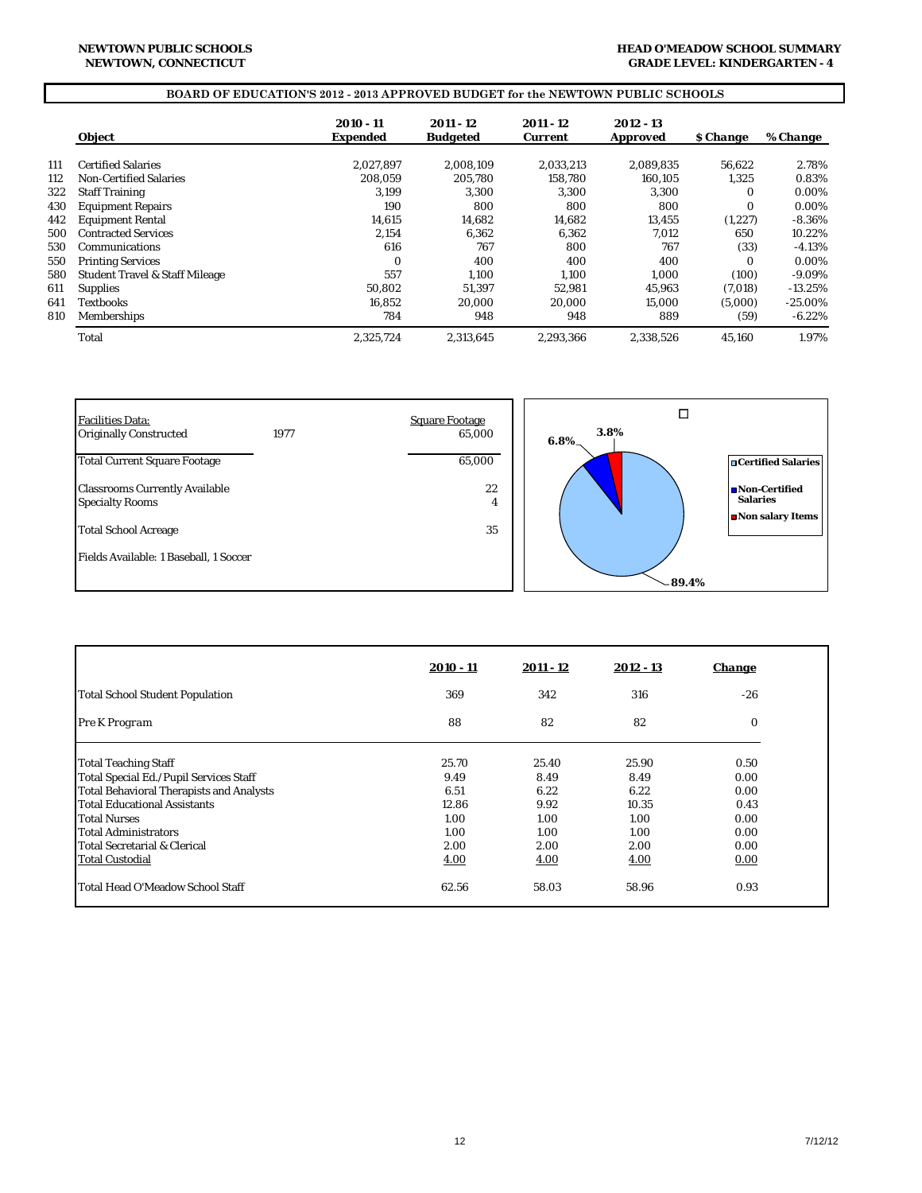**NEWTOWN PUBLIC SCHOOLS**
**NEWTOWN, CONNECTICUT**

**HEAD O'MEADOW SCHOOL SUMMARY**
**GRADE LEVEL: KINDERGARTEN - 4**

## BOARD OF EDUCATION'S 2012 - 2013 APPROVED BUDGET for the NEWTOWN PUBLIC SCHOOLS

| | Object | 2010 - 11 Expended | 2011 - 12 Budgeted | 2011 - 12 Current | 2012 - 13 Approved | $ Change | % Change |
|---|---|---|---|---|---|---|---|
| 111 | Certified Salaries | 2,027,897 | 2,008,109 | 2,033,213 | 2,089,835 | 56,622 | 2.78% |
| 112 | Non-Certified Salaries | 208,059 | 205,780 | 158,780 | 160,105 | 1,325 | 0.83% |
| 322 | Staff Training | 3,199 | 3,300 | 3,300 | 3,300 | 0 | 0.00% |
| 430 | Equipment Repairs | 190 | 800 | 800 | 800 | 0 | 0.00% |
| 442 | Equipment Rental | 14,615 | 14,682 | 14,682 | 13,455 | (1,227) | -8.36% |
| 500 | Contracted Services | 2,154 | 6,362 | 6,362 | 7,012 | 650 | 10.22% |
| 530 | Communications | 616 | 767 | 800 | 767 | (33) | -4.13% |
| 550 | Printing Services | 0 | 400 | 400 | 400 | 0 | 0.00% |
| 580 | Student Travel & Staff Mileage | 557 | 1,100 | 1,100 | 1,000 | (100) | -9.09% |
| 611 | Supplies | 50,802 | 51,397 | 52,981 | 45,963 | (7,018) | -13.25% |
| 641 | Textbooks | 16,852 | 20,000 | 20,000 | 15,000 | (5,000) | -25.00% |
| 810 | Memberships | 784 | 948 | 948 | 889 | (59) | -6.22% |
| | Total | 2,325,724 | 2,313,645 | 2,293,366 | 2,338,526 | 45,160 | 1.97% |

| Facilities Data: | | Square Footage |
|---|---|---|
| Originally Constructed | 1977 | 65,000 |
| Total Current Square Footage | | 65,000 |
| Classrooms Currently Available | | 22 |
| Specialty Rooms | | 4 |
| Total School Acreage | | 35 |
| Fields Available: 1 Baseball, 1 Soccer | | |

- Certified Salaries: 89.4%
- Non-Certified Salaries: 6.8%
- Non salary Items: 3.8%

| | 2010 - 11 | 2011 - 12 | 2012 - 13 | Change |
|---|---|---|---|---|
| Total School Student Population | 369 | 342 | 316 | -26 |
| Pre K Program | 88 | 82 | 82 | 0 |
| Total Teaching Staff | 25.70 | 25.40 | 25.90 | 0.50 |
| Total Special Ed./Pupil Services Staff | 9.49 | 8.49 | 8.49 | 0.00 |
| Total Behavioral Therapists and Analysts | 6.51 | 6.22 | 6.22 | 0.00 |
| Total Educational Assistants | 12.86 | 9.92 | 10.35 | 0.43 |
| Total Nurses | 1.00 | 1.00 | 1.00 | 0.00 |
| Total Administrators | 1.00 | 1.00 | 1.00 | 0.00 |
| Total Secretarial & Clerical | 2.00 | 2.00 | 2.00 | 0.00 |
| Total Custodial | 4.00 | 4.00 | 4.00 | 0.00 |
| Total Head O'Meadow School Staff | 62.56 | 58.03 | 58.96 | 0.93 |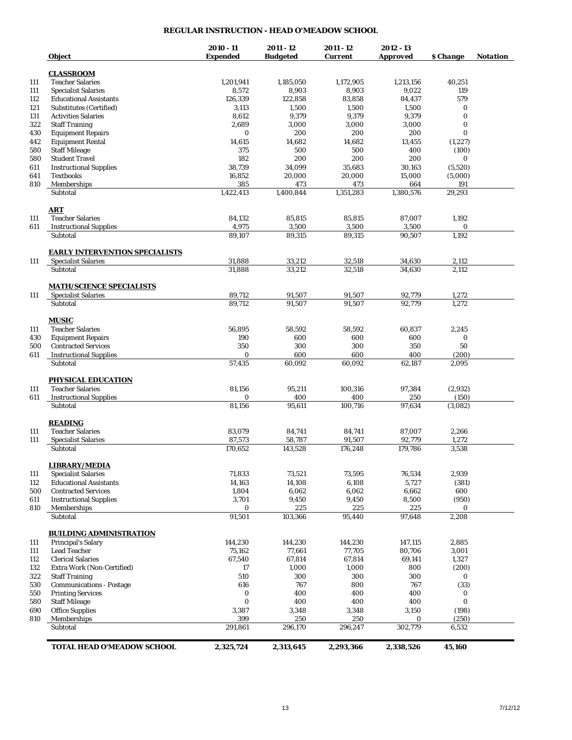# REGULAR INSTRUCTION - HEAD O'MEADOW SCHOOL

| | Object | 2010 - 11 Expended | 2011 - 12 Budgeted | 2011 - 12 Current | 2012 - 13 Approved | $ Change | Notation |
|---|---|---|---|---|---|---|---|
| | **CLASSROOM** | | | | | | |
| 111 | Teacher Salaries | 1,201,941 | 1,185,050 | 1,172,905 | 1,213,156 | 40,251 | |
| 111 | Specialist Salaries | 8,572 | 8,903 | 8,903 | 9,022 | 119 | |
| 112 | Educational Assistants | 126,339 | 122,858 | 83,858 | 84,437 | 579 | |
| 121 | Substitutes (Certified) | 3,113 | 1,500 | 1,500 | 1,500 | 0 | |
| 131 | Activities Salaries | 8,612 | 9,379 | 9,379 | 9,379 | 0 | |
| 322 | Staff Training | 2,689 | 3,000 | 3,000 | 3,000 | 0 | |
| 430 | Equipment Repairs | 0 | 200 | 200 | 200 | 0 | |
| 442 | Equipment Rental | 14,615 | 14,682 | 14,682 | 13,455 | (1,227) | |
| 580 | Staff Mileage | 375 | 500 | 500 | 400 | (100) | |
| 580 | Student Travel | 182 | 200 | 200 | 200 | 0 | |
| 611 | Instructional Supplies | 38,739 | 34,099 | 35,683 | 30,163 | (5,520) | |
| 641 | Textbooks | 16,852 | 20,000 | 20,000 | 15,000 | (5,000) | |
| 810 | Memberships | 385 | 473 | 473 | 664 | 191 | |
| | Subtotal | 1,422,413 | 1,400,844 | 1,351,283 | 1,380,576 | 29,293 | |
| | **ART** | | | | | | |
| 111 | Teacher Salaries | 84,132 | 85,815 | 85,815 | 87,007 | 1,192 | |
| 611 | Instructional Supplies | 4,975 | 3,500 | 3,500 | 3,500 | 0 | |
| | Subtotal | 89,107 | 89,315 | 89,315 | 90,507 | 1,192 | |
| | **EARLY INTERVENTION SPECIALISTS** | | | | | | |
| 111 | Specialist Salaries | 31,888 | 33,212 | 32,518 | 34,630 | 2,112 | |
| | Subtotal | 31,888 | 33,212 | 32,518 | 34,630 | 2,112 | |
| | **MATH/SCIENCE SPECIALISTS** | | | | | | |
| 111 | Specialist Salaries | 89,712 | 91,507 | 91,507 | 92,779 | 1,272 | |
| | Subtotal | 89,712 | 91,507 | 91,507 | 92,779 | 1,272 | |
| | **MUSIC** | | | | | | |
| 111 | Teacher Salaries | 56,895 | 58,592 | 58,592 | 60,837 | 2,245 | |
| 430 | Equipment Repairs | 190 | 600 | 600 | 600 | 0 | |
| 500 | Contracted Services | 350 | 300 | 300 | 350 | 50 | |
| 611 | Instructional Supplies | 0 | 600 | 600 | 400 | (200) | |
| | Subtotal | 57,435 | 60,092 | 60,092 | 62,187 | 2,095 | |
| | **PHYSICAL EDUCATION** | | | | | | |
| 111 | Teacher Salaries | 81,156 | 95,211 | 100,316 | 97,384 | (2,932) | |
| 611 | Instructional Supplies | 0 | 400 | 400 | 250 | (150) | |
| | Subtotal | 81,156 | 95,611 | 100,716 | 97,634 | (3,082) | |
| | **READING** | | | | | | |
| 111 | Teacher Salaries | 83,079 | 84,741 | 84,741 | 87,007 | 2,266 | |
| 111 | Specialist Salaries | 87,573 | 58,787 | 91,507 | 92,779 | 1,272 | |
| | Subtotal | 170,652 | 143,528 | 176,248 | 179,786 | 3,538 | |
| | **LIBRARY/MEDIA** | | | | | | |
| 111 | Specialist Salaries | 71,833 | 73,521 | 73,595 | 76,534 | 2,939 | |
| 112 | Educational Assistants | 14,163 | 14,108 | 6,108 | 5,727 | (381) | |
| 500 | Contracted Services | 1,804 | 6,062 | 6,062 | 6,662 | 600 | |
| 611 | Instructional Supplies | 3,701 | 9,450 | 9,450 | 8,500 | (950) | |
| 810 | Memberships | 0 | 225 | 225 | 225 | 0 | |
| | Subtotal | 91,501 | 103,366 | 95,440 | 97,648 | 2,208 | |
| | **BUILDING ADMINISTRATION** | | | | | | |
| 111 | Principal's Salary | 144,230 | 144,230 | 144,230 | 147,115 | 2,885 | |
| 111 | Lead Teacher | 75,162 | 77,661 | 77,705 | 80,706 | 3,001 | |
| 112 | Clerical Salaries | 67,540 | 67,814 | 67,814 | 69,141 | 1,327 | |
| 132 | Extra Work (Non-Certified) | 17 | 1,000 | 1,000 | 800 | (200) | |
| 322 | Staff Training | 510 | 300 | 300 | 300 | 0 | |
| 530 | Communications - Postage | 616 | 767 | 800 | 767 | (33) | |
| 550 | Printing Services | 0 | 400 | 400 | 400 | 0 | |
| 580 | Staff Mileage | 0 | 400 | 400 | 400 | 0 | |
| 690 | Office Supplies | 3,387 | 3,348 | 3,348 | 3,150 | (198) | |
| 810 | Memberships | 399 | 250 | 250 | 0 | (250) | |
| | Subtotal | 291,861 | 296,170 | 296,247 | 302,779 | 6,532 | |
| | **TOTAL HEAD O'MEADOW SCHOOL** | **2,325,724** | **2,313,645** | **2,293,366** | **2,338,526** | **45,160** | |

7/12/12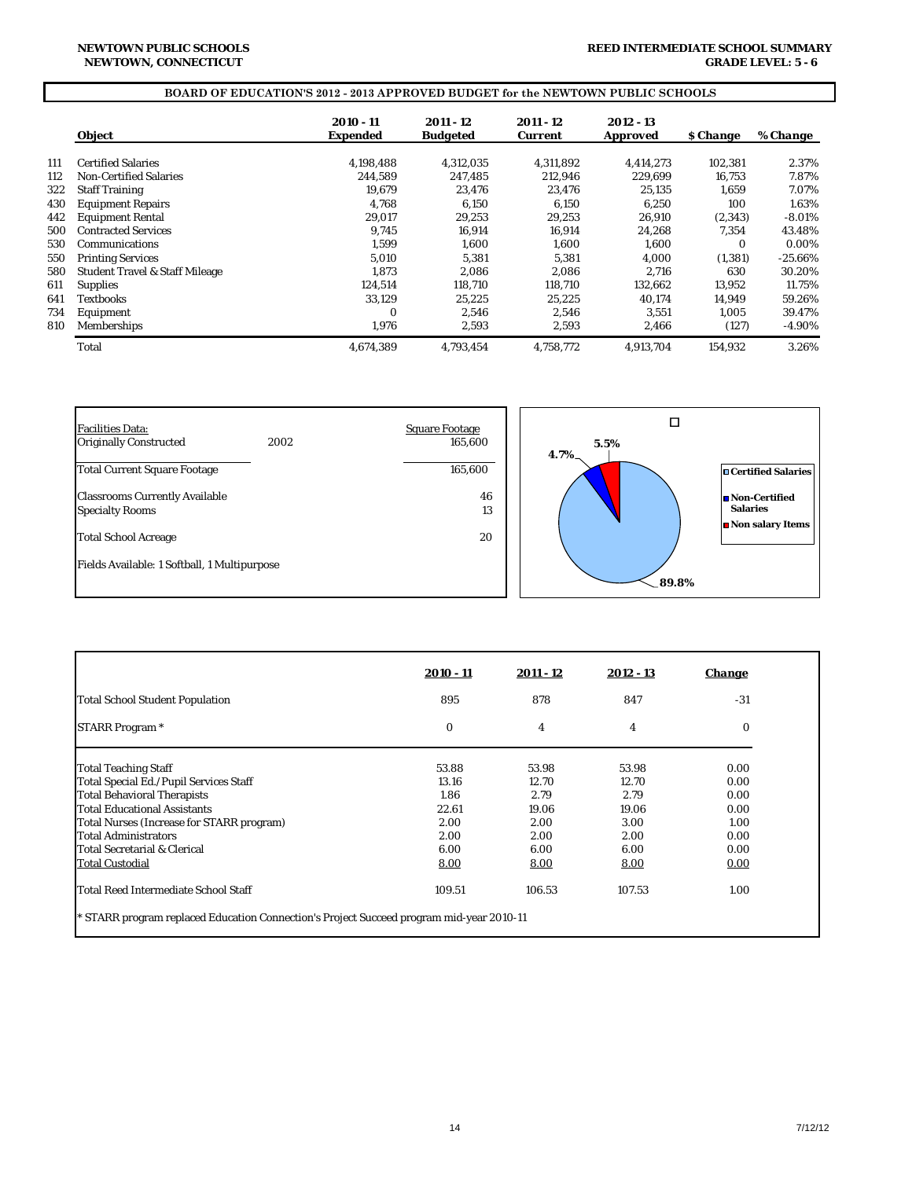**NEWTOWN PUBLIC SCHOOLS**
**NEWTOWN, CONNECTICUT**

**REED INTERMEDIATE SCHOOL SUMMARY**
**GRADE LEVEL: 5 - 6**

## BOARD OF EDUCATION'S 2012 - 2013 APPROVED BUDGET for the NEWTOWN PUBLIC SCHOOLS

| | Object | 2010 - 11 Expended | 2011 - 12 Budgeted | 2011 - 12 Current | 2012 - 13 Approved | $ Change | % Change |
|---|---|---|---|---|---|---|---|
| 111 | Certified Salaries | 4,198,488 | 4,312,035 | 4,311,892 | 4,414,273 | 102,381 | 2.37% |
| 112 | Non-Certified Salaries | 244,589 | 247,485 | 212,946 | 229,699 | 16,753 | 7.87% |
| 322 | Staff Training | 19,679 | 23,476 | 23,476 | 25,135 | 1,659 | 7.07% |
| 430 | Equipment Repairs | 4,768 | 6,150 | 6,150 | 6,250 | 100 | 1.63% |
| 442 | Equipment Rental | 29,017 | 29,253 | 29,253 | 26,910 | (2,343) | -8.01% |
| 500 | Contracted Services | 9,745 | 16,914 | 16,914 | 24,268 | 7,354 | 43.48% |
| 530 | Communications | 1,599 | 1,600 | 1,600 | 1,600 | 0 | 0.00% |
| 550 | Printing Services | 5,010 | 5,381 | 5,381 | 4,000 | (1,381) | -25.66% |
| 580 | Student Travel & Staff Mileage | 1,873 | 2,086 | 2,086 | 2,716 | 630 | 30.20% |
| 611 | Supplies | 124,514 | 118,710 | 118,710 | 132,662 | 13,952 | 11.75% |
| 641 | Textbooks | 33,129 | 25,225 | 25,225 | 40,174 | 14,949 | 59.26% |
| 734 | Equipment | 0 | 2,546 | 2,546 | 3,551 | 1,005 | 39.47% |
| 810 | Memberships | 1,976 | 2,593 | 2,593 | 2,466 | (127) | -4.90% |
| | Total | 4,674,389 | 4,793,454 | 4,758,772 | 4,913,704 | 154,932 | 3.26% |

| Facilities Data: | | Square Footage |
|---|---|---|
| Originally Constructed | 2002 | 165,600 |
| Total Current Square Footage | | 165,600 |
| Classrooms Currently Available | | 46 |
| Specialty Rooms | | 13 |
| Total School Acreage | | 20 |
| Fields Available: 1 Softball, 1 Multipurpose | | |

Certified Salaries: 89.8%
Non-Certified Salaries: 4.7%
Non salary Items: 5.5%

| | 2010 - 11 | 2011 - 12 | 2012 - 13 | Change |
|---|---|---|---|---|
| Total School Student Population | 895 | 878 | 847 | -31 |
| STARR Program * | 0 | 4 | 4 | 0 |
| Total Teaching Staff | 53.88 | 53.98 | 53.98 | 0.00 |
| Total Special Ed./Pupil Services Staff | 13.16 | 12.70 | 12.70 | 0.00 |
| Total Behavioral Therapists | 1.86 | 2.79 | 2.79 | 0.00 |
| Total Educational Assistants | 22.61 | 19.06 | 19.06 | 0.00 |
| Total Nurses (Increase for STARR program) | 2.00 | 2.00 | 3.00 | 1.00 |
| Total Administrators | 2.00 | 2.00 | 2.00 | 0.00 |
| Total Secretarial & Clerical | 6.00 | 6.00 | 6.00 | 0.00 |
| Total Custodial | 8.00 | 8.00 | 8.00 | 0.00 |
| Total Reed Intermediate School Staff | 109.51 | 106.53 | 107.53 | 1.00 |

* STARR program replaced Education Connection's Project Succeed program mid-year 2010-11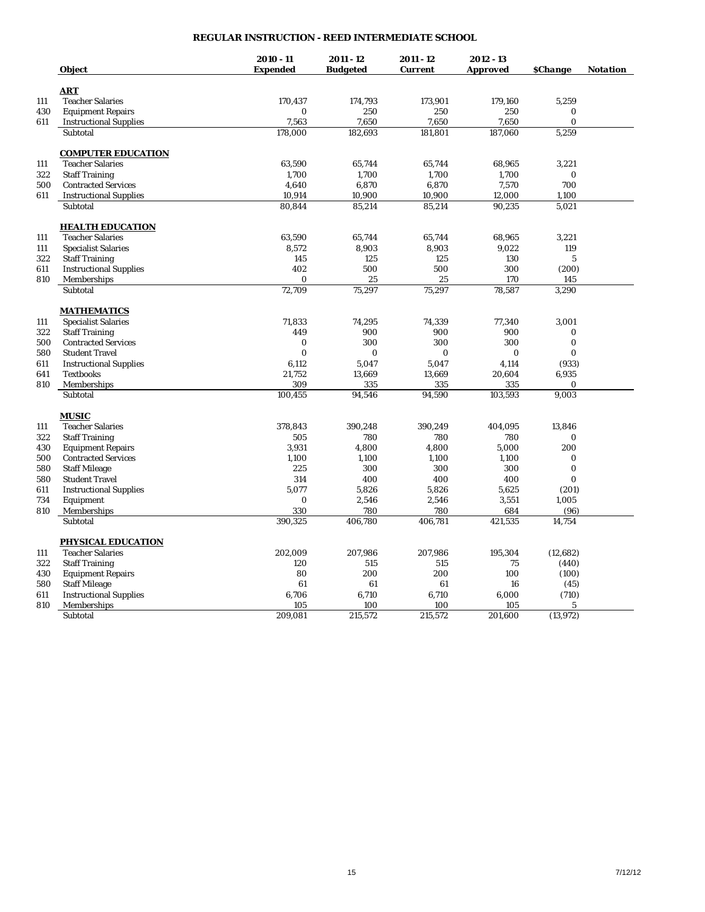# REGULAR INSTRUCTION - REED INTERMEDIATE SCHOOL

| | Object | 2010 - 11 Expended | 2011 - 12 Budgeted | 2011 - 12 Current | 2012 - 13 Approved | $Change | Notation |
|---|---|---|---|---|---|---|---|
| | **ART** | | | | | | |
| 111 | Teacher Salaries | 170,437 | 174,793 | 173,901 | 179,160 | 5,259 | |
| 430 | Equipment Repairs | 0 | 250 | 250 | 250 | 0 | |
| 611 | Instructional Supplies | 7,563 | 7,650 | 7,650 | 7,650 | 0 | |
| | Subtotal | 178,000 | 182,693 | 181,801 | 187,060 | 5,259 | |
| | **COMPUTER EDUCATION** | | | | | | |
| 111 | Teacher Salaries | 63,590 | 65,744 | 65,744 | 68,965 | 3,221 | |
| 322 | Staff Training | 1,700 | 1,700 | 1,700 | 1,700 | 0 | |
| 500 | Contracted Services | 4,640 | 6,870 | 6,870 | 7,570 | 700 | |
| 611 | Instructional Supplies | 10,914 | 10,900 | 10,900 | 12,000 | 1,100 | |
| | Subtotal | 80,844 | 85,214 | 85,214 | 90,235 | 5,021 | |
| | **HEALTH EDUCATION** | | | | | | |
| 111 | Teacher Salaries | 63,590 | 65,744 | 65,744 | 68,965 | 3,221 | |
| 111 | Specialist Salaries | 8,572 | 8,903 | 8,903 | 9,022 | 119 | |
| 322 | Staff Training | 145 | 125 | 125 | 130 | 5 | |
| 611 | Instructional Supplies | 402 | 500 | 500 | 300 | (200) | |
| 810 | Memberships | 0 | 25 | 25 | 170 | 145 | |
| | Subtotal | 72,709 | 75,297 | 75,297 | 78,587 | 3,290 | |
| | **MATHEMATICS** | | | | | | |
| 111 | Specialist Salaries | 71,833 | 74,295 | 74,339 | 77,340 | 3,001 | |
| 322 | Staff Training | 449 | 900 | 900 | 900 | 0 | |
| 500 | Contracted Services | 0 | 300 | 300 | 300 | 0 | |
| 580 | Student Travel | 0 | 0 | 0 | 0 | 0 | |
| 611 | Instructional Supplies | 6,112 | 5,047 | 5,047 | 4,114 | (933) | |
| 641 | Textbooks | 21,752 | 13,669 | 13,669 | 20,604 | 6,935 | |
| 810 | Memberships | 309 | 335 | 335 | 335 | 0 | |
| | Subtotal | 100,455 | 94,546 | 94,590 | 103,593 | 9,003 | |
| | **MUSIC** | | | | | | |
| 111 | Teacher Salaries | 378,843 | 390,248 | 390,249 | 404,095 | 13,846 | |
| 322 | Staff Training | 505 | 780 | 780 | 780 | 0 | |
| 430 | Equipment Repairs | 3,931 | 4,800 | 4,800 | 5,000 | 200 | |
| 500 | Contracted Services | 1,100 | 1,100 | 1,100 | 1,100 | 0 | |
| 580 | Staff Mileage | 225 | 300 | 300 | 300 | 0 | |
| 580 | Student Travel | 314 | 400 | 400 | 400 | 0 | |
| 611 | Instructional Supplies | 5,077 | 5,826 | 5,826 | 5,625 | (201) | |
| 734 | Equipment | 0 | 2,546 | 2,546 | 3,551 | 1,005 | |
| 810 | Memberships | 330 | 780 | 780 | 684 | (96) | |
| | Subtotal | 390,325 | 406,780 | 406,781 | 421,535 | 14,754 | |
| | **PHYSICAL EDUCATION** | | | | | | |
| 111 | Teacher Salaries | 202,009 | 207,986 | 207,986 | 195,304 | (12,682) | |
| 322 | Staff Training | 120 | 515 | 515 | 75 | (440) | |
| 430 | Equipment Repairs | 80 | 200 | 200 | 100 | (100) | |
| 580 | Staff Mileage | 61 | 61 | 61 | 16 | (45) | |
| 611 | Instructional Supplies | 6,706 | 6,710 | 6,710 | 6,000 | (710) | |
| 810 | Memberships | 105 | 100 | 100 | 105 | 5 | |
| | Subtotal | 209,081 | 215,572 | 215,572 | 201,600 | (13,972) | |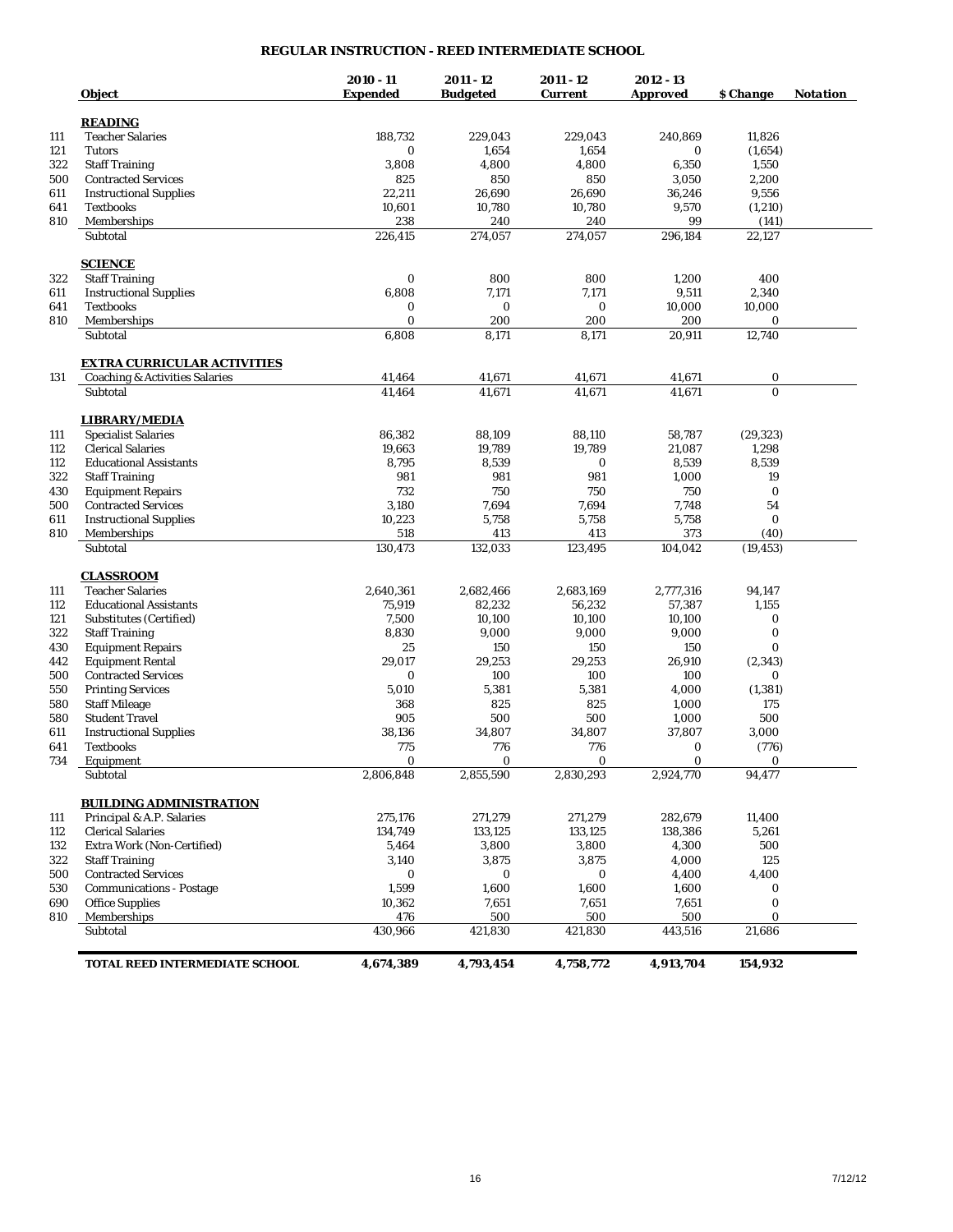## REGULAR INSTRUCTION - REED INTERMEDIATE SCHOOL

| | Object | 2010 - 11 Expended | 2011 - 12 Budgeted | 2011 - 12 Current | 2012 - 13 Approved | $ Change | Notation |
|---|---|---|---|---|---|---|---|
| | **READING** | | | | | | |
| 111 | Teacher Salaries | 188,732 | 229,043 | 229,043 | 240,869 | 11,826 | |
| 121 | Tutors | 0 | 1,654 | 1,654 | 0 | (1,654) | |
| 322 | Staff Training | 3,808 | 4,800 | 4,800 | 6,350 | 1,550 | |
| 500 | Contracted Services | 825 | 850 | 850 | 3,050 | 2,200 | |
| 611 | Instructional Supplies | 22,211 | 26,690 | 26,690 | 36,246 | 9,556 | |
| 641 | Textbooks | 10,601 | 10,780 | 10,780 | 9,570 | (1,210) | |
| 810 | Memberships | 238 | 240 | 240 | 99 | (141) | |
| | Subtotal | 226,415 | 274,057 | 274,057 | 296,184 | 22,127 | |
| | **SCIENCE** | | | | | | |
| 322 | Staff Training | 0 | 800 | 800 | 1,200 | 400 | |
| 611 | Instructional Supplies | 6,808 | 7,171 | 7,171 | 9,511 | 2,340 | |
| 641 | Textbooks | 0 | 0 | 0 | 10,000 | 10,000 | |
| 810 | Memberships | 0 | 200 | 200 | 200 | 0 | |
| | Subtotal | 6,808 | 8,171 | 8,171 | 20,911 | 12,740 | |
| | **EXTRA CURRICULAR ACTIVITIES** | | | | | | |
| 131 | Coaching & Activities Salaries | 41,464 | 41,671 | 41,671 | 41,671 | 0 | |
| | Subtotal | 41,464 | 41,671 | 41,671 | 41,671 | 0 | |
| | **LIBRARY/MEDIA** | | | | | | |
| 111 | Specialist Salaries | 86,382 | 88,109 | 88,110 | 58,787 | (29,323) | |
| 112 | Clerical Salaries | 19,663 | 19,789 | 19,789 | 21,087 | 1,298 | |
| 112 | Educational Assistants | 8,795 | 8,539 | 0 | 8,539 | 8,539 | |
| 322 | Staff Training | 981 | 981 | 981 | 1,000 | 19 | |
| 430 | Equipment Repairs | 732 | 750 | 750 | 750 | 0 | |
| 500 | Contracted Services | 3,180 | 7,694 | 7,694 | 7,748 | 54 | |
| 611 | Instructional Supplies | 10,223 | 5,758 | 5,758 | 5,758 | 0 | |
| 810 | Memberships | 518 | 413 | 413 | 373 | (40) | |
| | Subtotal | 130,473 | 132,033 | 123,495 | 104,042 | (19,453) | |
| | **CLASSROOM** | | | | | | |
| 111 | Teacher Salaries | 2,640,361 | 2,682,466 | 2,683,169 | 2,777,316 | 94,147 | |
| 112 | Educational Assistants | 75,919 | 82,232 | 56,232 | 57,387 | 1,155 | |
| 121 | Substitutes (Certified) | 7,500 | 10,100 | 10,100 | 10,100 | 0 | |
| 322 | Staff Training | 8,830 | 9,000 | 9,000 | 9,000 | 0 | |
| 430 | Equipment Repairs | 25 | 150 | 150 | 150 | 0 | |
| 442 | Equipment Rental | 29,017 | 29,253 | 29,253 | 26,910 | (2,343) | |
| 500 | Contracted Services | 0 | 100 | 100 | 100 | 0 | |
| 550 | Printing Services | 5,010 | 5,381 | 5,381 | 4,000 | (1,381) | |
| 580 | Staff Mileage | 368 | 825 | 825 | 1,000 | 175 | |
| 580 | Student Travel | 905 | 500 | 500 | 1,000 | 500 | |
| 611 | Instructional Supplies | 38,136 | 34,807 | 34,807 | 37,807 | 3,000 | |
| 641 | Textbooks | 775 | 776 | 776 | 0 | (776) | |
| 734 | Equipment | 0 | 0 | 0 | 0 | 0 | |
| | Subtotal | 2,806,848 | 2,855,590 | 2,830,293 | 2,924,770 | 94,477 | |
| | **BUILDING ADMINISTRATION** | | | | | | |
| 111 | Principal & A.P. Salaries | 275,176 | 271,279 | 271,279 | 282,679 | 11,400 | |
| 112 | Clerical Salaries | 134,749 | 133,125 | 133,125 | 138,386 | 5,261 | |
| 132 | Extra Work (Non-Certified) | 5,464 | 3,800 | 3,800 | 4,300 | 500 | |
| 322 | Staff Training | 3,140 | 3,875 | 3,875 | 4,000 | 125 | |
| 500 | Contracted Services | 0 | 0 | 0 | 4,400 | 4,400 | |
| 530 | Communications - Postage | 1,599 | 1,600 | 1,600 | 1,600 | 0 | |
| 690 | Office Supplies | 10,362 | 7,651 | 7,651 | 7,651 | 0 | |
| 810 | Memberships | 476 | 500 | 500 | 500 | 0 | |
| | Subtotal | 430,966 | 421,830 | 421,830 | 443,516 | 21,686 | |
| | **TOTAL REED INTERMEDIATE SCHOOL** | **4,674,389** | **4,793,454** | **4,758,772** | **4,913,704** | **154,932** | |

7/12/12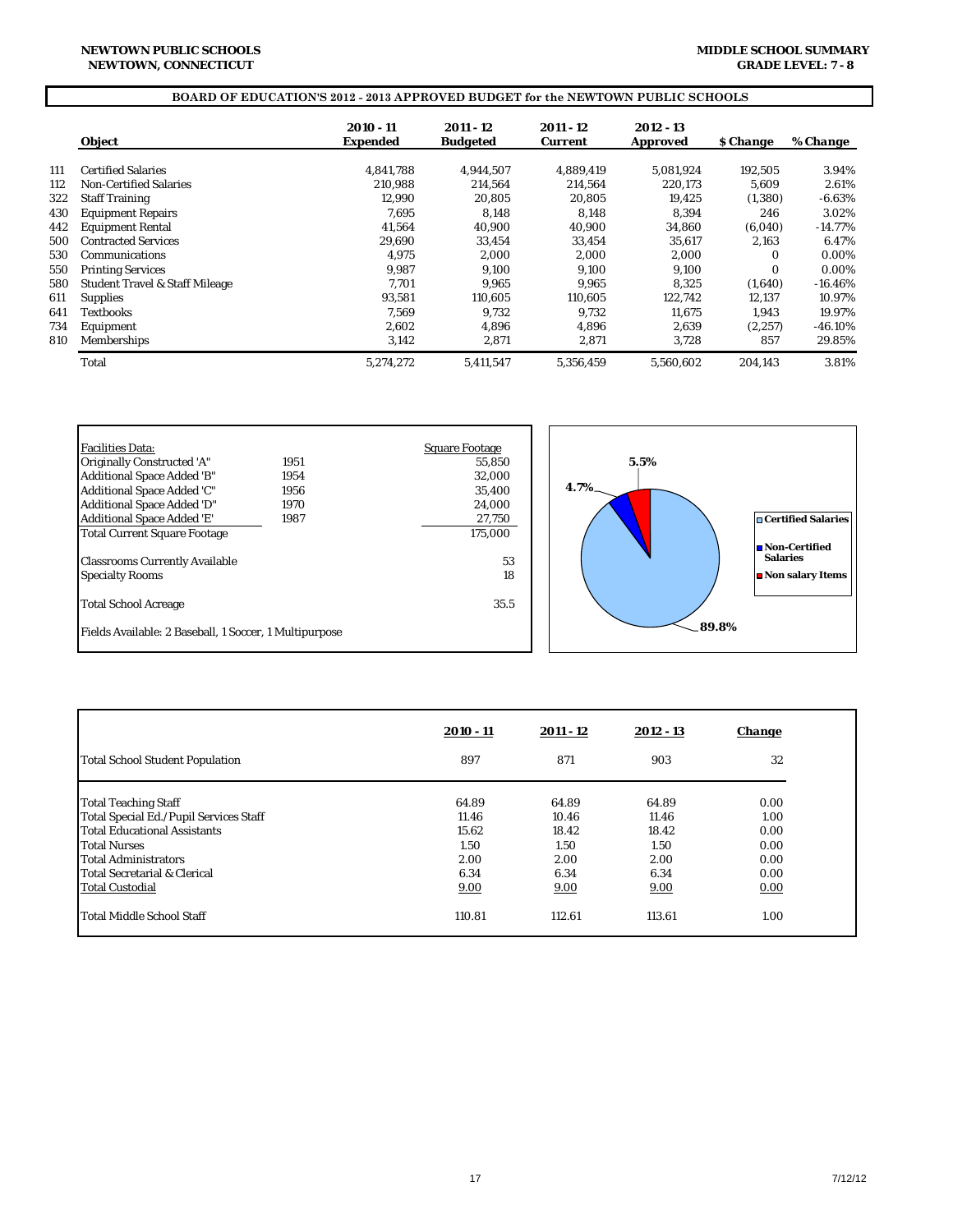NEWTOWN PUBLIC SCHOOLS
NEWTOWN, CONNECTICUT

MIDDLE SCHOOL SUMMARY
GRADE LEVEL: 7 - 8

## BOARD OF EDUCATION'S 2012 - 2013 APPROVED BUDGET for the NEWTOWN PUBLIC SCHOOLS

| | Object | 2010 - 11 Expended | 2011 - 12 Budgeted | 2011 - 12 Current | 2012 - 13 Approved | $ Change | % Change |
|---|---|---|---|---|---|---|---|
| 111 | Certified Salaries | 4,841,788 | 4,944,507 | 4,889,419 | 5,081,924 | 192,505 | 3.94% |
| 112 | Non-Certified Salaries | 210,988 | 214,564 | 214,564 | 220,173 | 5,609 | 2.61% |
| 322 | Staff Training | 12,990 | 20,805 | 20,805 | 19,425 | (1,380) | -6.63% |
| 430 | Equipment Repairs | 7,695 | 8,148 | 8,148 | 8,394 | 246 | 3.02% |
| 442 | Equipment Rental | 41,564 | 40,900 | 40,900 | 34,860 | (6,040) | -14.77% |
| 500 | Contracted Services | 29,690 | 33,454 | 33,454 | 35,617 | 2,163 | 6.47% |
| 530 | Communications | 4,975 | 2,000 | 2,000 | 2,000 | 0 | 0.00% |
| 550 | Printing Services | 9,987 | 9,100 | 9,100 | 9,100 | 0 | 0.00% |
| 580 | Student Travel & Staff Mileage | 7,701 | 9,965 | 9,965 | 8,325 | (1,640) | -16.46% |
| 611 | Supplies | 93,581 | 110,605 | 110,605 | 122,742 | 12,137 | 10.97% |
| 641 | Textbooks | 7,569 | 9,732 | 9,732 | 11,675 | 1,943 | 19.97% |
| 734 | Equipment | 2,602 | 4,896 | 4,896 | 2,639 | (2,257) | -46.10% |
| 810 | Memberships | 3,142 | 2,871 | 2,871 | 3,728 | 857 | 29.85% |
| | Total | 5,274,272 | 5,411,547 | 5,356,459 | 5,560,602 | 204,143 | 3.81% |

| Facilities Data: | | Square Footage |
|---|---|---|
| Originally Constructed 'A" | 1951 | 55,850 |
| Additional Space Added 'B" | 1954 | 32,000 |
| Additional Space Added 'C" | 1956 | 35,400 |
| Additional Space Added 'D" | 1970 | 24,000 |
| Additional Space Added 'E' | 1987 | 27,750 |
| Total Current Square Footage | | 175,000 |
| Classrooms Currently Available | | 53 |
| Specialty Rooms | | 18 |
| Total School Acreage | | 35.5 |

Fields Available: 2 Baseball, 1 Soccer, 1 Multipurpose

Certified Salaries: 89.8%
Non-Certified Salaries: 4.7%
Non salary Items: 5.5%

| | 2010 - 11 | 2011 - 12 | 2012 - 13 | Change |
|---|---|---|---|---|
| Total School Student Population | 897 | 871 | 903 | 32 |
| Total Teaching Staff | 64.89 | 64.89 | 64.89 | 0.00 |
| Total Special Ed./Pupil Services Staff | 11.46 | 10.46 | 11.46 | 1.00 |
| Total Educational Assistants | 15.62 | 18.42 | 18.42 | 0.00 |
| Total Nurses | 1.50 | 1.50 | 1.50 | 0.00 |
| Total Administrators | 2.00 | 2.00 | 2.00 | 0.00 |
| Total Secretarial & Clerical | 6.34 | 6.34 | 6.34 | 0.00 |
| Total Custodial | 9.00 | 9.00 | 9.00 | 0.00 |
| Total Middle School Staff | 110.81 | 112.61 | 113.61 | 1.00 |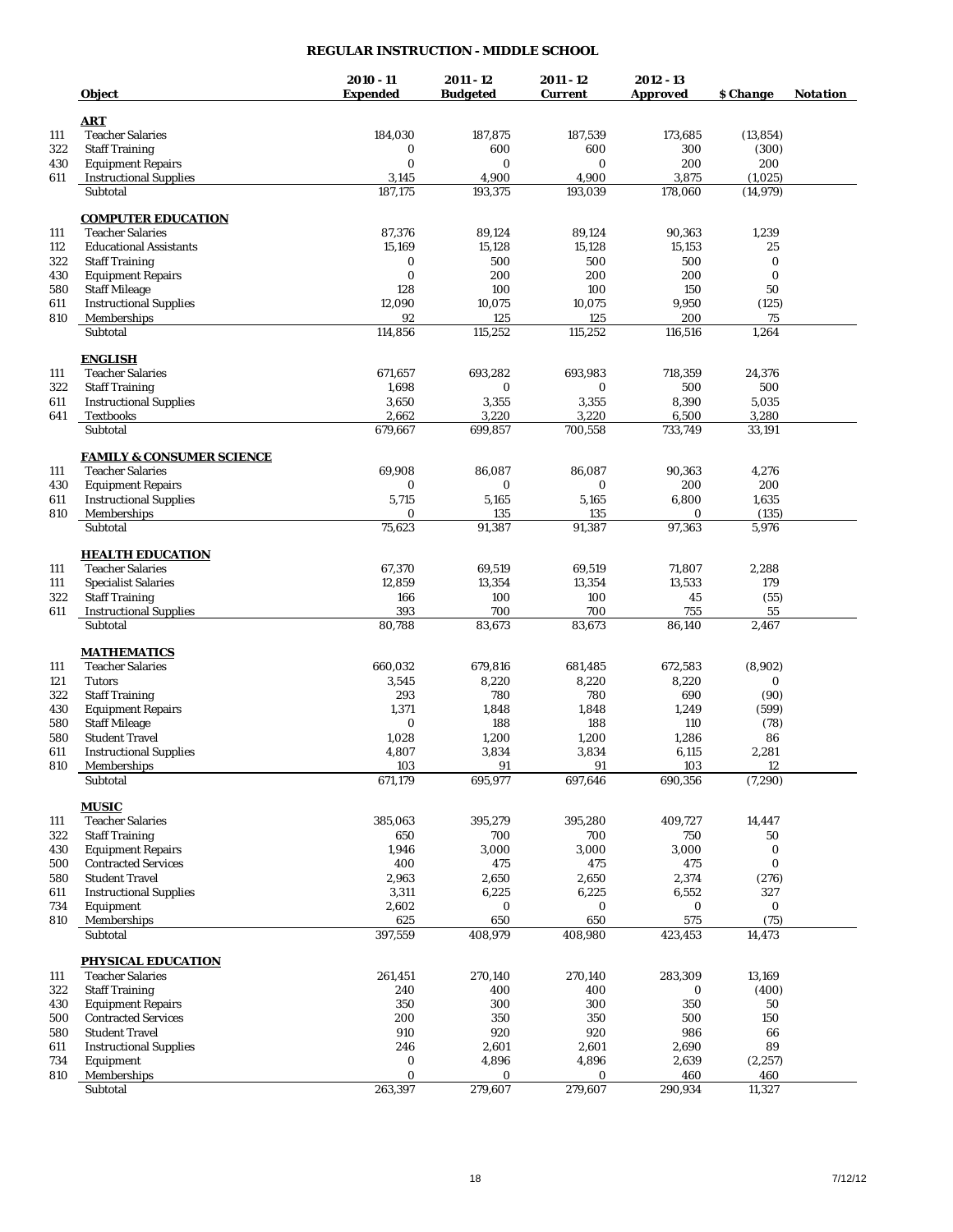# REGULAR INSTRUCTION - MIDDLE SCHOOL

| | Object | 2010 - 11 Expended | 2011 - 12 Budgeted | 2011 - 12 Current | 2012 - 13 Approved | $ Change | Notation |
|---|---|---|---|---|---|---|---|
| | **ART** | | | | | | |
| 111 | Teacher Salaries | 184,030 | 187,875 | 187,539 | 173,685 | (13,854) | |
| 322 | Staff Training | 0 | 600 | 600 | 300 | (300) | |
| 430 | Equipment Repairs | 0 | 0 | 0 | 200 | 200 | |
| 611 | Instructional Supplies | 3,145 | 4,900 | 4,900 | 3,875 | (1,025) | |
| | Subtotal | 187,175 | 193,375 | 193,039 | 178,060 | (14,979) | |
| | **COMPUTER EDUCATION** | | | | | | |
| 111 | Teacher Salaries | 87,376 | 89,124 | 89,124 | 90,363 | 1,239 | |
| 112 | Educational Assistants | 15,169 | 15,128 | 15,128 | 15,153 | 25 | |
| 322 | Staff Training | 0 | 500 | 500 | 500 | 0 | |
| 430 | Equipment Repairs | 0 | 200 | 200 | 200 | 0 | |
| 580 | Staff Mileage | 128 | 100 | 100 | 150 | 50 | |
| 611 | Instructional Supplies | 12,090 | 10,075 | 10,075 | 9,950 | (125) | |
| 810 | Memberships | 92 | 125 | 125 | 200 | 75 | |
| | Subtotal | 114,856 | 115,252 | 115,252 | 116,516 | 1,264 | |
| | **ENGLISH** | | | | | | |
| 111 | Teacher Salaries | 671,657 | 693,282 | 693,983 | 718,359 | 24,376 | |
| 322 | Staff Training | 1,698 | 0 | 0 | 500 | 500 | |
| 611 | Instructional Supplies | 3,650 | 3,355 | 3,355 | 8,390 | 5,035 | |
| 641 | Textbooks | 2,662 | 3,220 | 3,220 | 6,500 | 3,280 | |
| | Subtotal | 679,667 | 699,857 | 700,558 | 733,749 | 33,191 | |
| | **FAMILY & CONSUMER SCIENCE** | | | | | | |
| 111 | Teacher Salaries | 69,908 | 86,087 | 86,087 | 90,363 | 4,276 | |
| 430 | Equipment Repairs | 0 | 0 | 0 | 200 | 200 | |
| 611 | Instructional Supplies | 5,715 | 5,165 | 5,165 | 6,800 | 1,635 | |
| 810 | Memberships | 0 | 135 | 135 | 0 | (135) | |
| | Subtotal | 75,623 | 91,387 | 91,387 | 97,363 | 5,976 | |
| | **HEALTH EDUCATION** | | | | | | |
| 111 | Teacher Salaries | 67,370 | 69,519 | 69,519 | 71,807 | 2,288 | |
| 111 | Specialist Salaries | 12,859 | 13,354 | 13,354 | 13,533 | 179 | |
| 322 | Staff Training | 166 | 100 | 100 | 45 | (55) | |
| 611 | Instructional Supplies | 393 | 700 | 700 | 755 | 55 | |
| | Subtotal | 80,788 | 83,673 | 83,673 | 86,140 | 2,467 | |
| | **MATHEMATICS** | | | | | | |
| 111 | Teacher Salaries | 660,032 | 679,816 | 681,485 | 672,583 | (8,902) | |
| 121 | Tutors | 3,545 | 8,220 | 8,220 | 8,220 | 0 | |
| 322 | Staff Training | 293 | 780 | 780 | 690 | (90) | |
| 430 | Equipment Repairs | 1,371 | 1,848 | 1,848 | 1,249 | (599) | |
| 580 | Staff Mileage | 0 | 188 | 188 | 110 | (78) | |
| 580 | Student Travel | 1,028 | 1,200 | 1,200 | 1,286 | 86 | |
| 611 | Instructional Supplies | 4,807 | 3,834 | 3,834 | 6,115 | 2,281 | |
| 810 | Memberships | 103 | 91 | 91 | 103 | 12 | |
| | Subtotal | 671,179 | 695,977 | 697,646 | 690,356 | (7,290) | |
| | **MUSIC** | | | | | | |
| 111 | Teacher Salaries | 385,063 | 395,279 | 395,280 | 409,727 | 14,447 | |
| 322 | Staff Training | 650 | 700 | 700 | 750 | 50 | |
| 430 | Equipment Repairs | 1,946 | 3,000 | 3,000 | 3,000 | 0 | |
| 500 | Contracted Services | 400 | 475 | 475 | 475 | 0 | |
| 580 | Student Travel | 2,963 | 2,650 | 2,650 | 2,374 | (276) | |
| 611 | Instructional Supplies | 3,311 | 6,225 | 6,225 | 6,552 | 327 | |
| 734 | Equipment | 2,602 | 0 | 0 | 0 | 0 | |
| 810 | Memberships | 625 | 650 | 650 | 575 | (75) | |
| | Subtotal | 397,559 | 408,979 | 408,980 | 423,453 | 14,473 | |
| | **PHYSICAL EDUCATION** | | | | | | |
| 111 | Teacher Salaries | 261,451 | 270,140 | 270,140 | 283,309 | 13,169 | |
| 322 | Staff Training | 240 | 400 | 400 | 0 | (400) | |
| 430 | Equipment Repairs | 350 | 300 | 300 | 350 | 50 | |
| 500 | Contracted Services | 200 | 350 | 350 | 500 | 150 | |
| 580 | Student Travel | 910 | 920 | 920 | 986 | 66 | |
| 611 | Instructional Supplies | 246 | 2,601 | 2,601 | 2,690 | 89 | |
| 734 | Equipment | 0 | 4,896 | 4,896 | 2,639 | (2,257) | |
| 810 | Memberships | 0 | 0 | 0 | 460 | 460 | |
| | Subtotal | 263,397 | 279,607 | 279,607 | 290,934 | 11,327 | |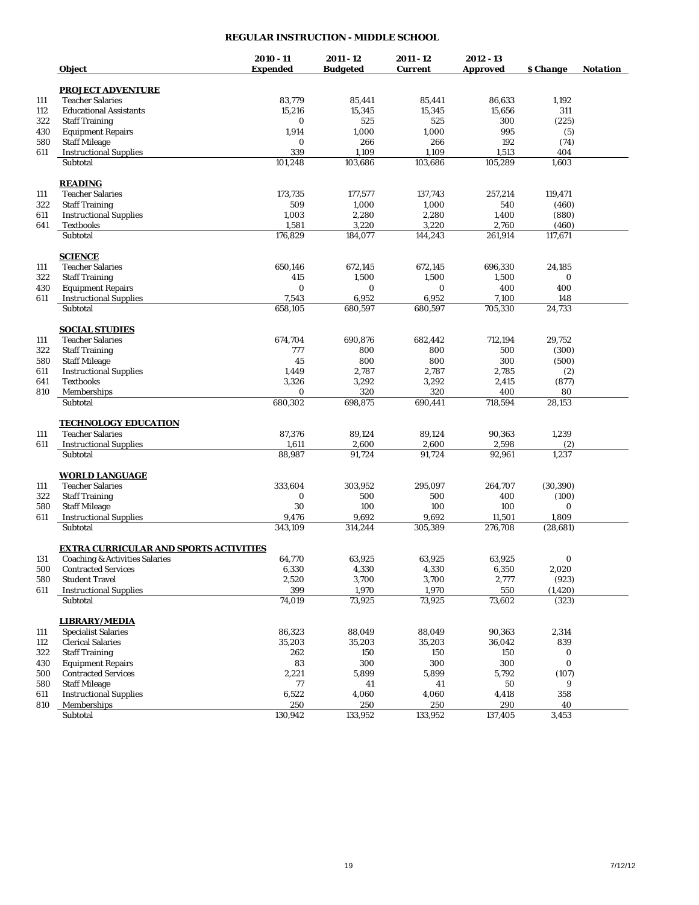# REGULAR INSTRUCTION - MIDDLE SCHOOL

| | Object | 2010 - 11 Expended | 2011 - 12 Budgeted | 2011 - 12 Current | 2012 - 13 Approved | $ Change | Notation |
|---|---|---|---|---|---|---|---|
| | **PROJECT ADVENTURE** | | | | | | |
| 111 | Teacher Salaries | 83,779 | 85,441 | 85,441 | 86,633 | 1,192 | |
| 112 | Educational Assistants | 15,216 | 15,345 | 15,345 | 15,656 | 311 | |
| 322 | Staff Training | 0 | 525 | 525 | 300 | (225) | |
| 430 | Equipment Repairs | 1,914 | 1,000 | 1,000 | 995 | (5) | |
| 580 | Staff Mileage | 0 | 266 | 266 | 192 | (74) | |
| 611 | Instructional Supplies | 339 | 1,109 | 1,109 | 1,513 | 404 | |
| | Subtotal | 101,248 | 103,686 | 103,686 | 105,289 | 1,603 | |
| | **READING** | | | | | | |
| 111 | Teacher Salaries | 173,735 | 177,577 | 137,743 | 257,214 | 119,471 | |
| 322 | Staff Training | 509 | 1,000 | 1,000 | 540 | (460) | |
| 611 | Instructional Supplies | 1,003 | 2,280 | 2,280 | 1,400 | (880) | |
| 641 | Textbooks | 1,581 | 3,220 | 3,220 | 2,760 | (460) | |
| | Subtotal | 176,829 | 184,077 | 144,243 | 261,914 | 117,671 | |
| | **SCIENCE** | | | | | | |
| 111 | Teacher Salaries | 650,146 | 672,145 | 672,145 | 696,330 | 24,185 | |
| 322 | Staff Training | 415 | 1,500 | 1,500 | 1,500 | 0 | |
| 430 | Equipment Repairs | 0 | 0 | 0 | 400 | 400 | |
| 611 | Instructional Supplies | 7,543 | 6,952 | 6,952 | 7,100 | 148 | |
| | Subtotal | 658,105 | 680,597 | 680,597 | 705,330 | 24,733 | |
| | **SOCIAL STUDIES** | | | | | | |
| 111 | Teacher Salaries | 674,704 | 690,876 | 682,442 | 712,194 | 29,752 | |
| 322 | Staff Training | 777 | 800 | 800 | 500 | (300) | |
| 580 | Staff Mileage | 45 | 800 | 800 | 300 | (500) | |
| 611 | Instructional Supplies | 1,449 | 2,787 | 2,787 | 2,785 | (2) | |
| 641 | Textbooks | 3,326 | 3,292 | 3,292 | 2,415 | (877) | |
| 810 | Memberships | 0 | 320 | 320 | 400 | 80 | |
| | Subtotal | 680,302 | 698,875 | 690,441 | 718,594 | 28,153 | |
| | **TECHNOLOGY EDUCATION** | | | | | | |
| 111 | Teacher Salaries | 87,376 | 89,124 | 89,124 | 90,363 | 1,239 | |
| 611 | Instructional Supplies | 1,611 | 2,600 | 2,600 | 2,598 | (2) | |
| | Subtotal | 88,987 | 91,724 | 91,724 | 92,961 | 1,237 | |
| | **WORLD LANGUAGE** | | | | | | |
| 111 | Teacher Salaries | 333,604 | 303,952 | 295,097 | 264,707 | (30,390) | |
| 322 | Staff Training | 0 | 500 | 500 | 400 | (100) | |
| 580 | Staff Mileage | 30 | 100 | 100 | 100 | 0 | |
| 611 | Instructional Supplies | 9,476 | 9,692 | 9,692 | 11,501 | 1,809 | |
| | Subtotal | 343,109 | 314,244 | 305,389 | 276,708 | (28,681) | |
| | **EXTRA CURRICULAR AND SPORTS ACTIVITIES** | | | | | | |
| 131 | Coaching & Activities Salaries | 64,770 | 63,925 | 63,925 | 63,925 | 0 | |
| 500 | Contracted Services | 6,330 | 4,330 | 4,330 | 6,350 | 2,020 | |
| 580 | Student Travel | 2,520 | 3,700 | 3,700 | 2,777 | (923) | |
| 611 | Instructional Supplies | 399 | 1,970 | 1,970 | 550 | (1,420) | |
| | Subtotal | 74,019 | 73,925 | 73,925 | 73,602 | (323) | |
| | **LIBRARY/MEDIA** | | | | | | |
| 111 | Specialist Salaries | 86,323 | 88,049 | 88,049 | 90,363 | 2,314 | |
| 112 | Clerical Salaries | 35,203 | 35,203 | 35,203 | 36,042 | 839 | |
| 322 | Staff Training | 262 | 150 | 150 | 150 | 0 | |
| 430 | Equipment Repairs | 83 | 300 | 300 | 300 | 0 | |
| 500 | Contracted Services | 2,221 | 5,899 | 5,899 | 5,792 | (107) | |
| 580 | Staff Mileage | 77 | 41 | 41 | 50 | 9 | |
| 611 | Instructional Supplies | 6,522 | 4,060 | 4,060 | 4,418 | 358 | |
| 810 | Memberships | 250 | 250 | 250 | 290 | 40 | |
| | Subtotal | 130,942 | 133,952 | 133,952 | 137,405 | 3,453 | |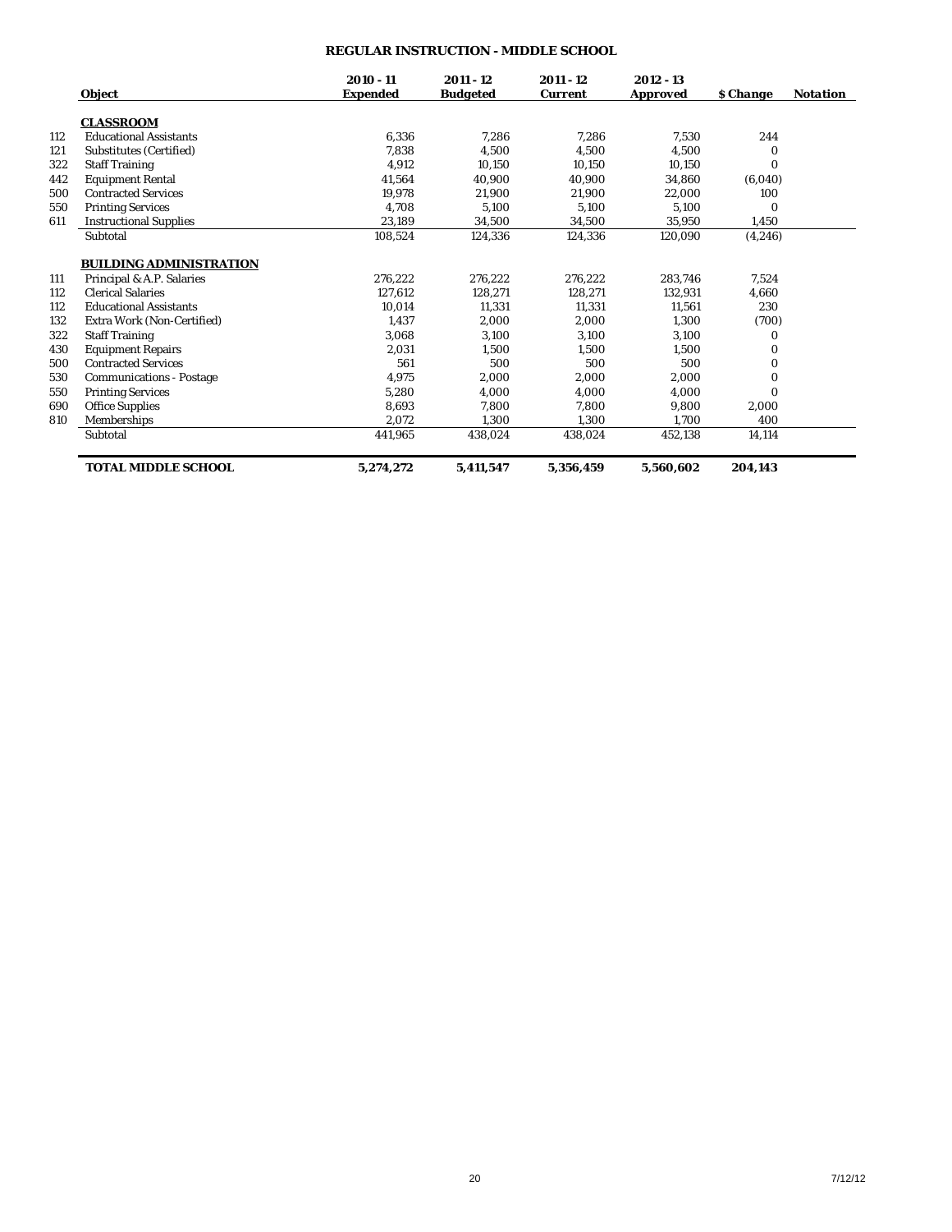## REGULAR INSTRUCTION - MIDDLE SCHOOL

| | Object | 2010 - 11 Expended | 2011 - 12 Budgeted | 2011 - 12 Current | 2012 - 13 Approved | $ Change | Notation |
|---|---|---|---|---|---|---|---|
| | **CLASSROOM** | | | | | | |
| 112 | Educational Assistants | 6,336 | 7,286 | 7,286 | 7,530 | 244 | |
| 121 | Substitutes (Certified) | 7,838 | 4,500 | 4,500 | 4,500 | 0 | |
| 322 | Staff Training | 4,912 | 10,150 | 10,150 | 10,150 | 0 | |
| 442 | Equipment Rental | 41,564 | 40,900 | 40,900 | 34,860 | (6,040) | |
| 500 | Contracted Services | 19,978 | 21,900 | 21,900 | 22,000 | 100 | |
| 550 | Printing Services | 4,708 | 5,100 | 5,100 | 5,100 | 0 | |
| 611 | Instructional Supplies | 23,189 | 34,500 | 34,500 | 35,950 | 1,450 | |
| | Subtotal | 108,524 | 124,336 | 124,336 | 120,090 | (4,246) | |
| | **BUILDING ADMINISTRATION** | | | | | | |
| 111 | Principal & A.P. Salaries | 276,222 | 276,222 | 276,222 | 283,746 | 7,524 | |
| 112 | Clerical Salaries | 127,612 | 128,271 | 128,271 | 132,931 | 4,660 | |
| 112 | Educational Assistants | 10,014 | 11,331 | 11,331 | 11,561 | 230 | |
| 132 | Extra Work (Non-Certified) | 1,437 | 2,000 | 2,000 | 1,300 | (700) | |
| 322 | Staff Training | 3,068 | 3,100 | 3,100 | 3,100 | 0 | |
| 430 | Equipment Repairs | 2,031 | 1,500 | 1,500 | 1,500 | 0 | |
| 500 | Contracted Services | 561 | 500 | 500 | 500 | 0 | |
| 530 | Communications - Postage | 4,975 | 2,000 | 2,000 | 2,000 | 0 | |
| 550 | Printing Services | 5,280 | 4,000 | 4,000 | 4,000 | 0 | |
| 690 | Office Supplies | 8,693 | 7,800 | 7,800 | 9,800 | 2,000 | |
| 810 | Memberships | 2,072 | 1,300 | 1,300 | 1,700 | 400 | |
| | Subtotal | 441,965 | 438,024 | 438,024 | 452,138 | 14,114 | |
| | **TOTAL MIDDLE SCHOOL** | **5,274,272** | **5,411,547** | **5,356,459** | **5,560,602** | **204,143** | |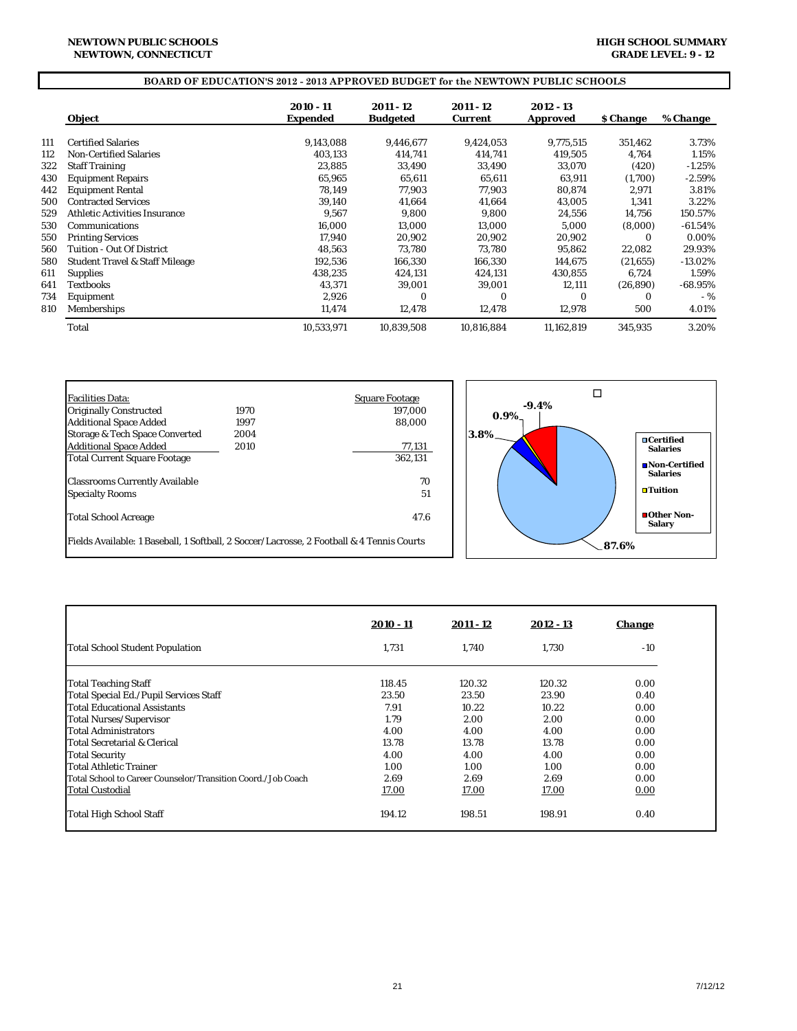**NEWTOWN PUBLIC SCHOOLS**
**NEWTOWN, CONNECTICUT**

**HIGH SCHOOL SUMMARY**
**GRADE LEVEL: 9 - 12**

## BOARD OF EDUCATION'S 2012 - 2013 APPROVED BUDGET for the NEWTOWN PUBLIC SCHOOLS

| | Object | 2010 - 11 Expended | 2011 - 12 Budgeted | 2011 - 12 Current | 2012 - 13 Approved | $ Change | % Change |
|---|---|---|---|---|---|---|---|
| 111 | Certified Salaries | 9,143,088 | 9,446,677 | 9,424,053 | 9,775,515 | 351,462 | 3.73% |
| 112 | Non-Certified Salaries | 403,133 | 414,741 | 414,741 | 419,505 | 4,764 | 1.15% |
| 322 | Staff Training | 23,885 | 33,490 | 33,490 | 33,070 | (420) | -1.25% |
| 430 | Equipment Repairs | 65,965 | 65,611 | 65,611 | 63,911 | (1,700) | -2.59% |
| 442 | Equipment Rental | 78,149 | 77,903 | 77,903 | 80,874 | 2,971 | 3.81% |
| 500 | Contracted Services | 39,140 | 41,664 | 41,664 | 43,005 | 1,341 | 3.22% |
| 529 | Athletic Activities Insurance | 9,567 | 9,800 | 9,800 | 24,556 | 14,756 | 150.57% |
| 530 | Communications | 16,000 | 13,000 | 13,000 | 5,000 | (8,000) | -61.54% |
| 550 | Printing Services | 17,940 | 20,902 | 20,902 | 20,902 | 0 | 0.00% |
| 560 | Tuition - Out Of District | 48,563 | 73,780 | 73,780 | 95,862 | 22,082 | 29.93% |
| 580 | Student Travel & Staff Mileage | 192,536 | 166,330 | 166,330 | 144,675 | (21,655) | -13.02% |
| 611 | Supplies | 438,235 | 424,131 | 424,131 | 430,855 | 6,724 | 1.59% |
| 641 | Textbooks | 43,371 | 39,001 | 39,001 | 12,111 | (26,890) | -68.95% |
| 734 | Equipment | 2,926 | 0 | 0 | 0 | 0 | - % |
| 810 | Memberships | 11,474 | 12,478 | 12,478 | 12,978 | 500 | 4.01% |
| | Total | 10,533,971 | 10,839,508 | 10,816,884 | 11,162,819 | 345,935 | 3.20% |

| Facilities Data: | | Square Footage |
|---|---|---|
| Originally Constructed | 1970 | 197,000 |
| Additional Space Added | 1997 | 88,000 |
| Storage & Tech Space Converted | 2004 | |
| Additional Space Added | 2010 | 77,131 |
| Total Current Square Footage | | 362,131 |
| Classrooms Currently Available | | 70 |
| Specialty Rooms | | 51 |
| Total School Acreage | | 47.6 |

Fields Available: 1 Baseball, 1 Softball, 2 Soccer/Lacrosse, 2 Football & 4 Tennis Courts

Chart: Certified Salaries 87.6%; Non-Certified Salaries 3.8%; Tuition 0.9%; Other Non-Salary 9.4%

| | 2010 - 11 | 2011 - 12 | 2012 - 13 | Change |
|---|---|---|---|---|
| Total School Student Population | 1,731 | 1,740 | 1,730 | -10 |
| Total Teaching Staff | 118.45 | 120.32 | 120.32 | 0.00 |
| Total Special Ed./Pupil Services Staff | 23.50 | 23.50 | 23.90 | 0.40 |
| Total Educational Assistants | 7.91 | 10.22 | 10.22 | 0.00 |
| Total Nurses/Supervisor | 1.79 | 2.00 | 2.00 | 0.00 |
| Total Administrators | 4.00 | 4.00 | 4.00 | 0.00 |
| Total Secretarial & Clerical | 13.78 | 13.78 | 13.78 | 0.00 |
| Total Security | 4.00 | 4.00 | 4.00 | 0.00 |
| Total Athletic Trainer | 1.00 | 1.00 | 1.00 | 0.00 |
| Total School to Career Counselor/Transition Coord./Job Coach | 2.69 | 2.69 | 2.69 | 0.00 |
| Total Custodial | 17.00 | 17.00 | 17.00 | 0.00 |
| Total High School Staff | 194.12 | 198.51 | 198.91 | 0.40 |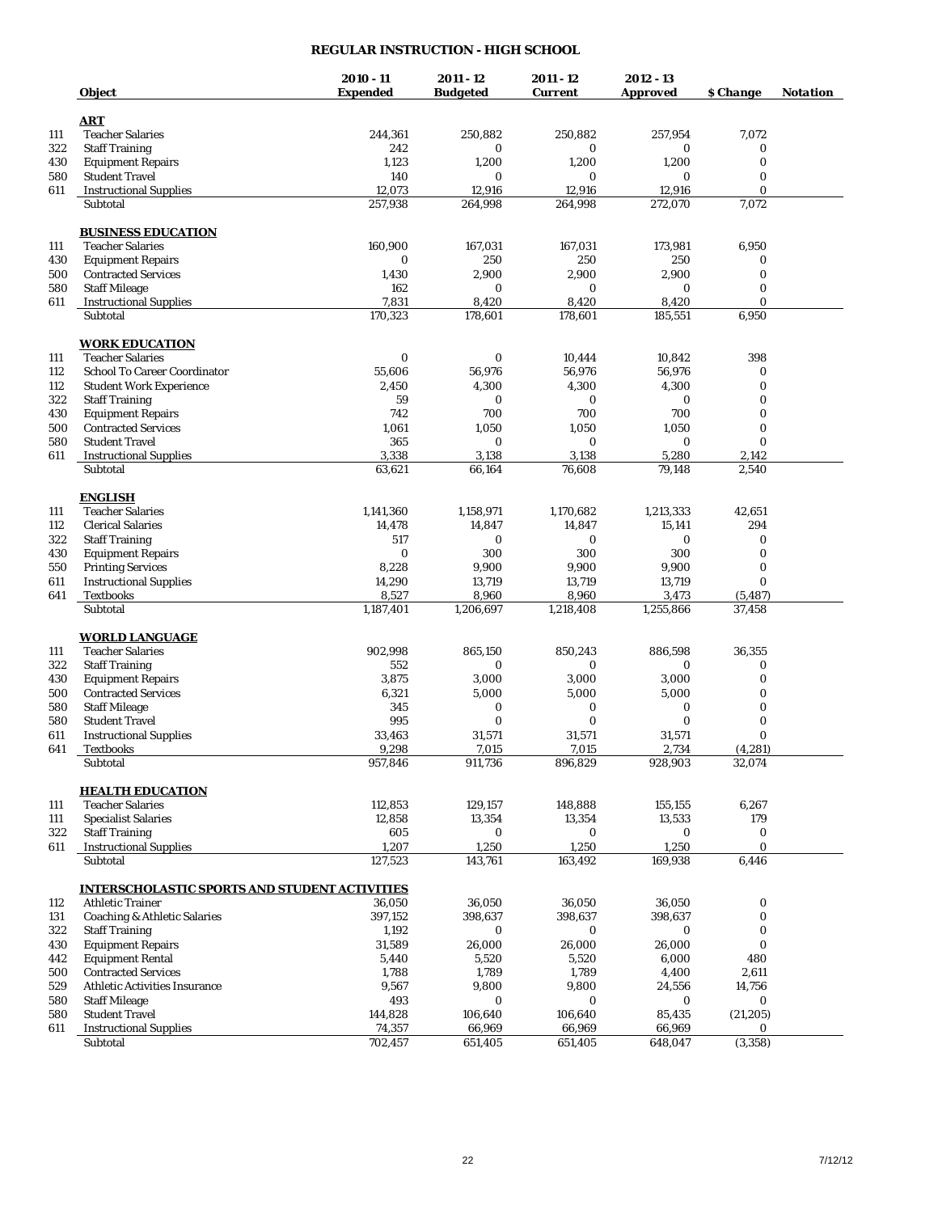# REGULAR INSTRUCTION - HIGH SCHOOL

| | Object | 2010 - 11 Expended | 2011 - 12 Budgeted | 2011 - 12 Current | 2012 - 13 Approved | $ Change | Notation |
|---|---|---|---|---|---|---|---|
| | **ART** | | | | | | |
| 111 | Teacher Salaries | 244,361 | 250,882 | 250,882 | 257,954 | 7,072 | |
| 322 | Staff Training | 242 | 0 | 0 | 0 | 0 | |
| 430 | Equipment Repairs | 1,123 | 1,200 | 1,200 | 1,200 | 0 | |
| 580 | Student Travel | 140 | 0 | 0 | 0 | 0 | |
| 611 | Instructional Supplies | 12,073 | 12,916 | 12,916 | 12,916 | 0 | |
| | Subtotal | 257,938 | 264,998 | 264,998 | 272,070 | 7,072 | |
| | **BUSINESS EDUCATION** | | | | | | |
| 111 | Teacher Salaries | 160,900 | 167,031 | 167,031 | 173,981 | 6,950 | |
| 430 | Equipment Repairs | 0 | 250 | 250 | 250 | 0 | |
| 500 | Contracted Services | 1,430 | 2,900 | 2,900 | 2,900 | 0 | |
| 580 | Staff Mileage | 162 | 0 | 0 | 0 | 0 | |
| 611 | Instructional Supplies | 7,831 | 8,420 | 8,420 | 8,420 | 0 | |
| | Subtotal | 170,323 | 178,601 | 178,601 | 185,551 | 6,950 | |
| | **WORK EDUCATION** | | | | | | |
| 111 | Teacher Salaries | 0 | 0 | 10,444 | 10,842 | 398 | |
| 112 | School To Career Coordinator | 55,606 | 56,976 | 56,976 | 56,976 | 0 | |
| 112 | Student Work Experience | 2,450 | 4,300 | 4,300 | 4,300 | 0 | |
| 322 | Staff Training | 59 | 0 | 0 | 0 | 0 | |
| 430 | Equipment Repairs | 742 | 700 | 700 | 700 | 0 | |
| 500 | Contracted Services | 1,061 | 1,050 | 1,050 | 1,050 | 0 | |
| 580 | Student Travel | 365 | 0 | 0 | 0 | 0 | |
| 611 | Instructional Supplies | 3,338 | 3,138 | 3,138 | 5,280 | 2,142 | |
| | Subtotal | 63,621 | 66,164 | 76,608 | 79,148 | 2,540 | |
| | **ENGLISH** | | | | | | |
| 111 | Teacher Salaries | 1,141,360 | 1,158,971 | 1,170,682 | 1,213,333 | 42,651 | |
| 112 | Clerical Salaries | 14,478 | 14,847 | 14,847 | 15,141 | 294 | |
| 322 | Staff Training | 517 | 0 | 0 | 0 | 0 | |
| 430 | Equipment Repairs | 0 | 300 | 300 | 300 | 0 | |
| 550 | Printing Services | 8,228 | 9,900 | 9,900 | 9,900 | 0 | |
| 611 | Instructional Supplies | 14,290 | 13,719 | 13,719 | 13,719 | 0 | |
| 641 | Textbooks | 8,527 | 8,960 | 8,960 | 3,473 | (5,487) | |
| | Subtotal | 1,187,401 | 1,206,697 | 1,218,408 | 1,255,866 | 37,458 | |
| | **WORLD LANGUAGE** | | | | | | |
| 111 | Teacher Salaries | 902,998 | 865,150 | 850,243 | 886,598 | 36,355 | |
| 322 | Staff Training | 552 | 0 | 0 | 0 | 0 | |
| 430 | Equipment Repairs | 3,875 | 3,000 | 3,000 | 3,000 | 0 | |
| 500 | Contracted Services | 6,321 | 5,000 | 5,000 | 5,000 | 0 | |
| 580 | Staff Mileage | 345 | 0 | 0 | 0 | 0 | |
| 580 | Student Travel | 995 | 0 | 0 | 0 | 0 | |
| 611 | Instructional Supplies | 33,463 | 31,571 | 31,571 | 31,571 | 0 | |
| 641 | Textbooks | 9,298 | 7,015 | 7,015 | 2,734 | (4,281) | |
| | Subtotal | 957,846 | 911,736 | 896,829 | 928,903 | 32,074 | |
| | **HEALTH EDUCATION** | | | | | | |
| 111 | Teacher Salaries | 112,853 | 129,157 | 148,888 | 155,155 | 6,267 | |
| 111 | Specialist Salaries | 12,858 | 13,354 | 13,354 | 13,533 | 179 | |
| 322 | Staff Training | 605 | 0 | 0 | 0 | 0 | |
| 611 | Instructional Supplies | 1,207 | 1,250 | 1,250 | 1,250 | 0 | |
| | Subtotal | 127,523 | 143,761 | 163,492 | 169,938 | 6,446 | |
| | **INTERSCHOLASTIC SPORTS AND STUDENT ACTIVITIES** | | | | | | |
| 112 | Athletic Trainer | 36,050 | 36,050 | 36,050 | 36,050 | 0 | |
| 131 | Coaching & Athletic Salaries | 397,152 | 398,637 | 398,637 | 398,637 | 0 | |
| 322 | Staff Training | 1,192 | 0 | 0 | 0 | 0 | |
| 430 | Equipment Repairs | 31,589 | 26,000 | 26,000 | 26,000 | 0 | |
| 442 | Equipment Rental | 5,440 | 5,520 | 5,520 | 6,000 | 480 | |
| 500 | Contracted Services | 1,788 | 1,789 | 1,789 | 4,400 | 2,611 | |
| 529 | Athletic Activities Insurance | 9,567 | 9,800 | 9,800 | 24,556 | 14,756 | |
| 580 | Staff Mileage | 493 | 0 | 0 | 0 | 0 | |
| 580 | Student Travel | 144,828 | 106,640 | 106,640 | 85,435 | (21,205) | |
| 611 | Instructional Supplies | 74,357 | 66,969 | 66,969 | 66,969 | 0 | |
| | Subtotal | 702,457 | 651,405 | 651,405 | 648,047 | (3,358) | |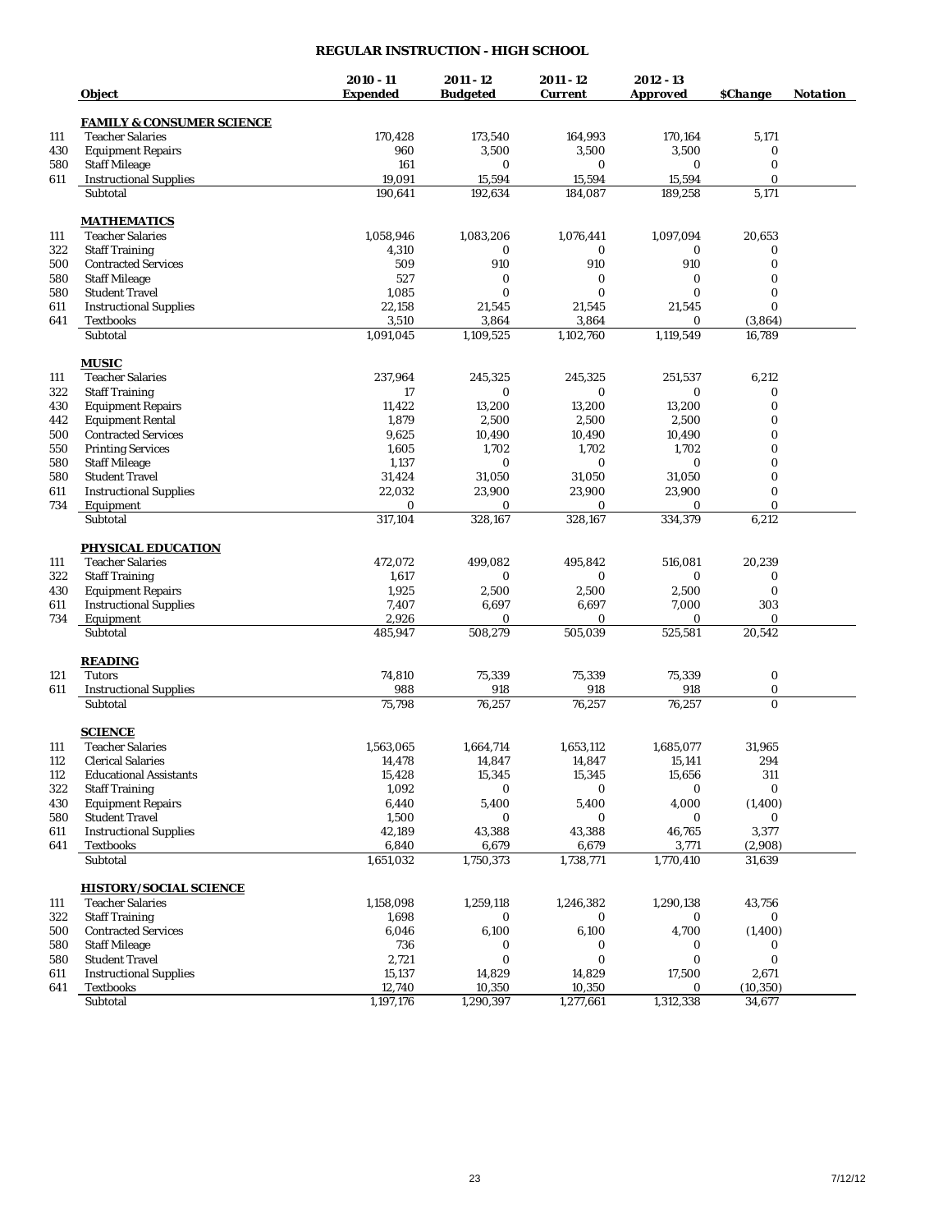# REGULAR INSTRUCTION - HIGH SCHOOL

| | Object | 2010 - 11 Expended | 2011 - 12 Budgeted | 2011 - 12 Current | 2012 - 13 Approved | $Change | Notation |
|---|---|---|---|---|---|---|---|
| | **FAMILY & CONSUMER SCIENCE** | | | | | | |
| 111 | Teacher Salaries | 170,428 | 173,540 | 164,993 | 170,164 | 5,171 | |
| 430 | Equipment Repairs | 960 | 3,500 | 3,500 | 3,500 | 0 | |
| 580 | Staff Mileage | 161 | 0 | 0 | 0 | 0 | |
| 611 | Instructional Supplies | 19,091 | 15,594 | 15,594 | 15,594 | 0 | |
| | Subtotal | 190,641 | 192,634 | 184,087 | 189,258 | 5,171 | |
| | **MATHEMATICS** | | | | | | |
| 111 | Teacher Salaries | 1,058,946 | 1,083,206 | 1,076,441 | 1,097,094 | 20,653 | |
| 322 | Staff Training | 4,310 | 0 | 0 | 0 | 0 | |
| 500 | Contracted Services | 509 | 910 | 910 | 910 | 0 | |
| 580 | Staff Mileage | 527 | 0 | 0 | 0 | 0 | |
| 580 | Student Travel | 1,085 | 0 | 0 | 0 | 0 | |
| 611 | Instructional Supplies | 22,158 | 21,545 | 21,545 | 21,545 | 0 | |
| 641 | Textbooks | 3,510 | 3,864 | 3,864 | 0 | (3,864) | |
| | Subtotal | 1,091,045 | 1,109,525 | 1,102,760 | 1,119,549 | 16,789 | |
| | **MUSIC** | | | | | | |
| 111 | Teacher Salaries | 237,964 | 245,325 | 245,325 | 251,537 | 6,212 | |
| 322 | Staff Training | 17 | 0 | 0 | 0 | 0 | |
| 430 | Equipment Repairs | 11,422 | 13,200 | 13,200 | 13,200 | 0 | |
| 442 | Equipment Rental | 1,879 | 2,500 | 2,500 | 2,500 | 0 | |
| 500 | Contracted Services | 9,625 | 10,490 | 10,490 | 10,490 | 0 | |
| 550 | Printing Services | 1,605 | 1,702 | 1,702 | 1,702 | 0 | |
| 580 | Staff Mileage | 1,137 | 0 | 0 | 0 | 0 | |
| 580 | Student Travel | 31,424 | 31,050 | 31,050 | 31,050 | 0 | |
| 611 | Instructional Supplies | 22,032 | 23,900 | 23,900 | 23,900 | 0 | |
| 734 | Equipment | 0 | 0 | 0 | 0 | 0 | |
| | Subtotal | 317,104 | 328,167 | 328,167 | 334,379 | 6,212 | |
| | **PHYSICAL EDUCATION** | | | | | | |
| 111 | Teacher Salaries | 472,072 | 499,082 | 495,842 | 516,081 | 20,239 | |
| 322 | Staff Training | 1,617 | 0 | 0 | 0 | 0 | |
| 430 | Equipment Repairs | 1,925 | 2,500 | 2,500 | 2,500 | 0 | |
| 611 | Instructional Supplies | 7,407 | 6,697 | 6,697 | 7,000 | 303 | |
| 734 | Equipment | 2,926 | 0 | 0 | 0 | 0 | |
| | Subtotal | 485,947 | 508,279 | 505,039 | 525,581 | 20,542 | |
| | **READING** | | | | | | |
| 121 | Tutors | 74,810 | 75,339 | 75,339 | 75,339 | 0 | |
| 611 | Instructional Supplies | 988 | 918 | 918 | 918 | 0 | |
| | Subtotal | 75,798 | 76,257 | 76,257 | 76,257 | 0 | |
| | **SCIENCE** | | | | | | |
| 111 | Teacher Salaries | 1,563,065 | 1,664,714 | 1,653,112 | 1,685,077 | 31,965 | |
| 112 | Clerical Salaries | 14,478 | 14,847 | 14,847 | 15,141 | 294 | |
| 112 | Educational Assistants | 15,428 | 15,345 | 15,345 | 15,656 | 311 | |
| 322 | Staff Training | 1,092 | 0 | 0 | 0 | 0 | |
| 430 | Equipment Repairs | 6,440 | 5,400 | 5,400 | 4,000 | (1,400) | |
| 580 | Student Travel | 1,500 | 0 | 0 | 0 | 0 | |
| 611 | Instructional Supplies | 42,189 | 43,388 | 43,388 | 46,765 | 3,377 | |
| 641 | Textbooks | 6,840 | 6,679 | 6,679 | 3,771 | (2,908) | |
| | Subtotal | 1,651,032 | 1,750,373 | 1,738,771 | 1,770,410 | 31,639 | |
| | **HISTORY/SOCIAL SCIENCE** | | | | | | |
| 111 | Teacher Salaries | 1,158,098 | 1,259,118 | 1,246,382 | 1,290,138 | 43,756 | |
| 322 | Staff Training | 1,698 | 0 | 0 | 0 | 0 | |
| 500 | Contracted Services | 6,046 | 6,100 | 6,100 | 4,700 | (1,400) | |
| 580 | Staff Mileage | 736 | 0 | 0 | 0 | 0 | |
| 580 | Student Travel | 2,721 | 0 | 0 | 0 | 0 | |
| 611 | Instructional Supplies | 15,137 | 14,829 | 14,829 | 17,500 | 2,671 | |
| 641 | Textbooks | 12,740 | 10,350 | 10,350 | 0 | (10,350) | |
| | Subtotal | 1,197,176 | 1,290,397 | 1,277,661 | 1,312,338 | 34,677 | |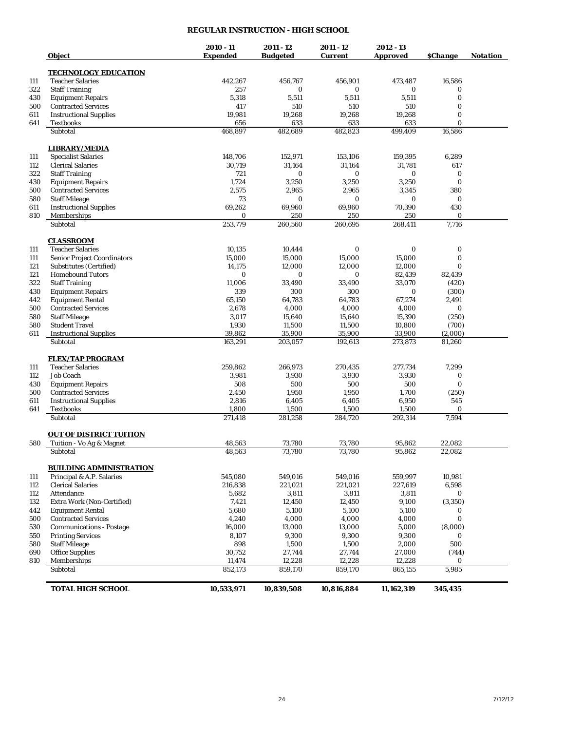## REGULAR INSTRUCTION - HIGH SCHOOL

| | Object | 2010 - 11 Expended | 2011 - 12 Budgeted | 2011 - 12 Current | 2012 - 13 Approved | $Change | Notation |
|---|---|---|---|---|---|---|---|
| | **TECHNOLOGY EDUCATION** | | | | | | |
| 111 | Teacher Salaries | 442,267 | 456,767 | 456,901 | 473,487 | 16,586 | |
| 322 | Staff Training | 257 | 0 | 0 | 0 | 0 | |
| 430 | Equipment Repairs | 5,318 | 5,511 | 5,511 | 5,511 | 0 | |
| 500 | Contracted Services | 417 | 510 | 510 | 510 | 0 | |
| 611 | Instructional Supplies | 19,981 | 19,268 | 19,268 | 19,268 | 0 | |
| 641 | Textbooks | 656 | 633 | 633 | 633 | 0 | |
| | Subtotal | 468,897 | 482,689 | 482,823 | 499,409 | 16,586 | |
| | **LIBRARY/MEDIA** | | | | | | |
| 111 | Specialist Salaries | 148,706 | 152,971 | 153,106 | 159,395 | 6,289 | |
| 112 | Clerical Salaries | 30,719 | 31,164 | 31,164 | 31,781 | 617 | |
| 322 | Staff Training | 721 | 0 | 0 | 0 | 0 | |
| 430 | Equipment Repairs | 1,724 | 3,250 | 3,250 | 3,250 | 0 | |
| 500 | Contracted Services | 2,575 | 2,965 | 2,965 | 3,345 | 380 | |
| 580 | Staff Mileage | 73 | 0 | 0 | 0 | 0 | |
| 611 | Instructional Supplies | 69,262 | 69,960 | 69,960 | 70,390 | 430 | |
| 810 | Memberships | 0 | 250 | 250 | 250 | 0 | |
| | Subtotal | 253,779 | 260,560 | 260,695 | 268,411 | 7,716 | |
| | **CLASSROOM** | | | | | | |
| 111 | Teacher Salaries | 10,135 | 10,444 | 0 | 0 | 0 | |
| 111 | Senior Project Coordinators | 15,000 | 15,000 | 15,000 | 15,000 | 0 | |
| 121 | Substitutes (Certified) | 14,175 | 12,000 | 12,000 | 12,000 | 0 | |
| 121 | Homebound Tutors | 0 | 0 | 0 | 82,439 | 82,439 | |
| 322 | Staff Training | 11,006 | 33,490 | 33,490 | 33,070 | (420) | |
| 430 | Equipment Repairs | 339 | 300 | 300 | 0 | (300) | |
| 442 | Equipment Rental | 65,150 | 64,783 | 64,783 | 67,274 | 2,491 | |
| 500 | Contracted Services | 2,678 | 4,000 | 4,000 | 4,000 | 0 | |
| 580 | Staff Mileage | 3,017 | 15,640 | 15,640 | 15,390 | (250) | |
| 580 | Student Travel | 1,930 | 11,500 | 11,500 | 10,800 | (700) | |
| 611 | Instructional Supplies | 39,862 | 35,900 | 35,900 | 33,900 | (2,000) | |
| | Subtotal | 163,291 | 203,057 | 192,613 | 273,873 | 81,260 | |
| | **FLEX/TAP PROGRAM** | | | | | | |
| 111 | Teacher Salaries | 259,862 | 266,973 | 270,435 | 277,734 | 7,299 | |
| 112 | Job Coach | 3,981 | 3,930 | 3,930 | 3,930 | 0 | |
| 430 | Equipment Repairs | 508 | 500 | 500 | 500 | 0 | |
| 500 | Contracted Services | 2,450 | 1,950 | 1,950 | 1,700 | (250) | |
| 611 | Instructional Supplies | 2,816 | 6,405 | 6,405 | 6,950 | 545 | |
| 641 | Textbooks | 1,800 | 1,500 | 1,500 | 1,500 | 0 | |
| | Subtotal | 271,418 | 281,258 | 284,720 | 292,314 | 7,594 | |
| | **OUT OF DISTRICT TUITION** | | | | | | |
| 580 | Tuition - Vo Ag & Magnet | 48,563 | 73,780 | 73,780 | 95,862 | 22,082 | |
| | Subtotal | 48,563 | 73,780 | 73,780 | 95,862 | 22,082 | |
| | **BUILDING ADMINISTRATION** | | | | | | |
| 111 | Principal & A.P. Salaries | 545,080 | 549,016 | 549,016 | 559,997 | 10,981 | |
| 112 | Clerical Salaries | 216,838 | 221,021 | 221,021 | 227,619 | 6,598 | |
| 112 | Attendance | 5,682 | 3,811 | 3,811 | 3,811 | 0 | |
| 132 | Extra Work (Non-Certified) | 7,421 | 12,450 | 12,450 | 9,100 | (3,350) | |
| 442 | Equipment Rental | 5,680 | 5,100 | 5,100 | 5,100 | 0 | |
| 500 | Contracted Services | 4,240 | 4,000 | 4,000 | 4,000 | 0 | |
| 530 | Communications - Postage | 16,000 | 13,000 | 13,000 | 5,000 | (8,000) | |
| 550 | Printing Services | 8,107 | 9,300 | 9,300 | 9,300 | 0 | |
| 580 | Staff Mileage | 898 | 1,500 | 1,500 | 2,000 | 500 | |
| 690 | Office Supplies | 30,752 | 27,744 | 27,744 | 27,000 | (744) | |
| 810 | Memberships | 11,474 | 12,228 | 12,228 | 12,228 | 0 | |
| | Subtotal | 852,173 | 859,170 | 859,170 | 865,155 | 5,985 | |
| | **TOTAL HIGH SCHOOL** | **10,533,971** | **10,839,508** | **10,816,884** | **11,162,319** | **345,435** | |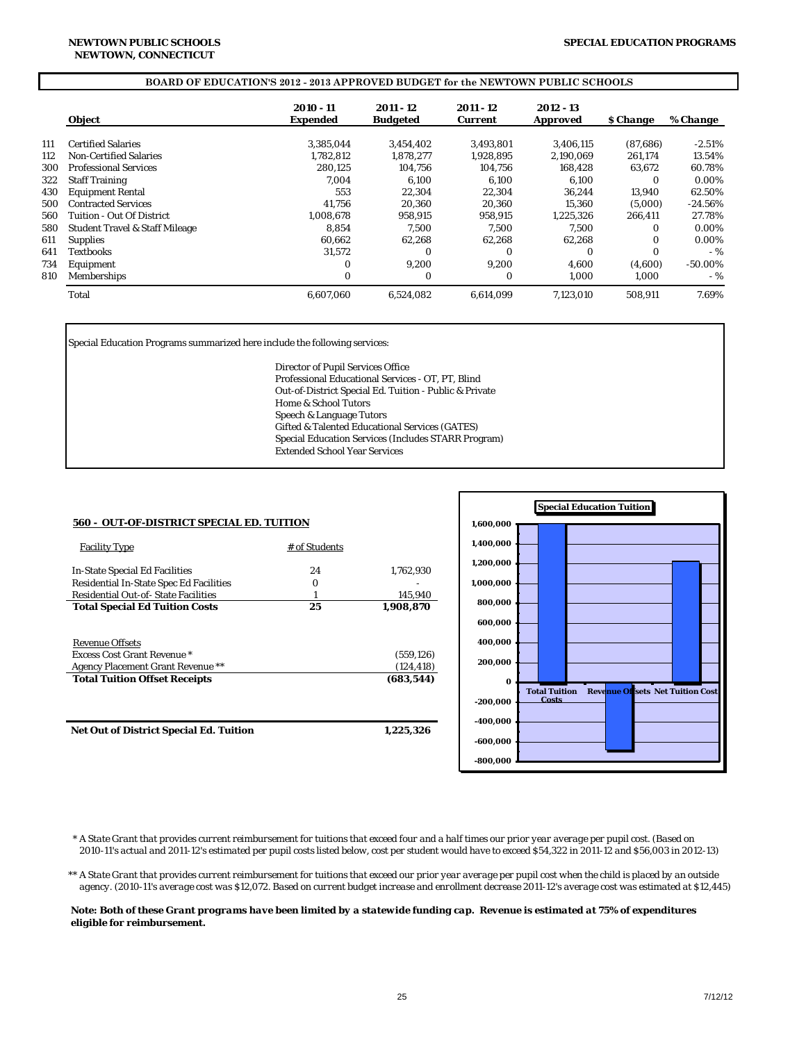**NEWTOWN PUBLIC SCHOOLS**
**NEWTOWN, CONNECTICUT**

**SPECIAL EDUCATION PROGRAMS**

**BOARD OF EDUCATION'S 2012 - 2013 APPROVED BUDGET for the NEWTOWN PUBLIC SCHOOLS**

| | Object | 2010 - 11 Expended | 2011 - 12 Budgeted | 2011 - 12 Current | 2012 - 13 Approved | $ Change | % Change |
|---|---|---|---|---|---|---|---|
| 111 | Certified Salaries | 3,385,044 | 3,454,402 | 3,493,801 | 3,406,115 | (87,686) | -2.51% |
| 112 | Non-Certified Salaries | 1,782,812 | 1,878,277 | 1,928,895 | 2,190,069 | 261,174 | 13.54% |
| 300 | Professional Services | 280,125 | 104,756 | 104,756 | 168,428 | 63,672 | 60.78% |
| 322 | Staff Training | 7,004 | 6,100 | 6,100 | 6,100 | 0 | 0.00% |
| 430 | Equipment Rental | 553 | 22,304 | 22,304 | 36,244 | 13,940 | 62.50% |
| 500 | Contracted Services | 41,756 | 20,360 | 20,360 | 15,360 | (5,000) | -24.56% |
| 560 | Tuition - Out Of District | 1,008,678 | 958,915 | 958,915 | 1,225,326 | 266,411 | 27.78% |
| 580 | Student Travel & Staff Mileage | 8,854 | 7,500 | 7,500 | 7,500 | 0 | 0.00% |
| 611 | Supplies | 60,662 | 62,268 | 62,268 | 62,268 | 0 | 0.00% |
| 641 | Textbooks | 31,572 | 0 | 0 | 0 | 0 | - % |
| 734 | Equipment | 0 | 9,200 | 9,200 | 4,600 | (4,600) | -50.00% |
| 810 | Memberships | 0 | 0 | 0 | 1,000 | 1,000 | - % |
| | Total | 6,607,060 | 6,524,082 | 6,614,099 | 7,123,010 | 508,911 | 7.69% |

Special Education Programs summarized here include the following services:

- Director of Pupil Services Office
- Professional Educational Services - OT, PT, Blind
- Out-of-District Special Ed. Tuition - Public & Private
- Home & School Tutors
- Speech & Language Tutors
- Gifted & Talented Educational Services (GATES)
- Special Education Services (Includes STARR Program)
- Extended School Year Services

**560 - OUT-OF-DISTRICT SPECIAL ED. TUITION**

| Facility Type | # of Students | |
|---|---|---|
| In-State Special Ed Facilities | 24 | 1,762,930 |
| Residential In-State Spec Ed Facilities | 0 | - |
| Residential Out-of- State Facilities | 1 | 145,940 |
| **Total Special Ed Tuition Costs** | **25** | **1,908,870** |
| | | |
| Revenue Offsets | | |
| Excess Cost Grant Revenue * | | (559,126) |
| Agency Placement Grant Revenue ** | | (124,418) |
| **Total Tuition Offset Receipts** | | **(683,544)** |
| | | |
| **Net Out of District Special Ed. Tuition** | | **1,225,326** |

**Special Education Tuition**

(Chart: Total Tuition Costs, Revenue Offsets, Net Tuition Cost; axis from -800,000 to 1,600,000)

*\* A State Grant that provides current reimbursement for tuitions that exceed four and a half times our prior year average per pupil cost. (Based on 2010-11's actual and 2011-12's estimated per pupil costs listed below, cost per student would have to exceed $54,322 in 2011-12 and $56,003 in 2012-13)*

*\*\* A State Grant that provides current reimbursement for tuitions that exceed our prior year average per pupil cost when the child is placed by an outside agency. (2010-11's average cost was $12,072. Based on current budget increase and enrollment decrease 2011-12's average cost was estimated at $12,445)*

***Note: Both of these Grant programs have been limited by a statewide funding cap. Revenue is estimated at 75% of expenditures eligible for reimbursement.***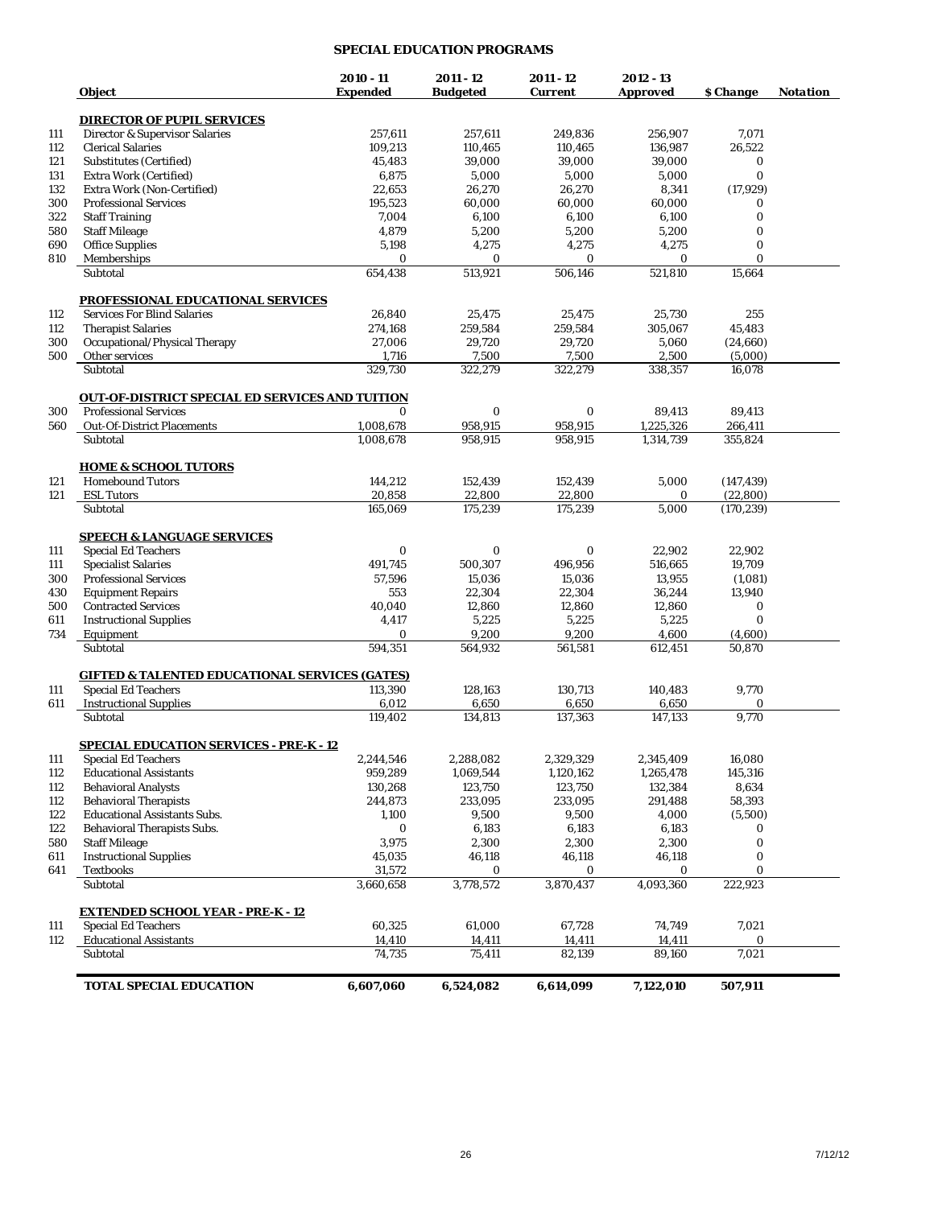# SPECIAL EDUCATION PROGRAMS

| | Object | 2010 - 11 Expended | 2011 - 12 Budgeted | 2011 - 12 Current | 2012 - 13 Approved | $ Change | Notation |
|---|---|---|---|---|---|---|---|
| | **DIRECTOR OF PUPIL SERVICES** | | | | | | |
| 111 | Director & Supervisor Salaries | 257,611 | 257,611 | 249,836 | 256,907 | 7,071 | |
| 112 | Clerical Salaries | 109,213 | 110,465 | 110,465 | 136,987 | 26,522 | |
| 121 | Substitutes (Certified) | 45,483 | 39,000 | 39,000 | 39,000 | 0 | |
| 131 | Extra Work (Certified) | 6,875 | 5,000 | 5,000 | 5,000 | 0 | |
| 132 | Extra Work (Non-Certified) | 22,653 | 26,270 | 26,270 | 8,341 | (17,929) | |
| 300 | Professional Services | 195,523 | 60,000 | 60,000 | 60,000 | 0 | |
| 322 | Staff Training | 7,004 | 6,100 | 6,100 | 6,100 | 0 | |
| 580 | Staff Mileage | 4,879 | 5,200 | 5,200 | 5,200 | 0 | |
| 690 | Office Supplies | 5,198 | 4,275 | 4,275 | 4,275 | 0 | |
| 810 | Memberships | 0 | 0 | 0 | 0 | 0 | |
| | Subtotal | 654,438 | 513,921 | 506,146 | 521,810 | 15,664 | |
| | **PROFESSIONAL EDUCATIONAL SERVICES** | | | | | | |
| 112 | Services For Blind Salaries | 26,840 | 25,475 | 25,475 | 25,730 | 255 | |
| 112 | Therapist Salaries | 274,168 | 259,584 | 259,584 | 305,067 | 45,483 | |
| 300 | Occupational/Physical Therapy | 27,006 | 29,720 | 29,720 | 5,060 | (24,660) | |
| 500 | Other services | 1,716 | 7,500 | 7,500 | 2,500 | (5,000) | |
| | Subtotal | 329,730 | 322,279 | 322,279 | 338,357 | 16,078 | |
| | **OUT-OF-DISTRICT SPECIAL ED SERVICES AND TUITION** | | | | | | |
| 300 | Professional Services | 0 | 0 | 0 | 89,413 | 89,413 | |
| 560 | Out-Of-District Placements | 1,008,678 | 958,915 | 958,915 | 1,225,326 | 266,411 | |
| | Subtotal | 1,008,678 | 958,915 | 958,915 | 1,314,739 | 355,824 | |
| | **HOME & SCHOOL TUTORS** | | | | | | |
| 121 | Homebound Tutors | 144,212 | 152,439 | 152,439 | 5,000 | (147,439) | |
| 121 | ESL Tutors | 20,858 | 22,800 | 22,800 | 0 | (22,800) | |
| | Subtotal | 165,069 | 175,239 | 175,239 | 5,000 | (170,239) | |
| | **SPEECH & LANGUAGE SERVICES** | | | | | | |
| 111 | Special Ed Teachers | 0 | 0 | 0 | 22,902 | 22,902 | |
| 111 | Specialist Salaries | 491,745 | 500,307 | 496,956 | 516,665 | 19,709 | |
| 300 | Professional Services | 57,596 | 15,036 | 15,036 | 13,955 | (1,081) | |
| 430 | Equipment Repairs | 553 | 22,304 | 22,304 | 36,244 | 13,940 | |
| 500 | Contracted Services | 40,040 | 12,860 | 12,860 | 12,860 | 0 | |
| 611 | Instructional Supplies | 4,417 | 5,225 | 5,225 | 5,225 | 0 | |
| 734 | Equipment | 0 | 9,200 | 9,200 | 4,600 | (4,600) | |
| | Subtotal | 594,351 | 564,932 | 561,581 | 612,451 | 50,870 | |
| | **GIFTED & TALENTED EDUCATIONAL SERVICES (GATES)** | | | | | | |
| 111 | Special Ed Teachers | 113,390 | 128,163 | 130,713 | 140,483 | 9,770 | |
| 611 | Instructional Supplies | 6,012 | 6,650 | 6,650 | 6,650 | 0 | |
| | Subtotal | 119,402 | 134,813 | 137,363 | 147,133 | 9,770 | |
| | **SPECIAL EDUCATION SERVICES - PRE-K - 12** | | | | | | |
| 111 | Special Ed Teachers | 2,244,546 | 2,288,082 | 2,329,329 | 2,345,409 | 16,080 | |
| 112 | Educational Assistants | 959,289 | 1,069,544 | 1,120,162 | 1,265,478 | 145,316 | |
| 112 | Behavioral Analysts | 130,268 | 123,750 | 123,750 | 132,384 | 8,634 | |
| 112 | Behavioral Therapists | 244,873 | 233,095 | 233,095 | 291,488 | 58,393 | |
| 122 | Educational Assistants Subs. | 1,100 | 9,500 | 9,500 | 4,000 | (5,500) | |
| 122 | Behavioral Therapists Subs. | 0 | 6,183 | 6,183 | 6,183 | 0 | |
| 580 | Staff Mileage | 3,975 | 2,300 | 2,300 | 2,300 | 0 | |
| 611 | Instructional Supplies | 45,035 | 46,118 | 46,118 | 46,118 | 0 | |
| 641 | Textbooks | 31,572 | 0 | 0 | 0 | 0 | |
| | Subtotal | 3,660,658 | 3,778,572 | 3,870,437 | 4,093,360 | 222,923 | |
| | **EXTENDED SCHOOL YEAR - PRE-K - 12** | | | | | | |
| 111 | Special Ed Teachers | 60,325 | 61,000 | 67,728 | 74,749 | 7,021 | |
| 112 | Educational Assistants | 14,410 | 14,411 | 14,411 | 14,411 | 0 | |
| | Subtotal | 74,735 | 75,411 | 82,139 | 89,160 | 7,021 | |
| | **TOTAL SPECIAL EDUCATION** | **6,607,060** | **6,524,082** | **6,614,099** | **7,122,010** | **507,911** | |

7/12/12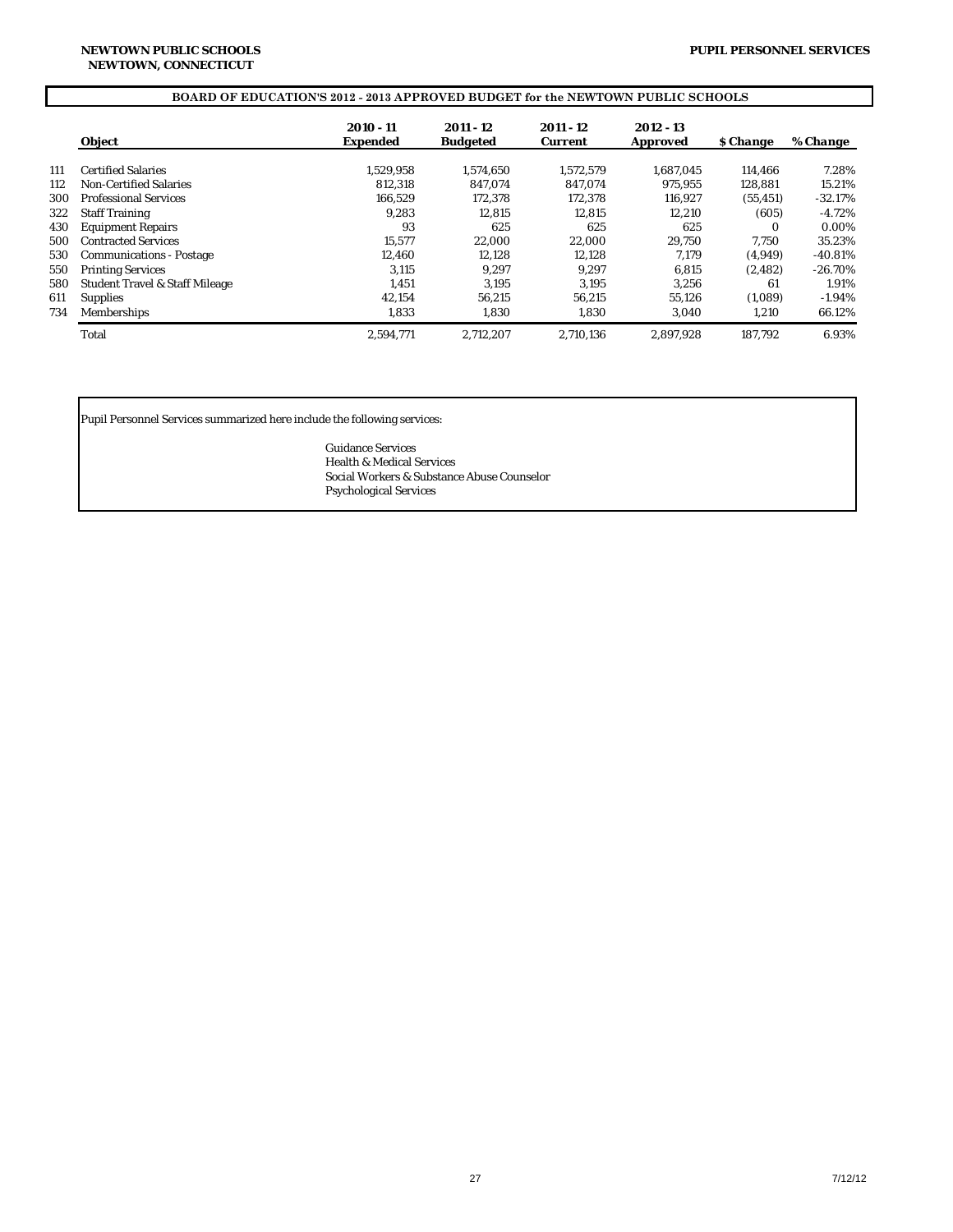**NEWTOWN PUBLIC SCHOOLS**
**NEWTOWN, CONNECTICUT**

**PUPIL PERSONNEL SERVICES**

## BOARD OF EDUCATION'S 2012 - 2013 APPROVED BUDGET for the NEWTOWN PUBLIC SCHOOLS

| | Object | 2010 - 11 Expended | 2011 - 12 Budgeted | 2011 - 12 Current | 2012 - 13 Approved | $ Change | % Change |
|---|---|---|---|---|---|---|---|
| 111 | Certified Salaries | 1,529,958 | 1,574,650 | 1,572,579 | 1,687,045 | 114,466 | 7.28% |
| 112 | Non-Certified Salaries | 812,318 | 847,074 | 847,074 | 975,955 | 128,881 | 15.21% |
| 300 | Professional Services | 166,529 | 172,378 | 172,378 | 116,927 | (55,451) | -32.17% |
| 322 | Staff Training | 9,283 | 12,815 | 12,815 | 12,210 | (605) | -4.72% |
| 430 | Equipment Repairs | 93 | 625 | 625 | 625 | 0 | 0.00% |
| 500 | Contracted Services | 15,577 | 22,000 | 22,000 | 29,750 | 7,750 | 35.23% |
| 530 | Communications - Postage | 12,460 | 12,128 | 12,128 | 7,179 | (4,949) | -40.81% |
| 550 | Printing Services | 3,115 | 9,297 | 9,297 | 6,815 | (2,482) | -26.70% |
| 580 | Student Travel & Staff Mileage | 1,451 | 3,195 | 3,195 | 3,256 | 61 | 1.91% |
| 611 | Supplies | 42,154 | 56,215 | 56,215 | 55,126 | (1,089) | -1.94% |
| 734 | Memberships | 1,833 | 1,830 | 1,830 | 3,040 | 1,210 | 66.12% |
| | Total | 2,594,771 | 2,712,207 | 2,710,136 | 2,897,928 | 187,792 | 6.93% |

Pupil Personnel Services summarized here include the following services:

- Guidance Services
- Health & Medical Services
- Social Workers & Substance Abuse Counselor
- Psychological Services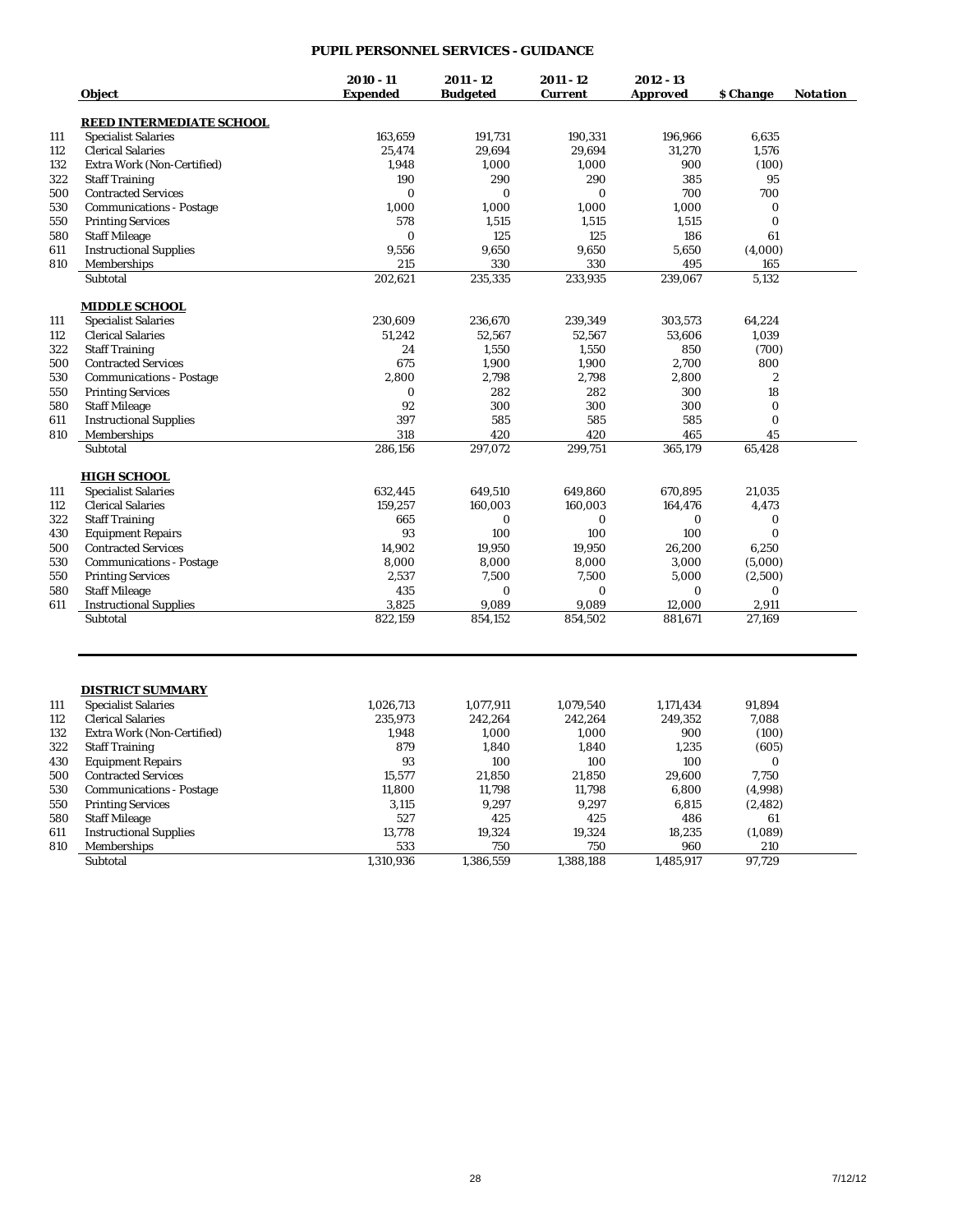# PUPIL PERSONNEL SERVICES - GUIDANCE

| | Object | 2010 - 11 Expended | 2011 - 12 Budgeted | 2011 - 12 Current | 2012 - 13 Approved | $ Change | Notation |
|---|---|---|---|---|---|---|---|
| | **REED INTERMEDIATE SCHOOL** | | | | | | |
| 111 | Specialist Salaries | 163,659 | 191,731 | 190,331 | 196,966 | 6,635 | |
| 112 | Clerical Salaries | 25,474 | 29,694 | 29,694 | 31,270 | 1,576 | |
| 132 | Extra Work (Non-Certified) | 1,948 | 1,000 | 1,000 | 900 | (100) | |
| 322 | Staff Training | 190 | 290 | 290 | 385 | 95 | |
| 500 | Contracted Services | 0 | 0 | 0 | 700 | 700 | |
| 530 | Communications - Postage | 1,000 | 1,000 | 1,000 | 1,000 | 0 | |
| 550 | Printing Services | 578 | 1,515 | 1,515 | 1,515 | 0 | |
| 580 | Staff Mileage | 0 | 125 | 125 | 186 | 61 | |
| 611 | Instructional Supplies | 9,556 | 9,650 | 9,650 | 5,650 | (4,000) | |
| 810 | Memberships | 215 | 330 | 330 | 495 | 165 | |
| | Subtotal | 202,621 | 235,335 | 233,935 | 239,067 | 5,132 | |
| | **MIDDLE SCHOOL** | | | | | | |
| 111 | Specialist Salaries | 230,609 | 236,670 | 239,349 | 303,573 | 64,224 | |
| 112 | Clerical Salaries | 51,242 | 52,567 | 52,567 | 53,606 | 1,039 | |
| 322 | Staff Training | 24 | 1,550 | 1,550 | 850 | (700) | |
| 500 | Contracted Services | 675 | 1,900 | 1,900 | 2,700 | 800 | |
| 530 | Communications - Postage | 2,800 | 2,798 | 2,798 | 2,800 | 2 | |
| 550 | Printing Services | 0 | 282 | 282 | 300 | 18 | |
| 580 | Staff Mileage | 92 | 300 | 300 | 300 | 0 | |
| 611 | Instructional Supplies | 397 | 585 | 585 | 585 | 0 | |
| 810 | Memberships | 318 | 420 | 420 | 465 | 45 | |
| | Subtotal | 286,156 | 297,072 | 299,751 | 365,179 | 65,428 | |
| | **HIGH SCHOOL** | | | | | | |
| 111 | Specialist Salaries | 632,445 | 649,510 | 649,860 | 670,895 | 21,035 | |
| 112 | Clerical Salaries | 159,257 | 160,003 | 160,003 | 164,476 | 4,473 | |
| 322 | Staff Training | 665 | 0 | 0 | 0 | 0 | |
| 430 | Equipment Repairs | 93 | 100 | 100 | 100 | 0 | |
| 500 | Contracted Services | 14,902 | 19,950 | 19,950 | 26,200 | 6,250 | |
| 530 | Communications - Postage | 8,000 | 8,000 | 8,000 | 3,000 | (5,000) | |
| 550 | Printing Services | 2,537 | 7,500 | 7,500 | 5,000 | (2,500) | |
| 580 | Staff Mileage | 435 | 0 | 0 | 0 | 0 | |
| 611 | Instructional Supplies | 3,825 | 9,089 | 9,089 | 12,000 | 2,911 | |
| | Subtotal | 822,159 | 854,152 | 854,502 | 881,671 | 27,169 | |

| | Object | 2010 - 11 Expended | 2011 - 12 Budgeted | 2011 - 12 Current | 2012 - 13 Approved | $ Change | Notation |
|---|---|---|---|---|---|---|---|
| | **DISTRICT SUMMARY** | | | | | | |
| 111 | Specialist Salaries | 1,026,713 | 1,077,911 | 1,079,540 | 1,171,434 | 91,894 | |
| 112 | Clerical Salaries | 235,973 | 242,264 | 242,264 | 249,352 | 7,088 | |
| 132 | Extra Work (Non-Certified) | 1,948 | 1,000 | 1,000 | 900 | (100) | |
| 322 | Staff Training | 879 | 1,840 | 1,840 | 1,235 | (605) | |
| 430 | Equipment Repairs | 93 | 100 | 100 | 100 | 0 | |
| 500 | Contracted Services | 15,577 | 21,850 | 21,850 | 29,600 | 7,750 | |
| 530 | Communications - Postage | 11,800 | 11,798 | 11,798 | 6,800 | (4,998) | |
| 550 | Printing Services | 3,115 | 9,297 | 9,297 | 6,815 | (2,482) | |
| 580 | Staff Mileage | 527 | 425 | 425 | 486 | 61 | |
| 611 | Instructional Supplies | 13,778 | 19,324 | 19,324 | 18,235 | (1,089) | |
| 810 | Memberships | 533 | 750 | 750 | 960 | 210 | |
| | Subtotal | 1,310,936 | 1,386,559 | 1,388,188 | 1,485,917 | 97,729 | |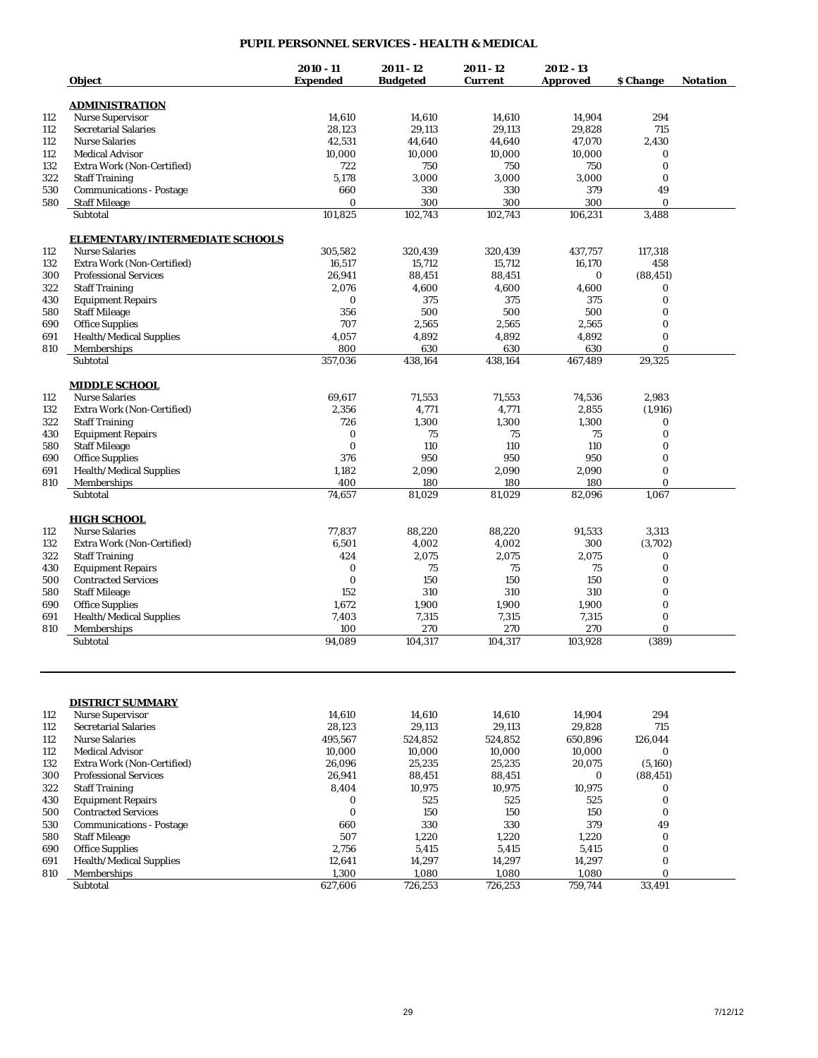# PUPIL PERSONNEL SERVICES - HEALTH & MEDICAL

| | Object | 2010 - 11 Expended | 2011 - 12 Budgeted | 2011 - 12 Current | 2012 - 13 Approved | $ Change | Notation |
|---|---|---|---|---|---|---|---|
| | **ADMINISTRATION** | | | | | | |
| 112 | Nurse Supervisor | 14,610 | 14,610 | 14,610 | 14,904 | 294 | |
| 112 | Secretarial Salaries | 28,123 | 29,113 | 29,113 | 29,828 | 715 | |
| 112 | Nurse Salaries | 42,531 | 44,640 | 44,640 | 47,070 | 2,430 | |
| 112 | Medical Advisor | 10,000 | 10,000 | 10,000 | 10,000 | 0 | |
| 132 | Extra Work (Non-Certified) | 722 | 750 | 750 | 750 | 0 | |
| 322 | Staff Training | 5,178 | 3,000 | 3,000 | 3,000 | 0 | |
| 530 | Communications - Postage | 660 | 330 | 330 | 379 | 49 | |
| 580 | Staff Mileage | 0 | 300 | 300 | 300 | 0 | |
| | Subtotal | 101,825 | 102,743 | 102,743 | 106,231 | 3,488 | |
| | **ELEMENTARY/INTERMEDIATE SCHOOLS** | | | | | | |
| 112 | Nurse Salaries | 305,582 | 320,439 | 320,439 | 437,757 | 117,318 | |
| 132 | Extra Work (Non-Certified) | 16,517 | 15,712 | 15,712 | 16,170 | 458 | |
| 300 | Professional Services | 26,941 | 88,451 | 88,451 | 0 | (88,451) | |
| 322 | Staff Training | 2,076 | 4,600 | 4,600 | 4,600 | 0 | |
| 430 | Equipment Repairs | 0 | 375 | 375 | 375 | 0 | |
| 580 | Staff Mileage | 356 | 500 | 500 | 500 | 0 | |
| 690 | Office Supplies | 707 | 2,565 | 2,565 | 2,565 | 0 | |
| 691 | Health/Medical Supplies | 4,057 | 4,892 | 4,892 | 4,892 | 0 | |
| 810 | Memberships | 800 | 630 | 630 | 630 | 0 | |
| | Subtotal | 357,036 | 438,164 | 438,164 | 467,489 | 29,325 | |
| | **MIDDLE SCHOOL** | | | | | | |
| 112 | Nurse Salaries | 69,617 | 71,553 | 71,553 | 74,536 | 2,983 | |
| 132 | Extra Work (Non-Certified) | 2,356 | 4,771 | 4,771 | 2,855 | (1,916) | |
| 322 | Staff Training | 726 | 1,300 | 1,300 | 1,300 | 0 | |
| 430 | Equipment Repairs | 0 | 75 | 75 | 75 | 0 | |
| 580 | Staff Mileage | 0 | 110 | 110 | 110 | 0 | |
| 690 | Office Supplies | 376 | 950 | 950 | 950 | 0 | |
| 691 | Health/Medical Supplies | 1,182 | 2,090 | 2,090 | 2,090 | 0 | |
| 810 | Memberships | 400 | 180 | 180 | 180 | 0 | |
| | Subtotal | 74,657 | 81,029 | 81,029 | 82,096 | 1,067 | |
| | **HIGH SCHOOL** | | | | | | |
| 112 | Nurse Salaries | 77,837 | 88,220 | 88,220 | 91,533 | 3,313 | |
| 132 | Extra Work (Non-Certified) | 6,501 | 4,002 | 4,002 | 300 | (3,702) | |
| 322 | Staff Training | 424 | 2,075 | 2,075 | 2,075 | 0 | |
| 430 | Equipment Repairs | 0 | 75 | 75 | 75 | 0 | |
| 500 | Contracted Services | 0 | 150 | 150 | 150 | 0 | |
| 580 | Staff Mileage | 152 | 310 | 310 | 310 | 0 | |
| 690 | Office Supplies | 1,672 | 1,900 | 1,900 | 1,900 | 0 | |
| 691 | Health/Medical Supplies | 7,403 | 7,315 | 7,315 | 7,315 | 0 | |
| 810 | Memberships | 100 | 270 | 270 | 270 | 0 | |
| | Subtotal | 94,089 | 104,317 | 104,317 | 103,928 | (389) | |

| | Object | 2010 - 11 Expended | 2011 - 12 Budgeted | 2011 - 12 Current | 2012 - 13 Approved | $ Change | Notation |
|---|---|---|---|---|---|---|---|
| | **DISTRICT SUMMARY** | | | | | | |
| 112 | Nurse Supervisor | 14,610 | 14,610 | 14,610 | 14,904 | 294 | |
| 112 | Secretarial Salaries | 28,123 | 29,113 | 29,113 | 29,828 | 715 | |
| 112 | Nurse Salaries | 495,567 | 524,852 | 524,852 | 650,896 | 126,044 | |
| 112 | Medical Advisor | 10,000 | 10,000 | 10,000 | 10,000 | 0 | |
| 132 | Extra Work (Non-Certified) | 26,096 | 25,235 | 25,235 | 20,075 | (5,160) | |
| 300 | Professional Services | 26,941 | 88,451 | 88,451 | 0 | (88,451) | |
| 322 | Staff Training | 8,404 | 10,975 | 10,975 | 10,975 | 0 | |
| 430 | Equipment Repairs | 0 | 525 | 525 | 525 | 0 | |
| 500 | Contracted Services | 0 | 150 | 150 | 150 | 0 | |
| 530 | Communications - Postage | 660 | 330 | 330 | 379 | 49 | |
| 580 | Staff Mileage | 507 | 1,220 | 1,220 | 1,220 | 0 | |
| 690 | Office Supplies | 2,756 | 5,415 | 5,415 | 5,415 | 0 | |
| 691 | Health/Medical Supplies | 12,641 | 14,297 | 14,297 | 14,297 | 0 | |
| 810 | Memberships | 1,300 | 1,080 | 1,080 | 1,080 | 0 | |
| | Subtotal | 627,606 | 726,253 | 726,253 | 759,744 | 33,491 | |

7/12/12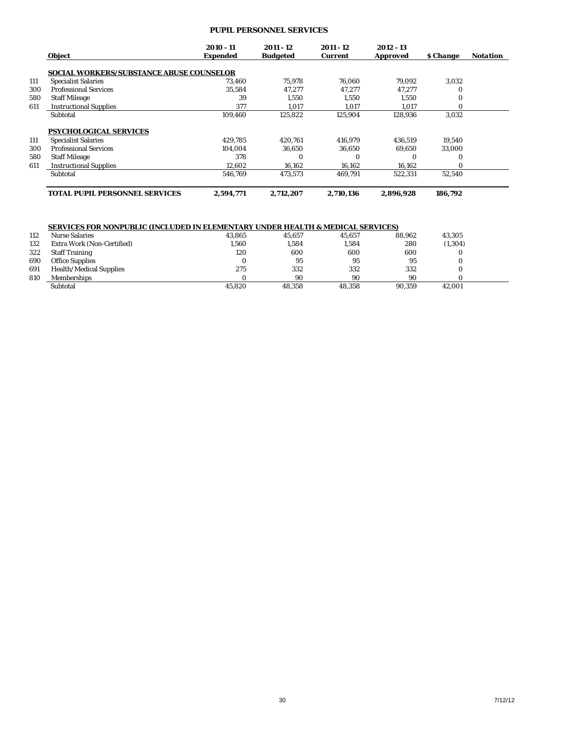# PUPIL PERSONNEL SERVICES

| | Object | 2010 - 11 Expended | 2011 - 12 Budgeted | 2011 - 12 Current | 2012 - 13 Approved | $ Change | Notation |
|---|---|---|---|---|---|---|---|
| | **SOCIAL WORKERS/SUBSTANCE ABUSE COUNSELOR** | | | | | | |
| 111 | Specialist Salaries | 73,460 | 75,978 | 76,060 | 79,092 | 3,032 | |
| 300 | Professional Services | 35,584 | 47,277 | 47,277 | 47,277 | 0 | |
| 580 | Staff Mileage | 39 | 1,550 | 1,550 | 1,550 | 0 | |
| 611 | Instructional Supplies | 377 | 1,017 | 1,017 | 1,017 | 0 | |
| | Subtotal | 109,460 | 125,822 | 125,904 | 128,936 | 3,032 | |
| | **PSYCHOLOGICAL SERVICES** | | | | | | |
| 111 | Specialist Salaries | 429,785 | 420,761 | 416,979 | 436,519 | 19,540 | |
| 300 | Professional Services | 104,004 | 36,650 | 36,650 | 69,650 | 33,000 | |
| 580 | Staff Mileage | 378 | 0 | 0 | 0 | 0 | |
| 611 | Instructional Supplies | 12,602 | 16,162 | 16,162 | 16,162 | 0 | |
| | Subtotal | 546,769 | 473,573 | 469,791 | 522,331 | 52,540 | |
| | **TOTAL PUPIL PERSONNEL SERVICES** | **2,594,771** | **2,712,207** | **2,710,136** | **2,896,928** | **186,792** | |

| | SERVICES FOR NONPUBLIC (INCLUDED IN ELEMENTARY UNDER HEALTH & MEDICAL SERVICES) | 2010 - 11 Expended | 2011 - 12 Budgeted | 2011 - 12 Current | 2012 - 13 Approved | $ Change | Notation |
|---|---|---|---|---|---|---|---|
| 112 | Nurse Salaries | 43,865 | 45,657 | 45,657 | 88,962 | 43,305 | |
| 132 | Extra Work (Non-Certified) | 1,560 | 1,584 | 1,584 | 280 | (1,304) | |
| 322 | Staff Training | 120 | 600 | 600 | 600 | 0 | |
| 690 | Office Supplies | 0 | 95 | 95 | 95 | 0 | |
| 691 | Health/Medical Supplies | 275 | 332 | 332 | 332 | 0 | |
| 810 | Memberships | 0 | 90 | 90 | 90 | 0 | |
| | Subtotal | 45,820 | 48,358 | 48,358 | 90,359 | 42,001 | |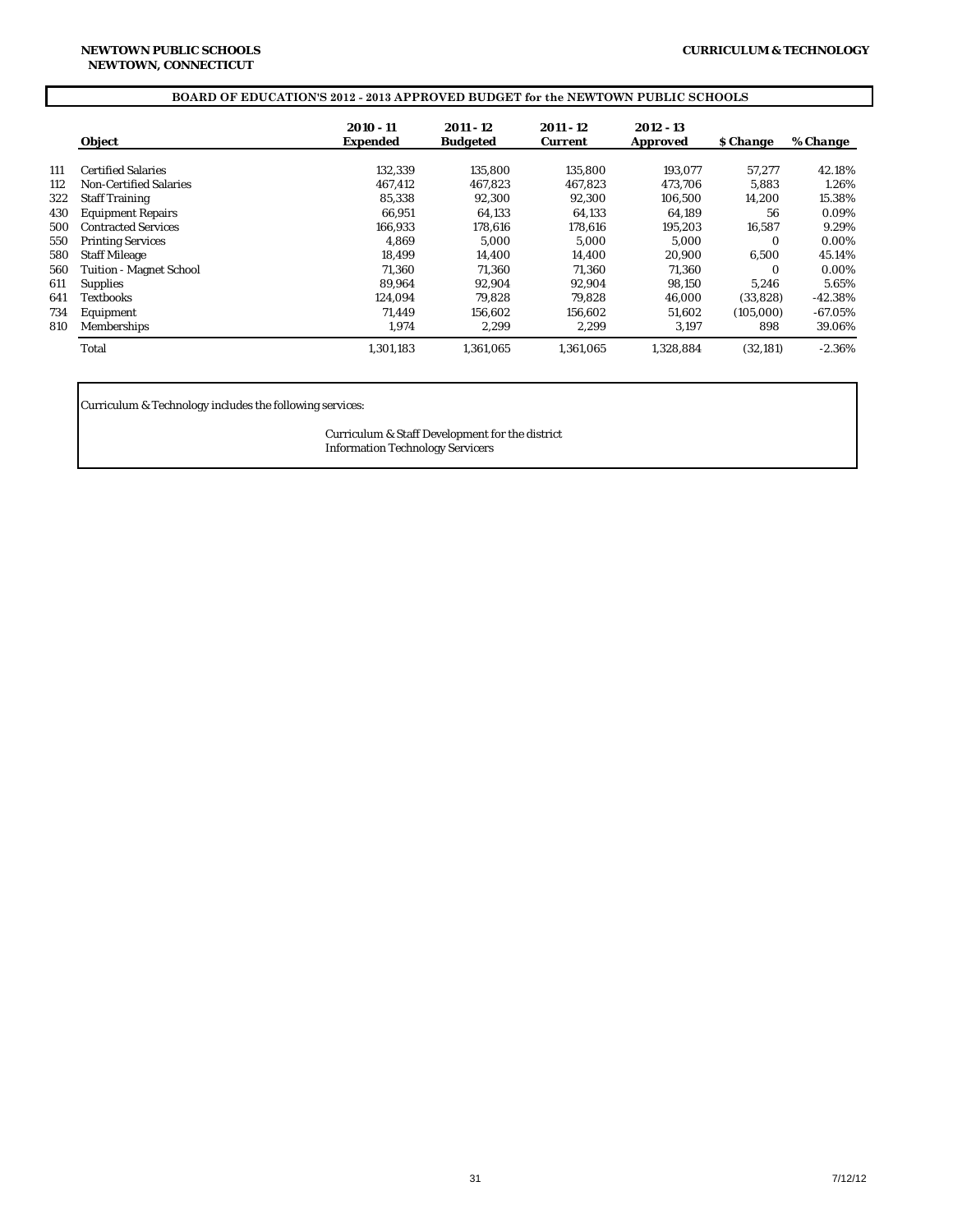NEWTOWN PUBLIC SCHOOLS
NEWTOWN, CONNECTICUT

CURRICULUM & TECHNOLOGY

## BOARD OF EDUCATION'S 2012 - 2013 APPROVED BUDGET for the NEWTOWN PUBLIC SCHOOLS

| | Object | 2010 - 11 Expended | 2011 - 12 Budgeted | 2011 - 12 Current | 2012 - 13 Approved | $ Change | % Change |
|---|---|---|---|---|---|---|---|
| 111 | Certified Salaries | 132,339 | 135,800 | 135,800 | 193,077 | 57,277 | 42.18% |
| 112 | Non-Certified Salaries | 467,412 | 467,823 | 467,823 | 473,706 | 5,883 | 1.26% |
| 322 | Staff Training | 85,338 | 92,300 | 92,300 | 106,500 | 14,200 | 15.38% |
| 430 | Equipment Repairs | 66,951 | 64,133 | 64,133 | 64,189 | 56 | 0.09% |
| 500 | Contracted Services | 166,933 | 178,616 | 178,616 | 195,203 | 16,587 | 9.29% |
| 550 | Printing Services | 4,869 | 5,000 | 5,000 | 5,000 | 0 | 0.00% |
| 580 | Staff Mileage | 18,499 | 14,400 | 14,400 | 20,900 | 6,500 | 45.14% |
| 560 | Tuition - Magnet School | 71,360 | 71,360 | 71,360 | 71,360 | 0 | 0.00% |
| 611 | Supplies | 89,964 | 92,904 | 92,904 | 98,150 | 5,246 | 5.65% |
| 641 | Textbooks | 124,094 | 79,828 | 79,828 | 46,000 | (33,828) | -42.38% |
| 734 | Equipment | 71,449 | 156,602 | 156,602 | 51,602 | (105,000) | -67.05% |
| 810 | Memberships | 1,974 | 2,299 | 2,299 | 3,197 | 898 | 39.06% |
| | Total | 1,301,183 | 1,361,065 | 1,361,065 | 1,328,884 | (32,181) | -2.36% |

Curriculum & Technology includes the following services:

Curriculum & Staff Development for the district
Information Technology Servicers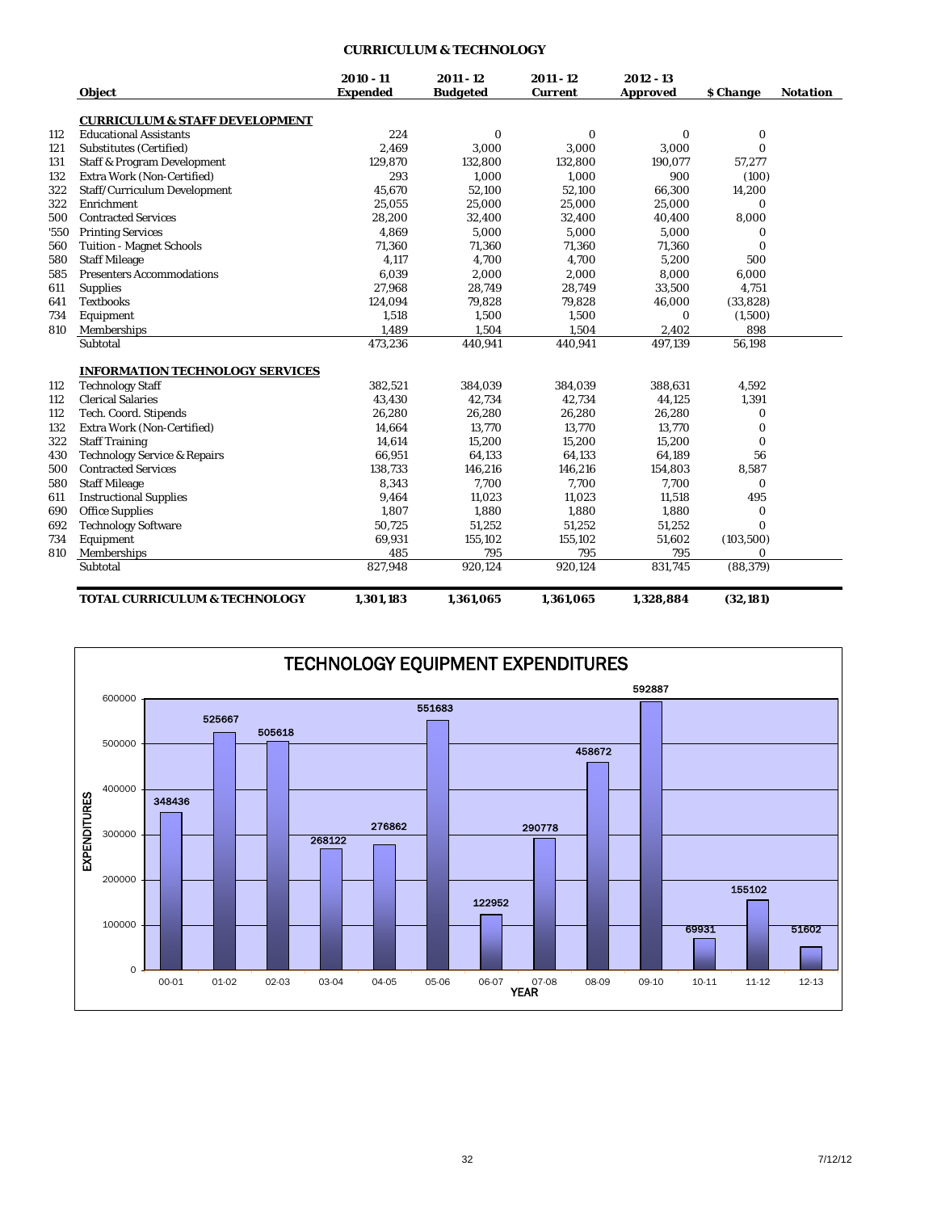# CURRICULUM & TECHNOLOGY

| | Object | 2010 - 11 Expended | 2011 - 12 Budgeted | 2011 - 12 Current | 2012 - 13 Approved | $ Change | Notation |
|---|---|---|---|---|---|---|---|
| | **CURRICULUM & STAFF DEVELOPMENT** | | | | | | |
| 112 | Educational Assistants | 224 | 0 | 0 | 0 | 0 | |
| 121 | Substitutes (Certified) | 2,469 | 3,000 | 3,000 | 3,000 | 0 | |
| 131 | Staff & Program Development | 129,870 | 132,800 | 132,800 | 190,077 | 57,277 | |
| 132 | Extra Work (Non-Certified) | 293 | 1,000 | 1,000 | 900 | (100) | |
| 322 | Staff/Curriculum Development | 45,670 | 52,100 | 52,100 | 66,300 | 14,200 | |
| 322 | Enrichment | 25,055 | 25,000 | 25,000 | 25,000 | 0 | |
| 500 | Contracted Services | 28,200 | 32,400 | 32,400 | 40,400 | 8,000 | |
| '550 | Printing Services | 4,869 | 5,000 | 5,000 | 5,000 | 0 | |
| 560 | Tuition - Magnet Schools | 71,360 | 71,360 | 71,360 | 71,360 | 0 | |
| 580 | Staff Mileage | 4,117 | 4,700 | 4,700 | 5,200 | 500 | |
| 585 | Presenters Accommodations | 6,039 | 2,000 | 2,000 | 8,000 | 6,000 | |
| 611 | Supplies | 27,968 | 28,749 | 28,749 | 33,500 | 4,751 | |
| 641 | Textbooks | 124,094 | 79,828 | 79,828 | 46,000 | (33,828) | |
| 734 | Equipment | 1,518 | 1,500 | 1,500 | 0 | (1,500) | |
| 810 | Memberships | 1,489 | 1,504 | 1,504 | 2,402 | 898 | |
| | Subtotal | 473,236 | 440,941 | 440,941 | 497,139 | 56,198 | |
| | **INFORMATION TECHNOLOGY SERVICES** | | | | | | |
| 112 | Technology Staff | 382,521 | 384,039 | 384,039 | 388,631 | 4,592 | |
| 112 | Clerical Salaries | 43,430 | 42,734 | 42,734 | 44,125 | 1,391 | |
| 112 | Tech. Coord. Stipends | 26,280 | 26,280 | 26,280 | 26,280 | 0 | |
| 132 | Extra Work (Non-Certified) | 14,664 | 13,770 | 13,770 | 13,770 | 0 | |
| 322 | Staff Training | 14,614 | 15,200 | 15,200 | 15,200 | 0 | |
| 430 | Technology Service & Repairs | 66,951 | 64,133 | 64,133 | 64,189 | 56 | |
| 500 | Contracted Services | 138,733 | 146,216 | 146,216 | 154,803 | 8,587 | |
| 580 | Staff Mileage | 8,343 | 7,700 | 7,700 | 7,700 | 0 | |
| 611 | Instructional Supplies | 9,464 | 11,023 | 11,023 | 11,518 | 495 | |
| 690 | Office Supplies | 1,807 | 1,880 | 1,880 | 1,880 | 0 | |
| 692 | Technology Software | 50,725 | 51,252 | 51,252 | 51,252 | 0 | |
| 734 | Equipment | 69,931 | 155,102 | 155,102 | 51,602 | (103,500) | |
| 810 | Memberships | 485 | 795 | 795 | 795 | 0 | |
| | Subtotal | 827,948 | 920,124 | 920,124 | 831,745 | (88,379) | |
| | **TOTAL CURRICULUM & TECHNOLOGY** | **1,301,183** | **1,361,065** | **1,361,065** | **1,328,884** | **(32,181)** | |

## TECHNOLOGY EQUIPMENT EXPENDITURES

| YEAR | EXPENDITURES |
|---|---|
| 00-01 | 348436 |
| 01-02 | 525667 |
| 02-03 | 505618 |
| 03-04 | 268122 |
| 04-05 | 276862 |
| 05-06 | 551683 |
| 06-07 | 122952 |
| 07-08 | 290778 |
| 08-09 | 458672 |
| 09-10 | 592887 |
| 10-11 | 69931 |
| 11-12 | 155102 |
| 12-13 | 51602 |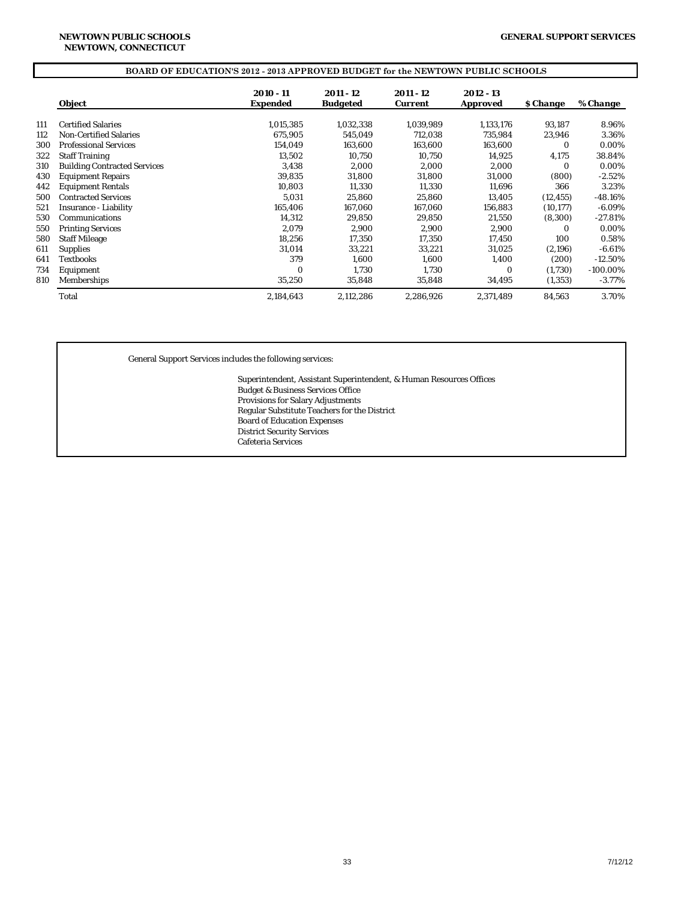NEWTOWN PUBLIC SCHOOLS
NEWTOWN, CONNECTICUT

GENERAL SUPPORT SERVICES

## BOARD OF EDUCATION'S 2012 - 2013 APPROVED BUDGET for the NEWTOWN PUBLIC SCHOOLS

| | Object | 2010 - 11 Expended | 2011 - 12 Budgeted | 2011 - 12 Current | 2012 - 13 Approved | $ Change | % Change |
|---|---|---|---|---|---|---|---|
| 111 | Certified Salaries | 1,015,385 | 1,032,338 | 1,039,989 | 1,133,176 | 93,187 | 8.96% |
| 112 | Non-Certified Salaries | 675,905 | 545,049 | 712,038 | 735,984 | 23,946 | 3.36% |
| 300 | Professional Services | 154,049 | 163,600 | 163,600 | 163,600 | 0 | 0.00% |
| 322 | Staff Training | 13,502 | 10,750 | 10,750 | 14,925 | 4,175 | 38.84% |
| 310 | Building Contracted Services | 3,438 | 2,000 | 2,000 | 2,000 | 0 | 0.00% |
| 430 | Equipment Repairs | 39,835 | 31,800 | 31,800 | 31,000 | (800) | -2.52% |
| 442 | Equipment Rentals | 10,803 | 11,330 | 11,330 | 11,696 | 366 | 3.23% |
| 500 | Contracted Services | 5,031 | 25,860 | 25,860 | 13,405 | (12,455) | -48.16% |
| 521 | Insurance - Liability | 165,406 | 167,060 | 167,060 | 156,883 | (10,177) | -6.09% |
| 530 | Communications | 14,312 | 29,850 | 29,850 | 21,550 | (8,300) | -27.81% |
| 550 | Printing Services | 2,079 | 2,900 | 2,900 | 2,900 | 0 | 0.00% |
| 580 | Staff Mileage | 18,256 | 17,350 | 17,350 | 17,450 | 100 | 0.58% |
| 611 | Supplies | 31,014 | 33,221 | 33,221 | 31,025 | (2,196) | -6.61% |
| 641 | Textbooks | 379 | 1,600 | 1,600 | 1,400 | (200) | -12.50% |
| 734 | Equipment | 0 | 1,730 | 1,730 | 0 | (1,730) | -100.00% |
| 810 | Memberships | 35,250 | 35,848 | 35,848 | 34,495 | (1,353) | -3.77% |
| | Total | 2,184,643 | 2,112,286 | 2,286,926 | 2,371,489 | 84,563 | 3.70% |

General Support Services includes the following services:

- Superintendent, Assistant Superintendent, & Human Resources Offices
- Budget & Business Services Office
- Provisions for Salary Adjustments
- Regular Substitute Teachers for the District
- Board of Education Expenses
- District Security Services
- Cafeteria Services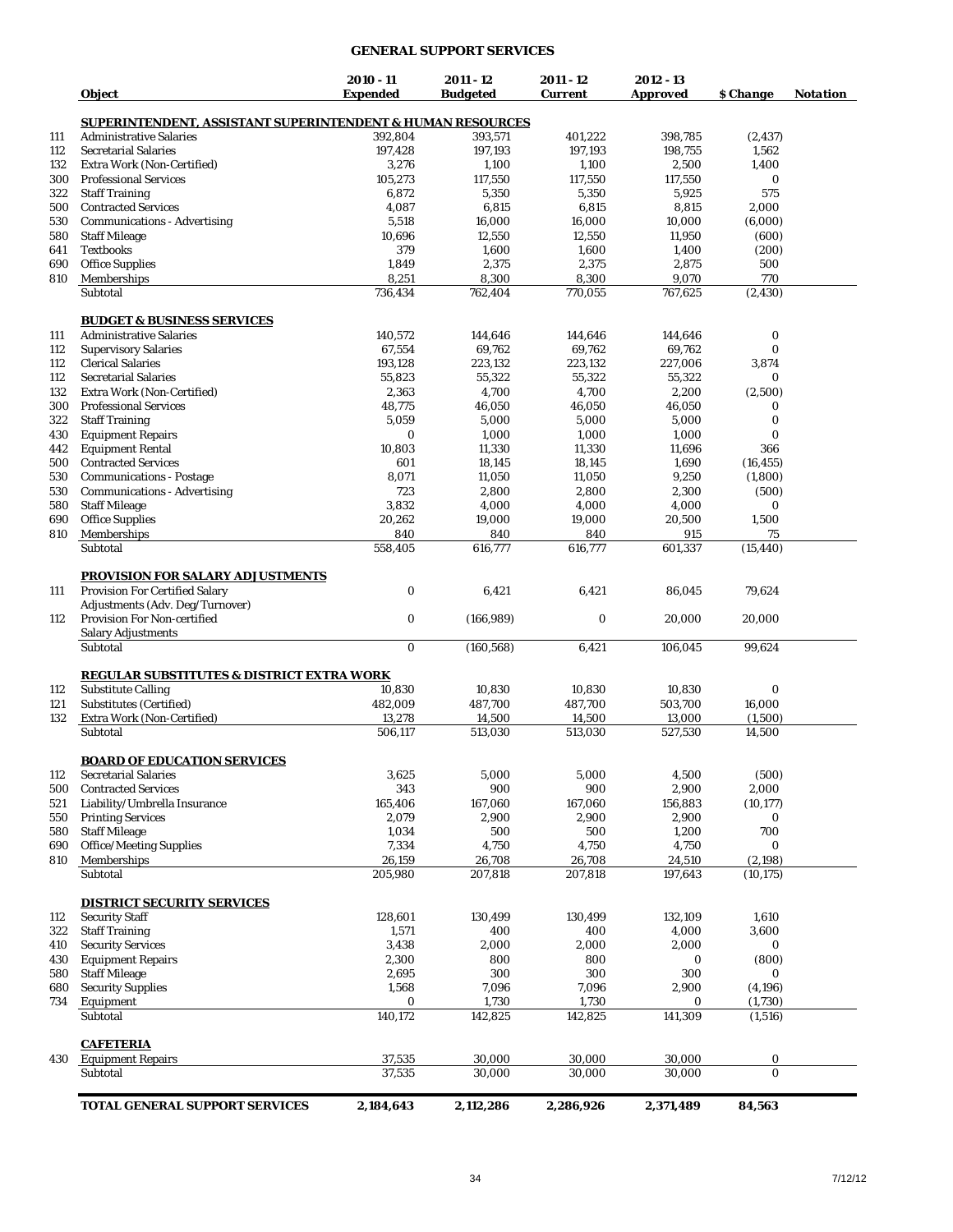## GENERAL SUPPORT SERVICES

| | Object | 2010 - 11 Expended | 2011 - 12 Budgeted | 2011 - 12 Current | 2012 - 13 Approved | $ Change | Notation |
|---|---|---|---|---|---|---|---|
| | **SUPERINTENDENT, ASSISTANT SUPERINTENDENT & HUMAN RESOURCES** | | | | | | |
| 111 | Administrative Salaries | 392,804 | 393,571 | 401,222 | 398,785 | (2,437) | |
| 112 | Secretarial Salaries | 197,428 | 197,193 | 197,193 | 198,755 | 1,562 | |
| 132 | Extra Work (Non-Certified) | 3,276 | 1,100 | 1,100 | 2,500 | 1,400 | |
| 300 | Professional Services | 105,273 | 117,550 | 117,550 | 117,550 | 0 | |
| 322 | Staff Training | 6,872 | 5,350 | 5,350 | 5,925 | 575 | |
| 500 | Contracted Services | 4,087 | 6,815 | 6,815 | 8,815 | 2,000 | |
| 530 | Communications - Advertising | 5,518 | 16,000 | 16,000 | 10,000 | (6,000) | |
| 580 | Staff Mileage | 10,696 | 12,550 | 12,550 | 11,950 | (600) | |
| 641 | Textbooks | 379 | 1,600 | 1,600 | 1,400 | (200) | |
| 690 | Office Supplies | 1,849 | 2,375 | 2,375 | 2,875 | 500 | |
| 810 | Memberships | 8,251 | 8,300 | 8,300 | 9,070 | 770 | |
| | Subtotal | 736,434 | 762,404 | 770,055 | 767,625 | (2,430) | |
| | **BUDGET & BUSINESS SERVICES** | | | | | | |
| 111 | Administrative Salaries | 140,572 | 144,646 | 144,646 | 144,646 | 0 | |
| 112 | Supervisory Salaries | 67,554 | 69,762 | 69,762 | 69,762 | 0 | |
| 112 | Clerical Salaries | 193,128 | 223,132 | 223,132 | 227,006 | 3,874 | |
| 112 | Secretarial Salaries | 55,823 | 55,322 | 55,322 | 55,322 | 0 | |
| 132 | Extra Work (Non-Certified) | 2,363 | 4,700 | 4,700 | 2,200 | (2,500) | |
| 300 | Professional Services | 48,775 | 46,050 | 46,050 | 46,050 | 0 | |
| 322 | Staff Training | 5,059 | 5,000 | 5,000 | 5,000 | 0 | |
| 430 | Equipment Repairs | 0 | 1,000 | 1,000 | 1,000 | 0 | |
| 442 | Equipment Rental | 10,803 | 11,330 | 11,330 | 11,696 | 366 | |
| 500 | Contracted Services | 601 | 18,145 | 18,145 | 1,690 | (16,455) | |
| 530 | Communications - Postage | 8,071 | 11,050 | 11,050 | 9,250 | (1,800) | |
| 530 | Communications - Advertising | 723 | 2,800 | 2,800 | 2,300 | (500) | |
| 580 | Staff Mileage | 3,832 | 4,000 | 4,000 | 4,000 | 0 | |
| 690 | Office Supplies | 20,262 | 19,000 | 19,000 | 20,500 | 1,500 | |
| 810 | Memberships | 840 | 840 | 840 | 915 | 75 | |
| | Subtotal | 558,405 | 616,777 | 616,777 | 601,337 | (15,440) | |
| | **PROVISION FOR SALARY ADJUSTMENTS** | | | | | | |
| 111 | Provision For Certified Salary Adjustments (Adv. Deg/Turnover) | 0 | 6,421 | 6,421 | 86,045 | 79,624 | |
| 112 | Provision For Non-certified Salary Adjustments | 0 | (166,989) | 0 | 20,000 | 20,000 | |
| | Subtotal | 0 | (160,568) | 6,421 | 106,045 | 99,624 | |
| | **REGULAR SUBSTITUTES & DISTRICT EXTRA WORK** | | | | | | |
| 112 | Substitute Calling | 10,830 | 10,830 | 10,830 | 10,830 | 0 | |
| 121 | Substitutes (Certified) | 482,009 | 487,700 | 487,700 | 503,700 | 16,000 | |
| 132 | Extra Work (Non-Certified) | 13,278 | 14,500 | 14,500 | 13,000 | (1,500) | |
| | Subtotal | 506,117 | 513,030 | 513,030 | 527,530 | 14,500 | |
| | **BOARD OF EDUCATION SERVICES** | | | | | | |
| 112 | Secretarial Salaries | 3,625 | 5,000 | 5,000 | 4,500 | (500) | |
| 500 | Contracted Services | 343 | 900 | 900 | 2,900 | 2,000 | |
| 521 | Liability/Umbrella Insurance | 165,406 | 167,060 | 167,060 | 156,883 | (10,177) | |
| 550 | Printing Services | 2,079 | 2,900 | 2,900 | 2,900 | 0 | |
| 580 | Staff Mileage | 1,034 | 500 | 500 | 1,200 | 700 | |
| 690 | Office/Meeting Supplies | 7,334 | 4,750 | 4,750 | 4,750 | 0 | |
| 810 | Memberships | 26,159 | 26,708 | 26,708 | 24,510 | (2,198) | |
| | Subtotal | 205,980 | 207,818 | 207,818 | 197,643 | (10,175) | |
| | **DISTRICT SECURITY SERVICES** | | | | | | |
| 112 | Security Staff | 128,601 | 130,499 | 130,499 | 132,109 | 1,610 | |
| 322 | Staff Training | 1,571 | 400 | 400 | 4,000 | 3,600 | |
| 410 | Security Services | 3,438 | 2,000 | 2,000 | 2,000 | 0 | |
| 430 | Equipment Repairs | 2,300 | 800 | 800 | 0 | (800) | |
| 580 | Staff Mileage | 2,695 | 300 | 300 | 300 | 0 | |
| 680 | Security Supplies | 1,568 | 7,096 | 7,096 | 2,900 | (4,196) | |
| 734 | Equipment | 0 | 1,730 | 1,730 | 0 | (1,730) | |
| | Subtotal | 140,172 | 142,825 | 142,825 | 141,309 | (1,516) | |
| | **CAFETERIA** | | | | | | |
| 430 | Equipment Repairs | 37,535 | 30,000 | 30,000 | 30,000 | 0 | |
| | Subtotal | 37,535 | 30,000 | 30,000 | 30,000 | 0 | |
| | **TOTAL GENERAL SUPPORT SERVICES** | **2,184,643** | **2,112,286** | **2,286,926** | **2,371,489** | **84,563** | |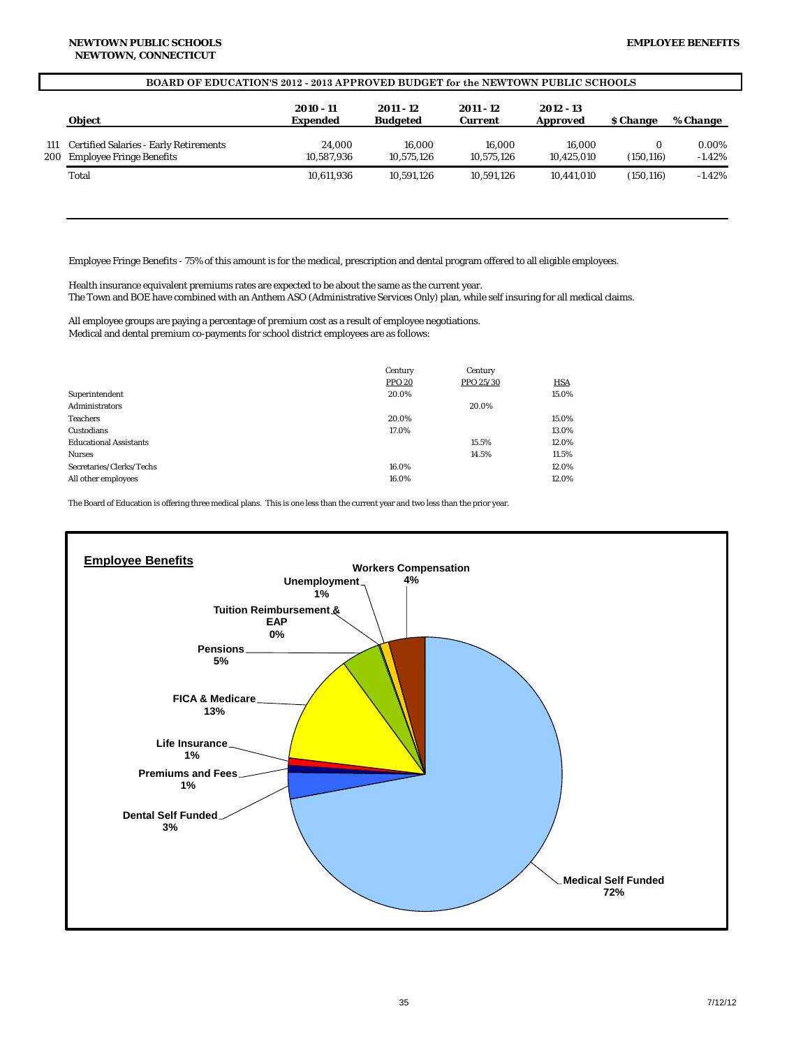**NEWTOWN PUBLIC SCHOOLS**
**NEWTOWN, CONNECTICUT**

**EMPLOYEE BENEFITS**

**BOARD OF EDUCATION'S 2012 - 2013 APPROVED BUDGET for the NEWTOWN PUBLIC SCHOOLS**

| | Object | 2010 - 11 Expended | 2011 - 12 Budgeted | 2011 - 12 Current | 2012 - 13 Approved | $ Change | % Change |
|---|---|---|---|---|---|---|---|
| 111 | Certified Salaries - Early Retirements | 24,000 | 16,000 | 16,000 | 16,000 | 0 | 0.00% |
| 200 | Employee Fringe Benefits | 10,587,936 | 10,575,126 | 10,575,126 | 10,425,010 | (150,116) | -1.42% |
| | Total | 10,611,936 | 10,591,126 | 10,591,126 | 10,441,010 | (150,116) | -1.42% |

Employee Fringe Benefits - 75% of this amount is for the medical, prescription and dental program offered to all eligible employees.

Health insurance equivalent premiums rates are expected to be about the same as the current year.
The Town and BOE have combined with an Anthem ASO (Administrative Services Only) plan, while self insuring for all medical claims.

All employee groups are paying a percentage of premium cost as a result of employee negotiations.
Medical and dental premium co-payments for school district employees are as follows:

| | Century PPO 20 | Century PPO 25/30 | HSA |
|---|---|---|---|
| Superintendent | 20.0% | | 15.0% |
| Administrators | | 20.0% | |
| Teachers | 20.0% | | 15.0% |
| Custodians | 17.0% | | 13.0% |
| Educational Assistants | | 15.5% | 12.0% |
| Nurses | | 14.5% | 11.5% |
| Secretaries/Clerks/Techs | 16.0% | | 12.0% |
| All other employees | 16.0% | | 12.0% |

The Board of Education is offering three medical plans. This is one less than the current year and two less than the prior year.

**Employee Benefits**

| Category | Percent |
|---|---|
| Medical Self Funded | 72% |
| Dental Self Funded | 3% |
| Premiums and Fees | 1% |
| Life Insurance | 1% |
| FICA & Medicare | 13% |
| Pensions | 5% |
| Tuition Reimbursement & EAP | 0% |
| Unemployment | 1% |
| Workers Compensation | 4% |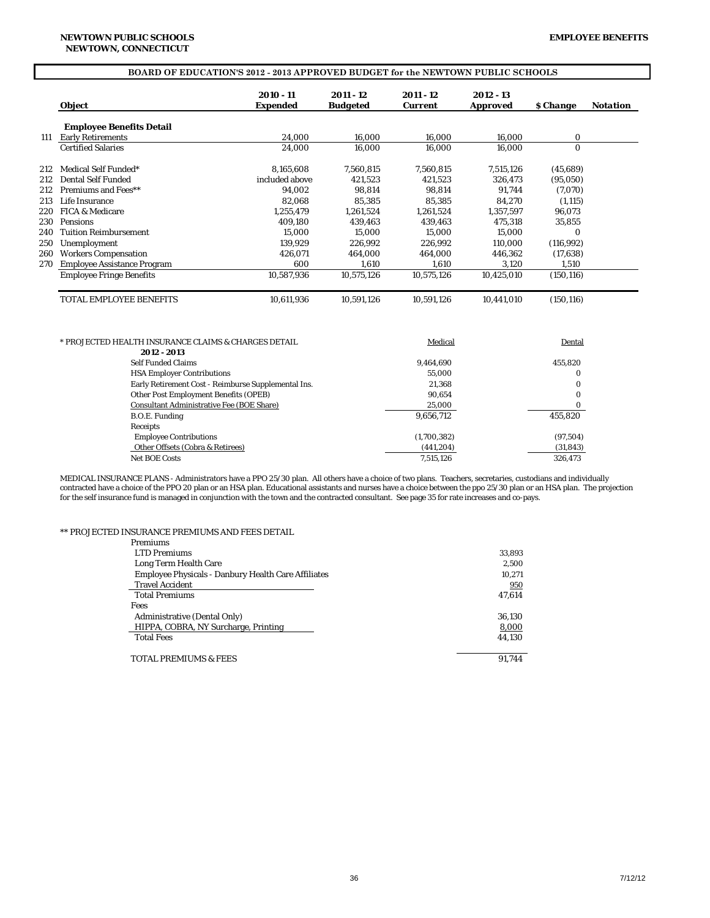**NEWTOWN PUBLIC SCHOOLS**
**NEWTOWN, CONNECTICUT**

**EMPLOYEE BENEFITS**

## BOARD OF EDUCATION'S 2012 - 2013 APPROVED BUDGET for the NEWTOWN PUBLIC SCHOOLS

| | Object | 2010 - 11 Expended | 2011 - 12 Budgeted | 2011 - 12 Current | 2012 - 13 Approved | $ Change | Notation |
|---|---|---|---|---|---|---|---|
| | **Employee Benefits Detail** | | | | | | |
| 111 | Early Retirements | 24,000 | 16,000 | 16,000 | 16,000 | 0 | |
| | Certified Salaries | 24,000 | 16,000 | 16,000 | 16,000 | 0 | |
| 212 | Medical Self Funded* | 8,165,608 | 7,560,815 | 7,560,815 | 7,515,126 | (45,689) | |
| 212 | Dental Self Funded | included above | 421,523 | 421,523 | 326,473 | (95,050) | |
| 212 | Premiums and Fees** | 94,002 | 98,814 | 98,814 | 91,744 | (7,070) | |
| 213 | Life Insurance | 82,068 | 85,385 | 85,385 | 84,270 | (1,115) | |
| 220 | FICA & Medicare | 1,255,479 | 1,261,524 | 1,261,524 | 1,357,597 | 96,073 | |
| 230 | Pensions | 409,180 | 439,463 | 439,463 | 475,318 | 35,855 | |
| 240 | Tuition Reimbursement | 15,000 | 15,000 | 15,000 | 15,000 | 0 | |
| 250 | Unemployment | 139,929 | 226,992 | 226,992 | 110,000 | (116,992) | |
| 260 | Workers Compensation | 426,071 | 464,000 | 464,000 | 446,362 | (17,638) | |
| 270 | Employee Assistance Program | 600 | 1,610 | 1,610 | 3,120 | 1,510 | |
| | Employee Fringe Benefits | 10,587,936 | 10,575,126 | 10,575,126 | 10,425,010 | (150,116) | |
| | TOTAL EMPLOYEE BENEFITS | 10,611,936 | 10,591,126 | 10,591,126 | 10,441,010 | (150,116) | |

| * PROJECTED HEALTH INSURANCE CLAIMS & CHARGES DETAIL 2012 - 2013 | Medical | Dental |
|---|---|---|
| Self Funded Claims | 9,464,690 | 455,820 |
| HSA Employer Contributions | 55,000 | 0 |
| Early Retirement Cost - Reimburse Supplemental Ins. | 21,368 | 0 |
| Other Post Employment Benefits (OPEB) | 90,654 | 0 |
| Consultant Administrative Fee (BOE Share) | 25,000 | 0 |
| B.O.E. Funding | 9,656,712 | 455,820 |
| Receipts | | |
| Employee Contributions | (1,700,382) | (97,504) |
| Other Offsets (Cobra & Retirees) | (441,204) | (31,843) |
| Net BOE Costs | 7,515,126 | 326,473 |

MEDICAL INSURANCE PLANS - Administrators have a PPO 25/30 plan. All others have a choice of two plans. Teachers, secretaries, custodians and individually contracted have a choice of the PPO 20 plan or an HSA plan. Educational assistants and nurses have a choice between the ppo 25/30 plan or an HSA plan. The projection for the self insurance fund is managed in conjunction with the town and the contracted consultant. See page 35 for rate increases and co-pays.

| ** PROJECTED INSURANCE PREMIUMS AND FEES DETAIL | |
|---|---|
| Premiums | |
| LTD Premiums | 33,893 |
| Long Term Health Care | 2,500 |
| Employee Physicals - Danbury Health Care Affiliates | 10,271 |
| Travel Accident | 950 |
| Total Premiums | 47,614 |
| Fees | |
| Administrative (Dental Only) | 36,130 |
| HIPPA, COBRA, NY Surcharge, Printing | 8,000 |
| Total Fees | 44,130 |
| TOTAL PREMIUMS & FEES | 91,744 |

7/12/12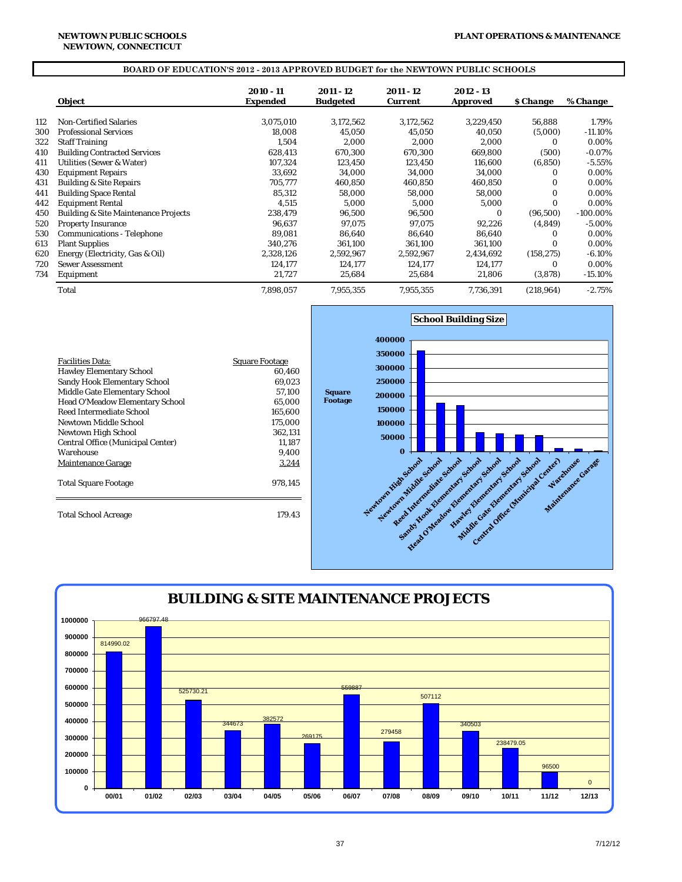NEWTOWN PUBLIC SCHOOLS
NEWTOWN, CONNECTICUT

PLANT OPERATIONS & MAINTENANCE

**BOARD OF EDUCATION'S 2012 - 2013 APPROVED BUDGET for the NEWTOWN PUBLIC SCHOOLS**

| | Object | 2010 - 11 Expended | 2011 - 12 Budgeted | 2011 - 12 Current | 2012 - 13 Approved | $ Change | % Change |
|---|---|---|---|---|---|---|---|
| 112 | Non-Certified Salaries | 3,075,010 | 3,172,562 | 3,172,562 | 3,229,450 | 56,888 | 1.79% |
| 300 | Professional Services | 18,008 | 45,050 | 45,050 | 40,050 | (5,000) | -11.10% |
| 322 | Staff Training | 1,504 | 2,000 | 2,000 | 2,000 | 0 | 0.00% |
| 410 | Building Contracted Services | 628,413 | 670,300 | 670,300 | 669,800 | (500) | -0.07% |
| 411 | Utilities (Sewer & Water) | 107,324 | 123,450 | 123,450 | 116,600 | (6,850) | -5.55% |
| 430 | Equipment Repairs | 33,692 | 34,000 | 34,000 | 34,000 | 0 | 0.00% |
| 431 | Building & Site Repairs | 705,777 | 460,850 | 460,850 | 460,850 | 0 | 0.00% |
| 441 | Building Space Rental | 85,312 | 58,000 | 58,000 | 58,000 | 0 | 0.00% |
| 442 | Equipment Rental | 4,515 | 5,000 | 5,000 | 5,000 | 0 | 0.00% |
| 450 | Building & Site Maintenance Projects | 238,479 | 96,500 | 96,500 | 0 | (96,500) | -100.00% |
| 520 | Property Insurance | 96,637 | 97,075 | 97,075 | 92,226 | (4,849) | -5.00% |
| 530 | Communications - Telephone | 89,081 | 86,640 | 86,640 | 86,640 | 0 | 0.00% |
| 613 | Plant Supplies | 340,276 | 361,100 | 361,100 | 361,100 | 0 | 0.00% |
| 620 | Energy (Electricity, Gas & Oil) | 2,328,126 | 2,592,967 | 2,592,967 | 2,434,692 | (158,275) | -6.10% |
| 720 | Sewer Assessment | 124,177 | 124,177 | 124,177 | 124,177 | 0 | 0.00% |
| 734 | Equipment | 21,727 | 25,684 | 25,684 | 21,806 | (3,878) | -15.10% |
| | Total | 7,898,057 | 7,955,355 | 7,955,355 | 7,736,391 | (218,964) | -2.75% |

| Facilities Data: | Square Footage |
|---|---|
| Hawley Elementary School | 60,460 |
| Sandy Hook Elementary School | 69,023 |
| Middle Gate Elementary School | 57,100 |
| Head O'Meadow Elementary School | 65,000 |
| Reed Intermediate School | 165,600 |
| Newtown Middle School | 175,000 |
| Newtown High School | 362,131 |
| Central Office (Municipal Center) | 11,187 |
| Warehouse | 9,400 |
| Maintenance Garage | 3,244 |
| Total Square Footage | 978,145 |
| Total School Acreage | 179.43 |

**School Building Size**

| Building | Square Footage |
|---|---|
| Newtown High School | 362,131 |
| Newtown Middle School | 175,000 |
| Reed Intermediate School | 165,600 |
| Sandy Hook Elementary School | 69,023 |
| Head O'Meadow Elementary School | 65,000 |
| Hawley Elementary School | 60,460 |
| Middle Gate Elementary School | 57,100 |
| Central Office (Municipal Center) | 11,187 |
| Warehouse | 9,400 |
| Maintenance Garage | 3,244 |

## BUILDING & SITE MAINTENANCE PROJECTS

| Year | Amount |
|---|---|
| 00/01 | 814990.02 |
| 01/02 | 966797.48 |
| 02/03 | 525730.21 |
| 03/04 | 344673 |
| 04/05 | 382572 |
| 05/06 | 269175 |
| 06/07 | 559887 |
| 07/08 | 279458 |
| 08/09 | 507112 |
| 09/10 | 340503 |
| 10/11 | 238479.05 |
| 11/12 | 96500 |
| 12/13 | 0 |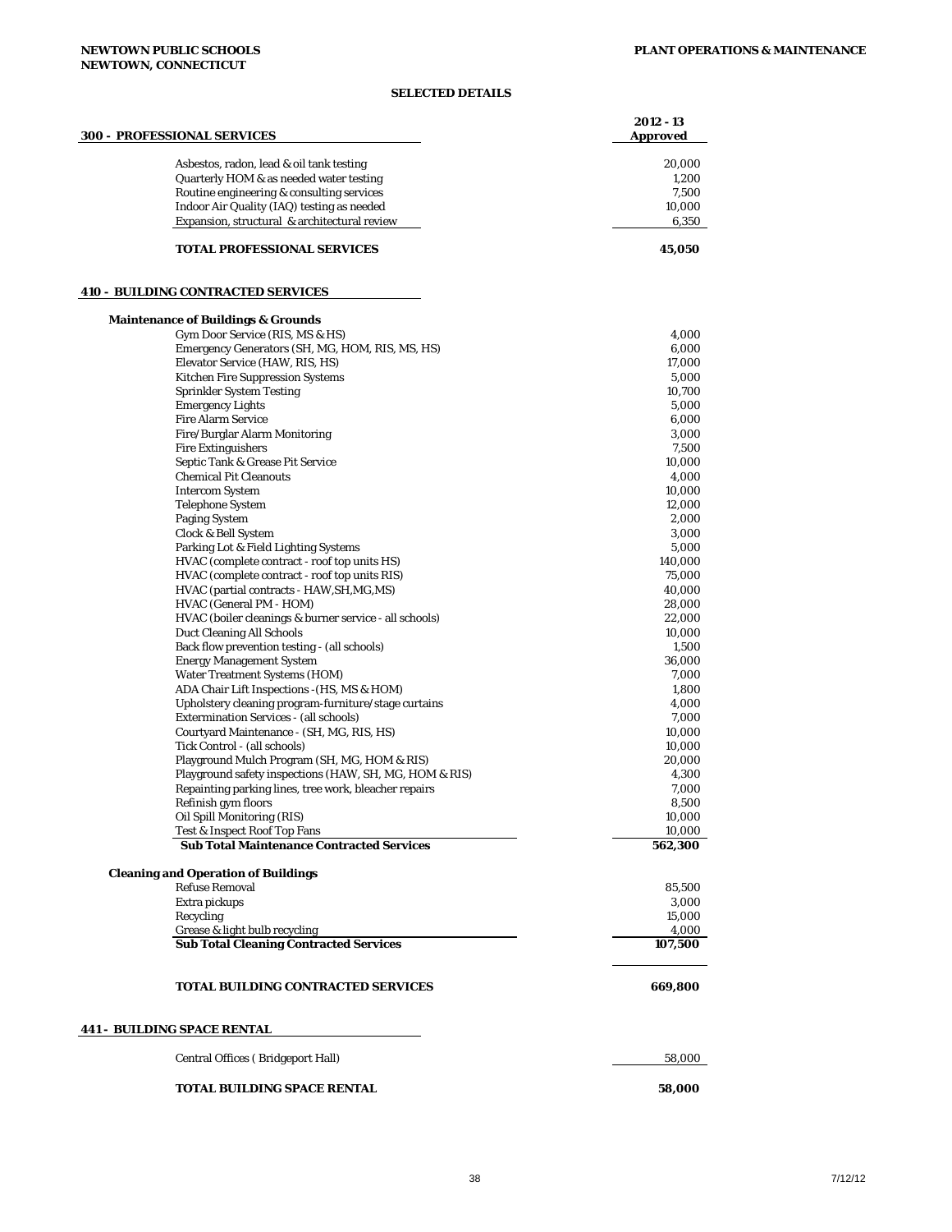**NEWTOWN PUBLIC SCHOOLS**
**NEWTOWN, CONNECTICUT**

**PLANT OPERATIONS & MAINTENANCE**

**SELECTED DETAILS**

| 300 - PROFESSIONAL SERVICES | 2012 - 13 Approved |
|---|---|
| Asbestos, radon, lead & oil tank testing | 20,000 |
| Quarterly HOM & as needed water testing | 1,200 |
| Routine engineering & consulting services | 7,500 |
| Indoor Air Quality (IAQ) testing as needed | 10,000 |
| Expansion, structural & architectural review | 6,350 |
| **TOTAL PROFESSIONAL SERVICES** | **45,050** |

| 410 - BUILDING CONTRACTED SERVICES | |
|---|---|
| **Maintenance of Buildings & Grounds** | |
| Gym Door Service (RIS, MS & HS) | 4,000 |
| Emergency Generators (SH, MG, HOM, RIS, MS, HS) | 6,000 |
| Elevator Service (HAW, RIS, HS) | 17,000 |
| Kitchen Fire Suppression Systems | 5,000 |
| Sprinkler System Testing | 10,700 |
| Emergency Lights | 5,000 |
| Fire Alarm Service | 6,000 |
| Fire/Burglar Alarm Monitoring | 3,000 |
| Fire Extinguishers | 7,500 |
| Septic Tank & Grease Pit Service | 10,000 |
| Chemical Pit Cleanouts | 4,000 |
| Intercom System | 10,000 |
| Telephone System | 12,000 |
| Paging System | 2,000 |
| Clock & Bell System | 3,000 |
| Parking Lot & Field Lighting Systems | 5,000 |
| HVAC (complete contract - roof top units HS) | 140,000 |
| HVAC (complete contract - roof top units RIS) | 75,000 |
| HVAC (partial contracts - HAW,SH,MG,MS) | 40,000 |
| HVAC (General PM - HOM) | 28,000 |
| HVAC (boiler cleanings & burner service - all schools) | 22,000 |
| Duct Cleaning All Schools | 10,000 |
| Back flow prevention testing - (all schools) | 1,500 |
| Energy Management System | 36,000 |
| Water Treatment Systems (HOM) | 7,000 |
| ADA Chair Lift Inspections -(HS, MS & HOM) | 1,800 |
| Upholstery cleaning program-furniture/stage curtains | 4,000 |
| Extermination Services - (all schools) | 7,000 |
| Courtyard Maintenance - (SH, MG, RIS, HS) | 10,000 |
| Tick Control - (all schools) | 10,000 |
| Playground Mulch Program (SH, MG, HOM & RIS) | 20,000 |
| Playground safety inspections (HAW, SH, MG, HOM & RIS) | 4,300 |
| Repainting parking lines, tree work, bleacher repairs | 7,000 |
| Refinish gym floors | 8,500 |
| Oil Spill Monitoring (RIS) | 10,000 |
| Test & Inspect Roof Top Fans | 10,000 |
| **Sub Total Maintenance Contracted Services** | **562,300** |
| **Cleaning and Operation of Buildings** | |
| Refuse Removal | 85,500 |
| Extra pickups | 3,000 |
| Recycling | 15,000 |
| Grease & light bulb recycling | 4,000 |
| **Sub Total Cleaning Contracted Services** | **107,500** |
| **TOTAL BUILDING CONTRACTED SERVICES** | **669,800** |

| 441 - BUILDING SPACE RENTAL | |
|---|---|
| Central Offices ( Bridgeport Hall) | 58,000 |
| **TOTAL BUILDING SPACE RENTAL** | **58,000** |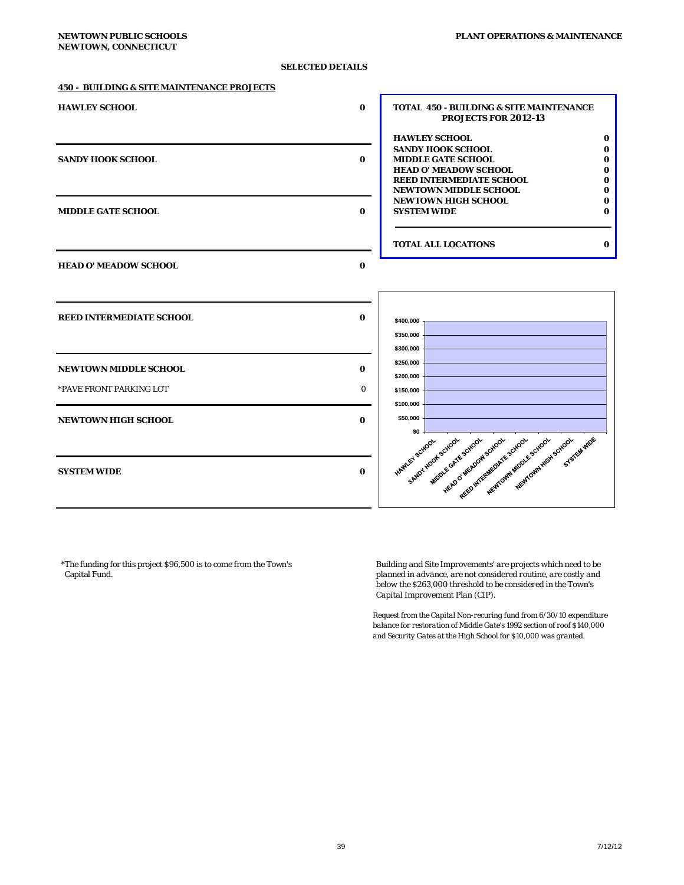**SELECTED DETAILS**

## 450 - BUILDING & SITE MAINTENANCE PROJECTS

| | |
|---|---|
| **HAWLEY SCHOOL** | **0** |
| **SANDY HOOK SCHOOL** | **0** |
| **MIDDLE GATE SCHOOL** | **0** |
| **HEAD O' MEADOW SCHOOL** | **0** |
| **REED INTERMEDIATE SCHOOL** | **0** |
| **NEWTOWN MIDDLE SCHOOL** | **0** |
| *PAVE FRONT PARKING LOT | 0 |
| **NEWTOWN HIGH SCHOOL** | **0** |
| **SYSTEM WIDE** | **0** |

### TOTAL 450 - BUILDING & SITE MAINTENANCE PROJECTS FOR 2012-13

| | |
|---|---|
| **HAWLEY SCHOOL** | **0** |
| **SANDY HOOK SCHOOL** | **0** |
| **MIDDLE GATE SCHOOL** | **0** |
| **HEAD O' MEADOW SCHOOL** | **0** |
| **REED INTERMEDIATE SCHOOL** | **0** |
| **NEWTOWN MIDDLE SCHOOL** | **0** |
| **NEWTOWN HIGH SCHOOL** | **0** |
| **SYSTEM WIDE** | **0** |
| **TOTAL ALL LOCATIONS** | **0** |

*The funding for this project $96,500 is to come from the Town's Capital Fund.

*Building and Site Improvements' are projects which need to be planned in advance, are not considered routine, are costly and below the $263,000 threshold to be considered in the Town's Capital Improvement Plan (CIP).*

*Request from the Capital Non-recuring fund from 6/30/10 expenditure balance for restoration of Middle Gate's 1992 section of roof $140,000 and Security Gates at the High School for $10,000 was granted.*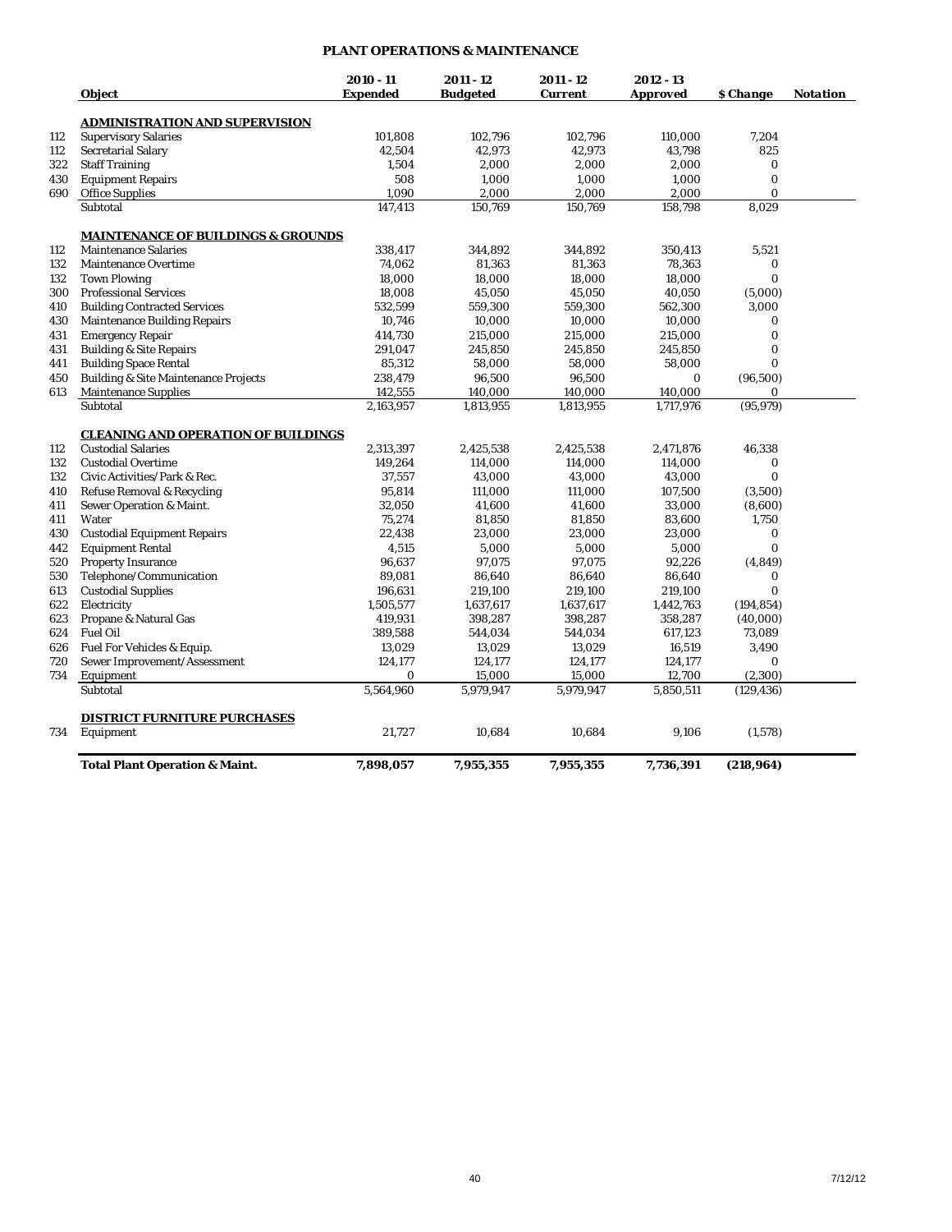# PLANT OPERATIONS & MAINTENANCE

| | Object | 2010 - 11 Expended | 2011 - 12 Budgeted | 2011 - 12 Current | 2012 - 13 Approved | $ Change | Notation |
|---|---|---|---|---|---|---|---|
| | **ADMINISTRATION AND SUPERVISION** | | | | | | |
| 112 | Supervisory Salaries | 101,808 | 102,796 | 102,796 | 110,000 | 7,204 | |
| 112 | Secretarial Salary | 42,504 | 42,973 | 42,973 | 43,798 | 825 | |
| 322 | Staff Training | 1,504 | 2,000 | 2,000 | 2,000 | 0 | |
| 430 | Equipment Repairs | 508 | 1,000 | 1,000 | 1,000 | 0 | |
| 690 | Office Supplies | 1,090 | 2,000 | 2,000 | 2,000 | 0 | |
| | Subtotal | 147,413 | 150,769 | 150,769 | 158,798 | 8,029 | |
| | **MAINTENANCE OF BUILDINGS & GROUNDS** | | | | | | |
| 112 | Maintenance Salaries | 338,417 | 344,892 | 344,892 | 350,413 | 5,521 | |
| 132 | Maintenance Overtime | 74,062 | 81,363 | 81,363 | 78,363 | 0 | |
| 132 | Town Plowing | 18,000 | 18,000 | 18,000 | 18,000 | 0 | |
| 300 | Professional Services | 18,008 | 45,050 | 45,050 | 40,050 | (5,000) | |
| 410 | Building Contracted Services | 532,599 | 559,300 | 559,300 | 562,300 | 3,000 | |
| 430 | Maintenance Building Repairs | 10,746 | 10,000 | 10,000 | 10,000 | 0 | |
| 431 | Emergency Repair | 414,730 | 215,000 | 215,000 | 215,000 | 0 | |
| 431 | Building & Site Repairs | 291,047 | 245,850 | 245,850 | 245,850 | 0 | |
| 441 | Building Space Rental | 85,312 | 58,000 | 58,000 | 58,000 | 0 | |
| 450 | Building & Site Maintenance Projects | 238,479 | 96,500 | 96,500 | 0 | (96,500) | |
| 613 | Maintenance Supplies | 142,555 | 140,000 | 140,000 | 140,000 | 0 | |
| | Subtotal | 2,163,957 | 1,813,955 | 1,813,955 | 1,717,976 | (95,979) | |
| | **CLEANING AND OPERATION OF BUILDINGS** | | | | | | |
| 112 | Custodial Salaries | 2,313,397 | 2,425,538 | 2,425,538 | 2,471,876 | 46,338 | |
| 132 | Custodial Overtime | 149,264 | 114,000 | 114,000 | 114,000 | 0 | |
| 132 | Civic Activities/Park & Rec. | 37,557 | 43,000 | 43,000 | 43,000 | 0 | |
| 410 | Refuse Removal & Recycling | 95,814 | 111,000 | 111,000 | 107,500 | (3,500) | |
| 411 | Sewer Operation & Maint. | 32,050 | 41,600 | 41,600 | 33,000 | (8,600) | |
| 411 | Water | 75,274 | 81,850 | 81,850 | 83,600 | 1,750 | |
| 430 | Custodial Equipment Repairs | 22,438 | 23,000 | 23,000 | 23,000 | 0 | |
| 442 | Equipment Rental | 4,515 | 5,000 | 5,000 | 5,000 | 0 | |
| 520 | Property Insurance | 96,637 | 97,075 | 97,075 | 92,226 | (4,849) | |
| 530 | Telephone/Communication | 89,081 | 86,640 | 86,640 | 86,640 | 0 | |
| 613 | Custodial Supplies | 196,631 | 219,100 | 219,100 | 219,100 | 0 | |
| 622 | Electricity | 1,505,577 | 1,637,617 | 1,637,617 | 1,442,763 | (194,854) | |
| 623 | Propane & Natural Gas | 419,931 | 398,287 | 398,287 | 358,287 | (40,000) | |
| 624 | Fuel Oil | 389,588 | 544,034 | 544,034 | 617,123 | 73,089 | |
| 626 | Fuel For Vehicles & Equip. | 13,029 | 13,029 | 13,029 | 16,519 | 3,490 | |
| 720 | Sewer Improvement/Assessment | 124,177 | 124,177 | 124,177 | 124,177 | 0 | |
| 734 | Equipment | 0 | 15,000 | 15,000 | 12,700 | (2,300) | |
| | Subtotal | 5,564,960 | 5,979,947 | 5,979,947 | 5,850,511 | (129,436) | |
| | **DISTRICT FURNITURE PURCHASES** | | | | | | |
| 734 | Equipment | 21,727 | 10,684 | 10,684 | 9,106 | (1,578) | |
| | **Total Plant Operation & Maint.** | **7,898,057** | **7,955,355** | **7,955,355** | **7,736,391** | **(218,964)** | |

7/12/12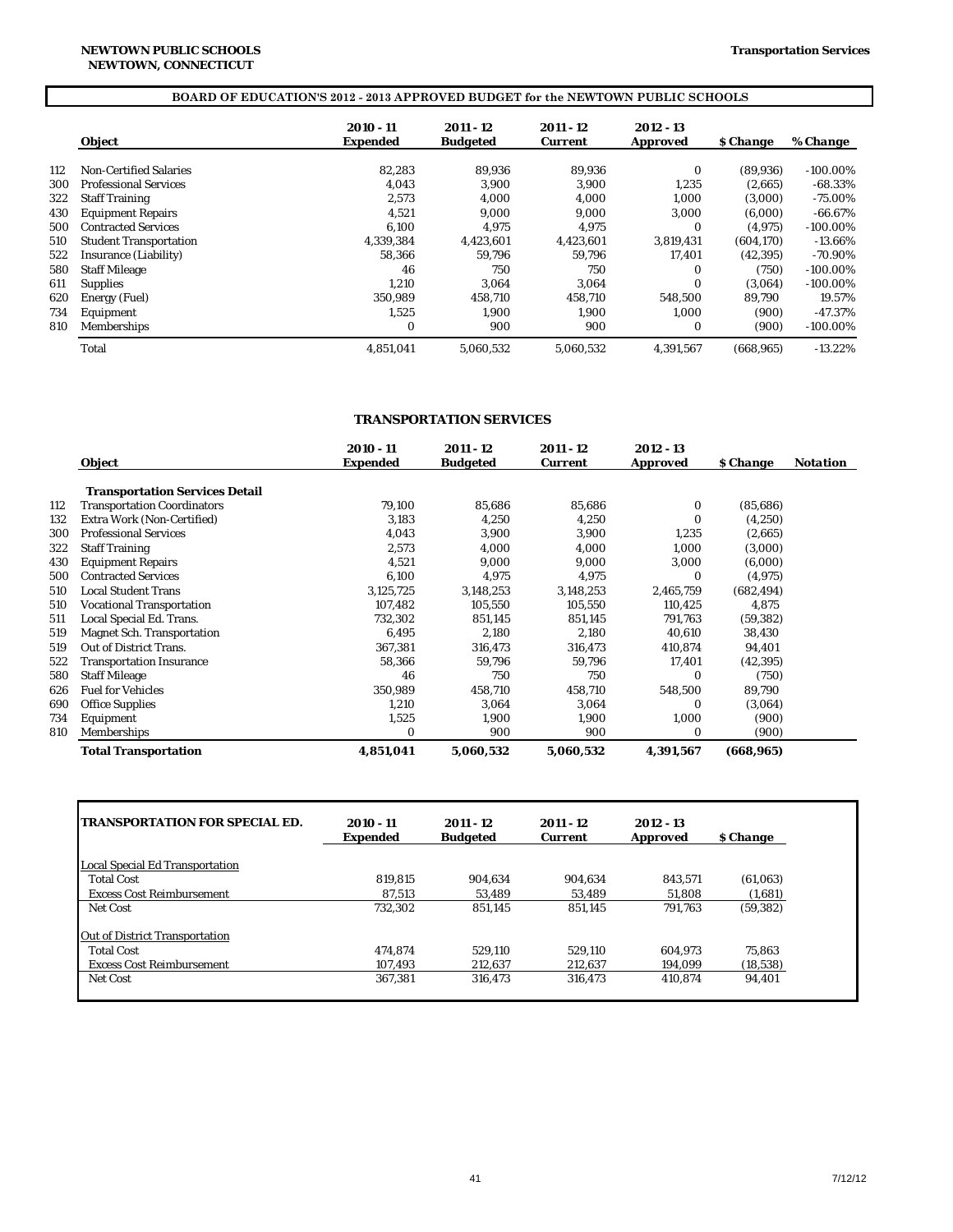**NEWTOWN PUBLIC SCHOOLS**
**NEWTOWN, CONNECTICUT**

**Transportation Services**

**BOARD OF EDUCATION'S 2012 - 2013 APPROVED BUDGET for the NEWTOWN PUBLIC SCHOOLS**

| | Object | 2010 - 11 Expended | 2011 - 12 Budgeted | 2011 - 12 Current | 2012 - 13 Approved | $ Change | % Change |
|---|---|---|---|---|---|---|---|
| 112 | Non-Certified Salaries | 82,283 | 89,936 | 89,936 | 0 | (89,936) | -100.00% |
| 300 | Professional Services | 4,043 | 3,900 | 3,900 | 1,235 | (2,665) | -68.33% |
| 322 | Staff Training | 2,573 | 4,000 | 4,000 | 1,000 | (3,000) | -75.00% |
| 430 | Equipment Repairs | 4,521 | 9,000 | 9,000 | 3,000 | (6,000) | -66.67% |
| 500 | Contracted Services | 6,100 | 4,975 | 4,975 | 0 | (4,975) | -100.00% |
| 510 | Student Transportation | 4,339,384 | 4,423,601 | 4,423,601 | 3,819,431 | (604,170) | -13.66% |
| 522 | Insurance (Liability) | 58,366 | 59,796 | 59,796 | 17,401 | (42,395) | -70.90% |
| 580 | Staff Mileage | 46 | 750 | 750 | 0 | (750) | -100.00% |
| 611 | Supplies | 1,210 | 3,064 | 3,064 | 0 | (3,064) | -100.00% |
| 620 | Energy (Fuel) | 350,989 | 458,710 | 458,710 | 548,500 | 89,790 | 19.57% |
| 734 | Equipment | 1,525 | 1,900 | 1,900 | 1,000 | (900) | -47.37% |
| 810 | Memberships | 0 | 900 | 900 | 0 | (900) | -100.00% |
| | Total | 4,851,041 | 5,060,532 | 5,060,532 | 4,391,567 | (668,965) | -13.22% |

## TRANSPORTATION SERVICES

| | Object | 2010 - 11 Expended | 2011 - 12 Budgeted | 2011 - 12 Current | 2012 - 13 Approved | $ Change | Notation |
|---|---|---|---|---|---|---|---|
| | **Transportation Services Detail** | | | | | | |
| 112 | Transportation Coordinators | 79,100 | 85,686 | 85,686 | 0 | (85,686) | |
| 132 | Extra Work (Non-Certified) | 3,183 | 4,250 | 4,250 | 0 | (4,250) | |
| 300 | Professional Services | 4,043 | 3,900 | 3,900 | 1,235 | (2,665) | |
| 322 | Staff Training | 2,573 | 4,000 | 4,000 | 1,000 | (3,000) | |
| 430 | Equipment Repairs | 4,521 | 9,000 | 9,000 | 3,000 | (6,000) | |
| 500 | Contracted Services | 6,100 | 4,975 | 4,975 | 0 | (4,975) | |
| 510 | Local Student Trans | 3,125,725 | 3,148,253 | 3,148,253 | 2,465,759 | (682,494) | |
| 510 | Vocational Transportation | 107,482 | 105,550 | 105,550 | 110,425 | 4,875 | |
| 511 | Local Special Ed. Trans. | 732,302 | 851,145 | 851,145 | 791,763 | (59,382) | |
| 519 | Magnet Sch. Transportation | 6,495 | 2,180 | 2,180 | 40,610 | 38,430 | |
| 519 | Out of District Trans. | 367,381 | 316,473 | 316,473 | 410,874 | 94,401 | |
| 522 | Transportation Insurance | 58,366 | 59,796 | 59,796 | 17,401 | (42,395) | |
| 580 | Staff Mileage | 46 | 750 | 750 | 0 | (750) | |
| 626 | Fuel for Vehicles | 350,989 | 458,710 | 458,710 | 548,500 | 89,790 | |
| 690 | Office Supplies | 1,210 | 3,064 | 3,064 | 0 | (3,064) | |
| 734 | Equipment | 1,525 | 1,900 | 1,900 | 1,000 | (900) | |
| 810 | Memberships | 0 | 900 | 900 | 0 | (900) | |
| | **Total Transportation** | **4,851,041** | **5,060,532** | **5,060,532** | **4,391,567** | **(668,965)** | |

| TRANSPORTATION FOR SPECIAL ED. | 2010 - 11 Expended | 2011 - 12 Budgeted | 2011 - 12 Current | 2012 - 13 Approved | $ Change |
|---|---|---|---|---|---|
| Local Special Ed Transportation | | | | | |
| Total Cost | 819,815 | 904,634 | 904,634 | 843,571 | (61,063) |
| Excess Cost Reimbursement | 87,513 | 53,489 | 53,489 | 51,808 | (1,681) |
| Net Cost | 732,302 | 851,145 | 851,145 | 791,763 | (59,382) |
| Out of District Transportation | | | | | |
| Total Cost | 474,874 | 529,110 | 529,110 | 604,973 | 75,863 |
| Excess Cost Reimbursement | 107,493 | 212,637 | 212,637 | 194,099 | (18,538) |
| Net Cost | 367,381 | 316,473 | 316,473 | 410,874 | 94,401 |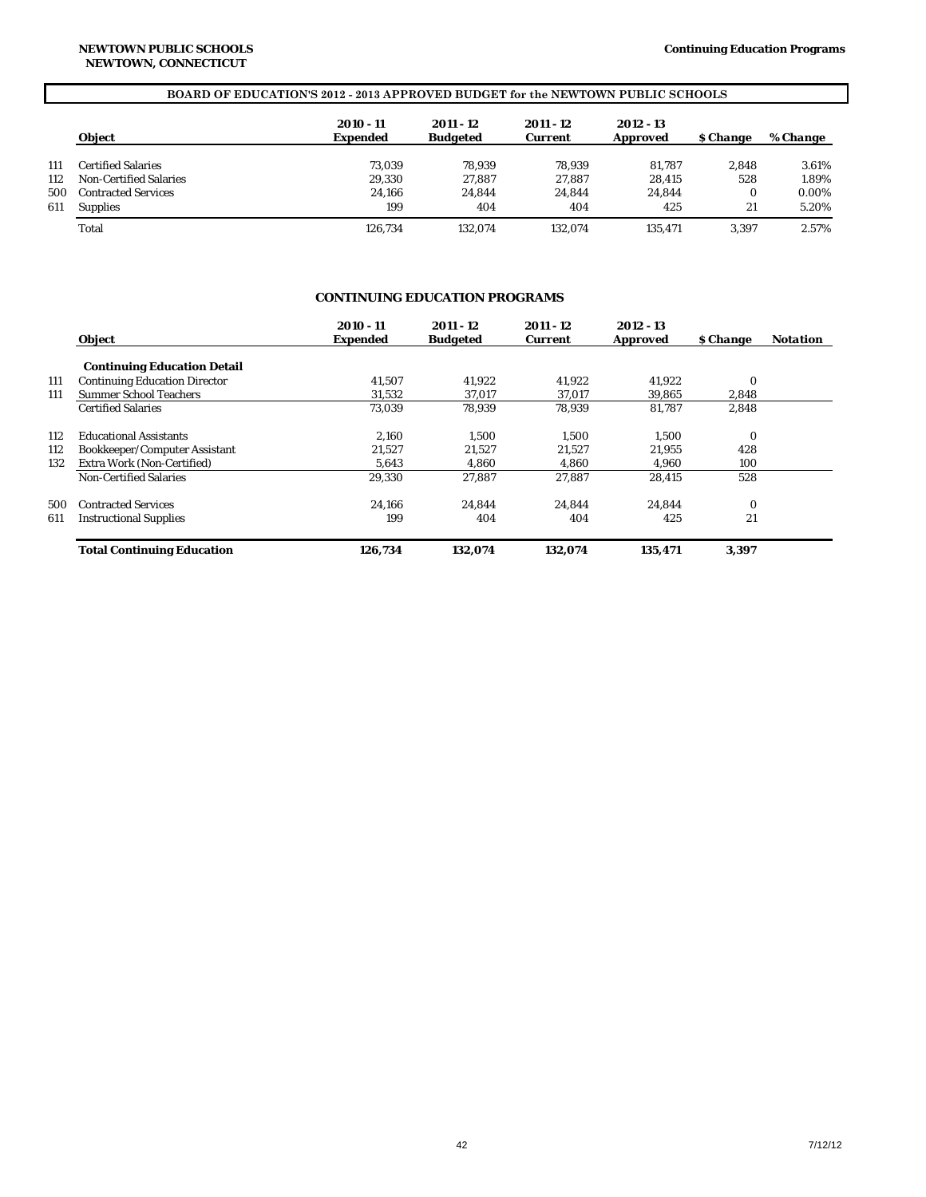**NEWTOWN PUBLIC SCHOOLS**
**NEWTOWN, CONNECTICUT**

**Continuing Education Programs**

**BOARD OF EDUCATION'S 2012 - 2013 APPROVED BUDGET for the NEWTOWN PUBLIC SCHOOLS**

| | Object | 2010 - 11 Expended | 2011 - 12 Budgeted | 2011 - 12 Current | 2012 - 13 Approved | $ Change | % Change |
|---|---|---|---|---|---|---|---|
| 111 | Certified Salaries | 73,039 | 78,939 | 78,939 | 81,787 | 2,848 | 3.61% |
| 112 | Non-Certified Salaries | 29,330 | 27,887 | 27,887 | 28,415 | 528 | 1.89% |
| 500 | Contracted Services | 24,166 | 24,844 | 24,844 | 24,844 | 0 | 0.00% |
| 611 | Supplies | 199 | 404 | 404 | 425 | 21 | 5.20% |
| | Total | 126,734 | 132,074 | 132,074 | 135,471 | 3,397 | 2.57% |

## CONTINUING EDUCATION PROGRAMS

| | Object | 2010 - 11 Expended | 2011 - 12 Budgeted | 2011 - 12 Current | 2012 - 13 Approved | $ Change | Notation |
|---|---|---|---|---|---|---|---|
| | **Continuing Education Detail** | | | | | | |
| 111 | Continuing Education Director | 41,507 | 41,922 | 41,922 | 41,922 | 0 | |
| 111 | Summer School Teachers | 31,532 | 37,017 | 37,017 | 39,865 | 2,848 | |
| | Certified Salaries | 73,039 | 78,939 | 78,939 | 81,787 | 2,848 | |
| 112 | Educational Assistants | 2,160 | 1,500 | 1,500 | 1,500 | 0 | |
| 112 | Bookkeeper/Computer Assistant | 21,527 | 21,527 | 21,527 | 21,955 | 428 | |
| 132 | Extra Work (Non-Certified) | 5,643 | 4,860 | 4,860 | 4,960 | 100 | |
| | Non-Certified Salaries | 29,330 | 27,887 | 27,887 | 28,415 | 528 | |
| 500 | Contracted Services | 24,166 | 24,844 | 24,844 | 24,844 | 0 | |
| 611 | Instructional Supplies | 199 | 404 | 404 | 425 | 21 | |
| | **Total Continuing Education** | **126,734** | **132,074** | **132,074** | **135,471** | **3,397** | |